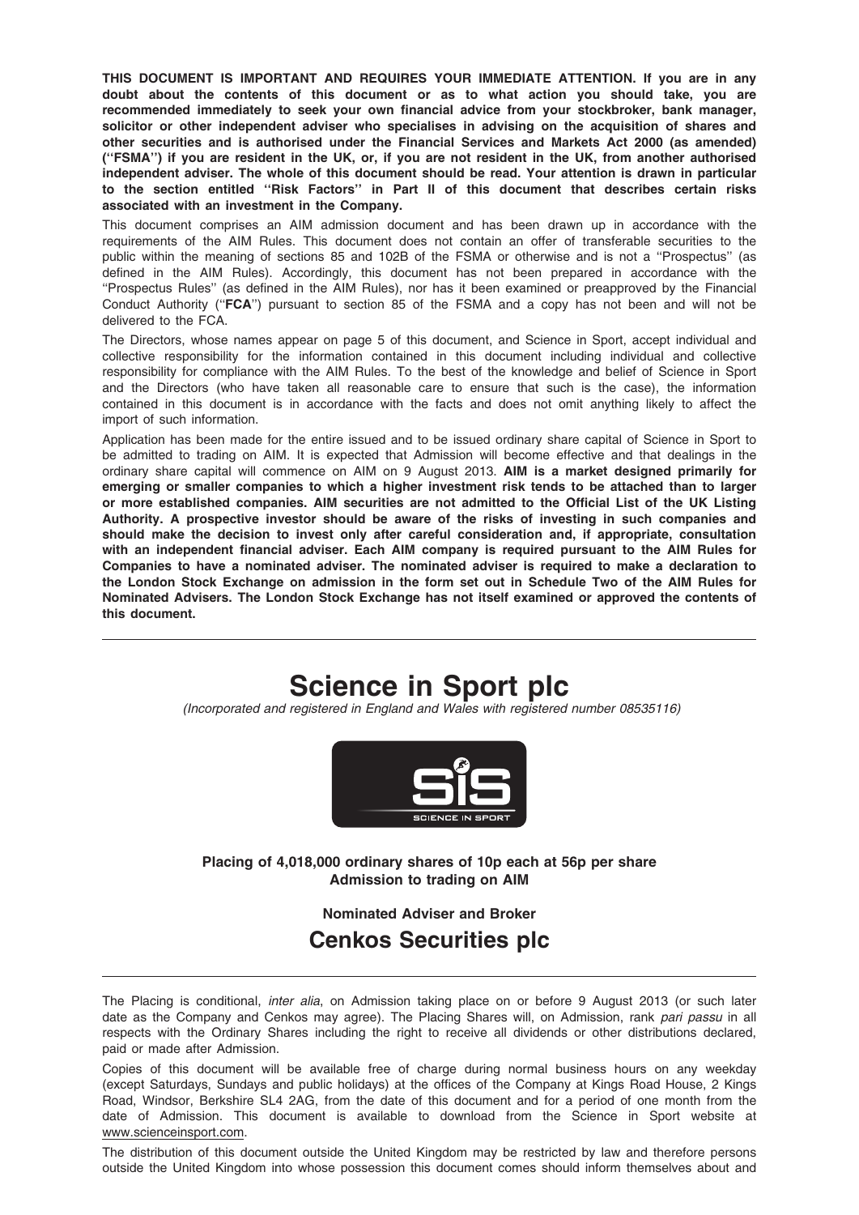**THIS DOCUMENT IS IMPORTANT AND REQUIRES YOUR IMMEDIATE ATTENTION. If you are in any doubt about the contents of this document or as to what action you should take, you are recommended immediately to seek your own financial advice from your stockbroker, bank manager, solicitor or other independent adviser who specialises in advising on the acquisition of shares and other securities and is authorised under the Financial Services and Markets Act 2000 (as amended) (''FSMA'') if you are resident in the UK, or, if you are not resident in the UK, from another authorised independent adviser. The whole of this document should be read. Your attention is drawn in particular to the section entitled ''Risk Factors'' in Part II of this document that describes certain risks associated with an investment in the Company.**

This document comprises an AIM admission document and has been drawn up in accordance with the requirements of the AIM Rules. This document does not contain an offer of transferable securities to the public within the meaning of sections 85 and 102B of the FSMA or otherwise and is not a ''Prospectus'' (as defined in the AIM Rules). Accordingly, this document has not been prepared in accordance with the ''Prospectus Rules'' (as defined in the AIM Rules), nor has it been examined or preapproved by the Financial Conduct Authority (''**FCA**'') pursuant to section 85 of the FSMA and a copy has not been and will not be delivered to the FCA.

The Directors, whose names appear on page 5 of this document, and Science in Sport, accept individual and collective responsibility for the information contained in this document including individual and collective responsibility for compliance with the AIM Rules. To the best of the knowledge and belief of Science in Sport and the Directors (who have taken all reasonable care to ensure that such is the case), the information contained in this document is in accordance with the facts and does not omit anything likely to affect the import of such information.

Application has been made for the entire issued and to be issued ordinary share capital of Science in Sport to be admitted to trading on AIM. It is expected that Admission will become effective and that dealings in the ordinary share capital will commence on AIM on 9 August 2013. **AIM is a market designed primarily for emerging or smaller companies to which a higher investment risk tends to be attached than to larger or more established companies. AIM securities are not admitted to the Official List of the UK Listing Authority. A prospective investor should be aware of the risks of investing in such companies and should make the decision to invest only after careful consideration and, if appropriate, consultation with an independent financial adviser. Each AIM company is required pursuant to the AIM Rules for Companies to have a nominated adviser. The nominated adviser is required to make a declaration to the London Stock Exchange on admission in the form set out in Schedule Two of the AIM Rules for Nominated Advisers. The London Stock Exchange has not itself examined or approved the contents of this document.**

# Science in Sport plc

*(Incorporated and registered in England and Wales with registered number 08535116)*

**Placing of 4,018,000 ordinary shares of 10p each at 56p per share**
**Admission to trading on AIM**

**Nominated Adviser and Broker**

## Cenkos Securities plc

The Placing is conditional, *inter alia*, on Admission taking place on or before 9 August 2013 (or such later date as the Company and Cenkos may agree). The Placing Shares will, on Admission, rank *pari passu* in all respects with the Ordinary Shares including the right to receive all dividends or other distributions declared, paid or made after Admission.

Copies of this document will be available free of charge during normal business hours on any weekday (except Saturdays, Sundays and public holidays) at the offices of the Company at Kings Road House, 2 Kings Road, Windsor, Berkshire SL4 2AG, from the date of this document and for a period of one month from the date of Admission. This document is available to download from the Science in Sport website at www.scienceinsport.com.

The distribution of this document outside the United Kingdom may be restricted by law and therefore persons outside the United Kingdom into whose possession this document comes should inform themselves about and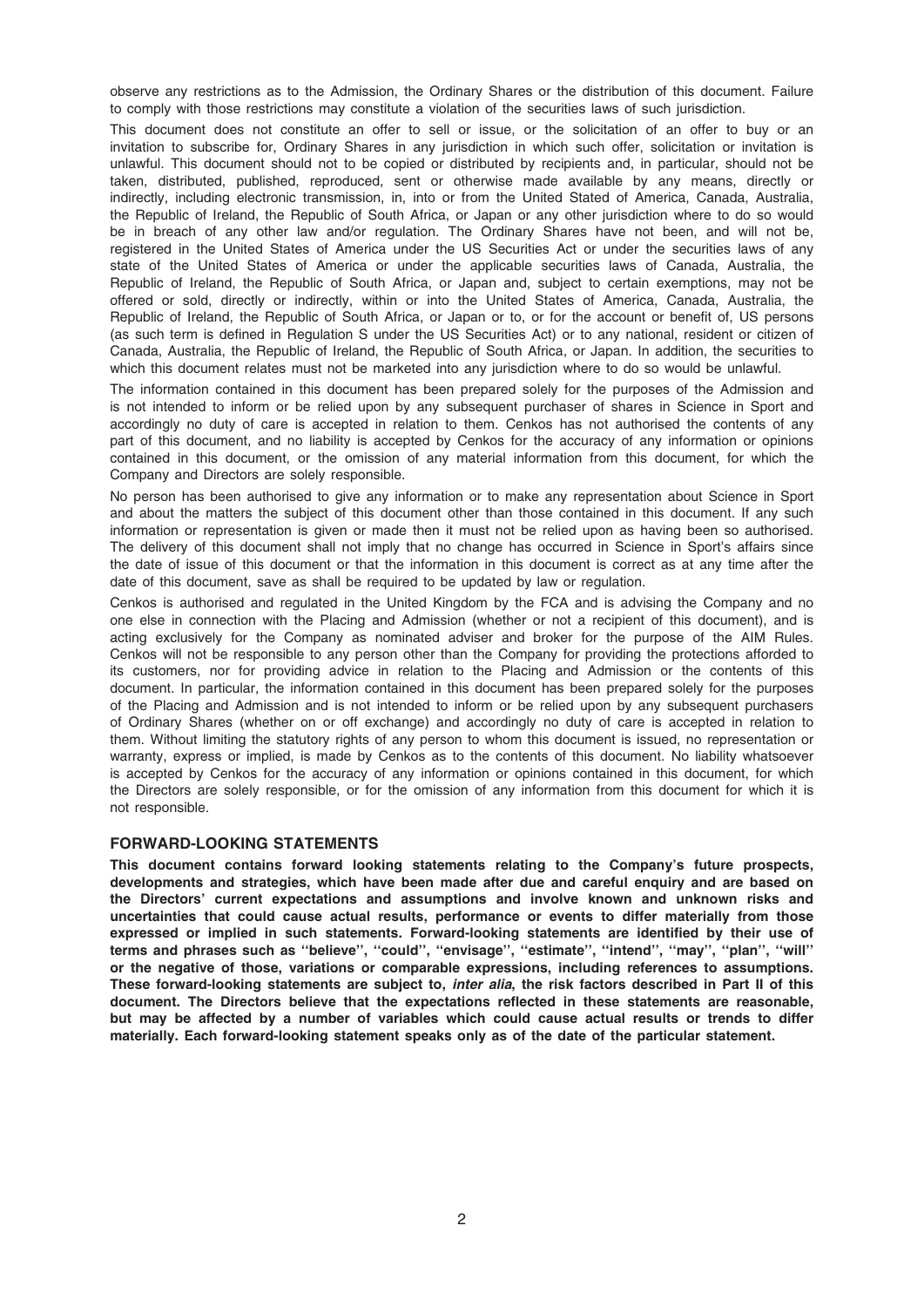observe any restrictions as to the Admission, the Ordinary Shares or the distribution of this document. Failure to comply with those restrictions may constitute a violation of the securities laws of such jurisdiction.

This document does not constitute an offer to sell or issue, or the solicitation of an offer to buy or an invitation to subscribe for, Ordinary Shares in any jurisdiction in which such offer, solicitation or invitation is unlawful. This document should not to be copied or distributed by recipients and, in particular, should not be taken, distributed, published, reproduced, sent or otherwise made available by any means, directly or indirectly, including electronic transmission, in, into or from the United Stated of America, Canada, Australia, the Republic of Ireland, the Republic of South Africa, or Japan or any other jurisdiction where to do so would be in breach of any other law and/or regulation. The Ordinary Shares have not been, and will not be, registered in the United States of America under the US Securities Act or under the securities laws of any state of the United States of America or under the applicable securities laws of Canada, Australia, the Republic of Ireland, the Republic of South Africa, or Japan and, subject to certain exemptions, may not be offered or sold, directly or indirectly, within or into the United States of America, Canada, Australia, the Republic of Ireland, the Republic of South Africa, or Japan or to, or for the account or benefit of, US persons (as such term is defined in Regulation S under the US Securities Act) or to any national, resident or citizen of Canada, Australia, the Republic of Ireland, the Republic of South Africa, or Japan. In addition, the securities to which this document relates must not be marketed into any jurisdiction where to do so would be unlawful.

The information contained in this document has been prepared solely for the purposes of the Admission and is not intended to inform or be relied upon by any subsequent purchaser of shares in Science in Sport and accordingly no duty of care is accepted in relation to them. Cenkos has not authorised the contents of any part of this document, and no liability is accepted by Cenkos for the accuracy of any information or opinions contained in this document, or the omission of any material information from this document, for which the Company and Directors are solely responsible.

No person has been authorised to give any information or to make any representation about Science in Sport and about the matters the subject of this document other than those contained in this document. If any such information or representation is given or made then it must not be relied upon as having been so authorised. The delivery of this document shall not imply that no change has occurred in Science in Sport's affairs since the date of issue of this document or that the information in this document is correct as at any time after the date of this document, save as shall be required to be updated by law or regulation.

Cenkos is authorised and regulated in the United Kingdom by the FCA and is advising the Company and no one else in connection with the Placing and Admission (whether or not a recipient of this document), and is acting exclusively for the Company as nominated adviser and broker for the purpose of the AIM Rules. Cenkos will not be responsible to any person other than the Company for providing the protections afforded to its customers, nor for providing advice in relation to the Placing and Admission or the contents of this document. In particular, the information contained in this document has been prepared solely for the purposes of the Placing and Admission and is not intended to inform or be relied upon by any subsequent purchasers of Ordinary Shares (whether on or off exchange) and accordingly no duty of care is accepted in relation to them. Without limiting the statutory rights of any person to whom this document is issued, no representation or warranty, express or implied, is made by Cenkos as to the contents of this document. No liability whatsoever is accepted by Cenkos for the accuracy of any information or opinions contained in this document, for which the Directors are solely responsible, or for the omission of any information from this document for which it is not responsible.

## FORWARD-LOOKING STATEMENTS

**This document contains forward looking statements relating to the Company's future prospects, developments and strategies, which have been made after due and careful enquiry and are based on the Directors' current expectations and assumptions and involve known and unknown risks and uncertainties that could cause actual results, performance or events to differ materially from those expressed or implied in such statements. Forward-looking statements are identified by their use of terms and phrases such as ''believe'', ''could'', ''envisage'', ''estimate'', ''intend'', ''may'', ''plan'', ''will'' or the negative of those, variations or comparable expressions, including references to assumptions. These forward-looking statements are subject to, *inter alia*, the risk factors described in Part II of this document. The Directors believe that the expectations reflected in these statements are reasonable, but may be affected by a number of variables which could cause actual results or trends to differ materially. Each forward-looking statement speaks only as of the date of the particular statement.**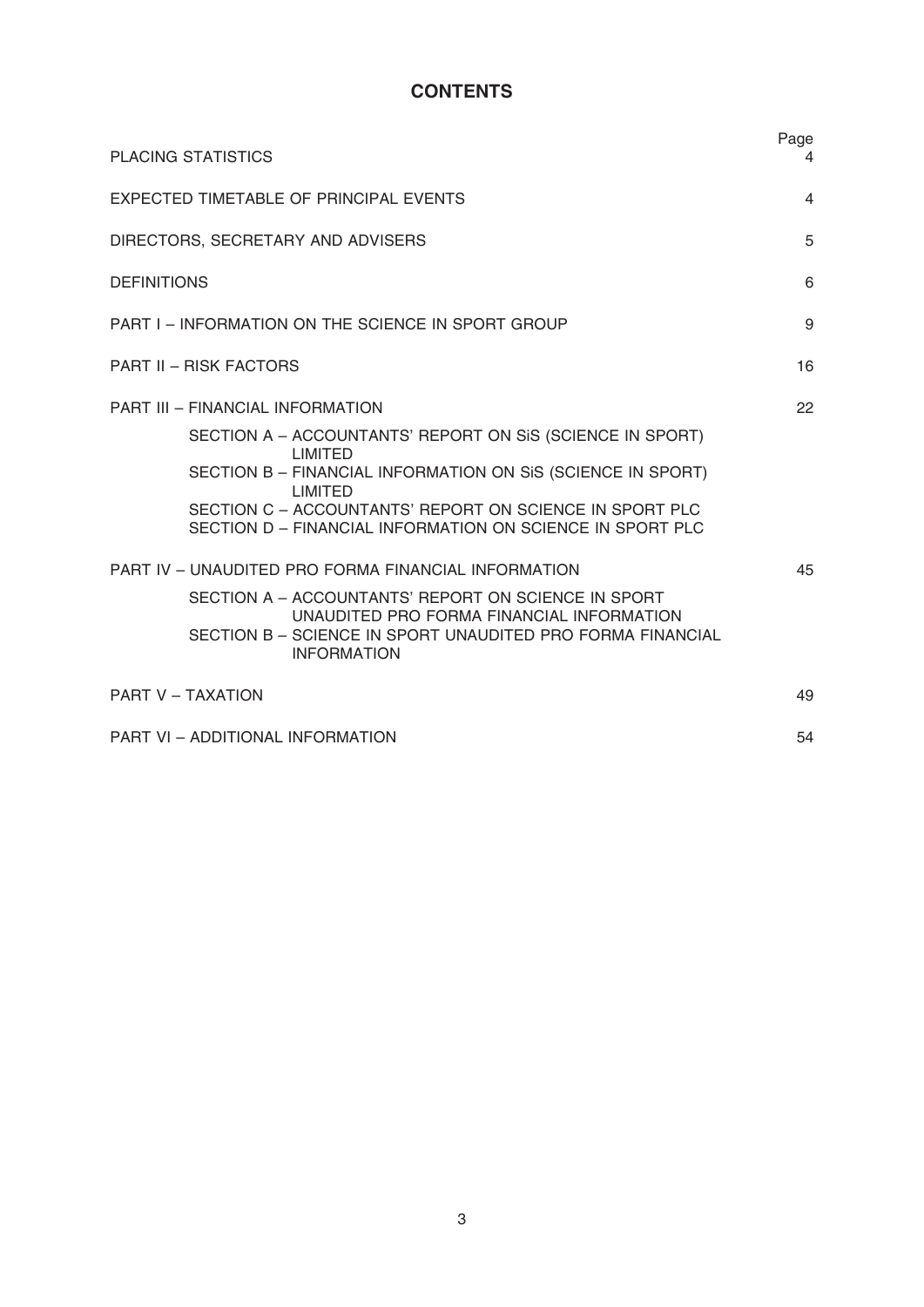# CONTENTS

| | Page |
|---|---|
| PLACING STATISTICS | 4 |
| EXPECTED TIMETABLE OF PRINCIPAL EVENTS | 4 |
| DIRECTORS, SECRETARY AND ADVISERS | 5 |
| DEFINITIONS | 6 |
| PART I – INFORMATION ON THE SCIENCE IN SPORT GROUP | 9 |
| PART II – RISK FACTORS | 16 |
| PART III – FINANCIAL INFORMATION | 22 |
| SECTION A – ACCOUNTANTS' REPORT ON SiS (SCIENCE IN SPORT) LIMITED | |
| SECTION B – FINANCIAL INFORMATION ON SiS (SCIENCE IN SPORT) LIMITED | |
| SECTION C – ACCOUNTANTS' REPORT ON SCIENCE IN SPORT PLC | |
| SECTION D – FINANCIAL INFORMATION ON SCIENCE IN SPORT PLC | |
| PART IV – UNAUDITED PRO FORMA FINANCIAL INFORMATION | 45 |
| SECTION A – ACCOUNTANTS' REPORT ON SCIENCE IN SPORT UNAUDITED PRO FORMA FINANCIAL INFORMATION | |
| SECTION B – SCIENCE IN SPORT UNAUDITED PRO FORMA FINANCIAL INFORMATION | |
| PART V – TAXATION | 49 |
| PART VI – ADDITIONAL INFORMATION | 54 |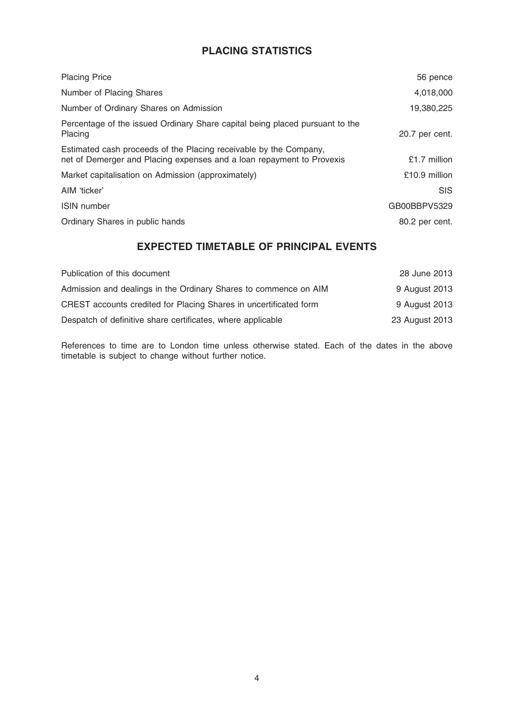## PLACING STATISTICS

| | |
|---|---|
| Placing Price | 56 pence |
| Number of Placing Shares | 4,018,000 |
| Number of Ordinary Shares on Admission | 19,380,225 |
| Percentage of the issued Ordinary Share capital being placed pursuant to the Placing | 20.7 per cent. |
| Estimated cash proceeds of the Placing receivable by the Company, net of Demerger and Placing expenses and a loan repayment to Provexis | £1.7 million |
| Market capitalisation on Admission (approximately) | £10.9 million |
| AIM 'ticker' | SIS |
| ISIN number | GB00BBPV5329 |
| Ordinary Shares in public hands | 80.2 per cent. |

## EXPECTED TIMETABLE OF PRINCIPAL EVENTS

| | |
|---|---|
| Publication of this document | 28 June 2013 |
| Admission and dealings in the Ordinary Shares to commence on AIM | 9 August 2013 |
| CREST accounts credited for Placing Shares in uncertificated form | 9 August 2013 |
| Despatch of definitive share certificates, where applicable | 23 August 2013 |

References to time are to London time unless otherwise stated. Each of the dates in the above timetable is subject to change without further notice.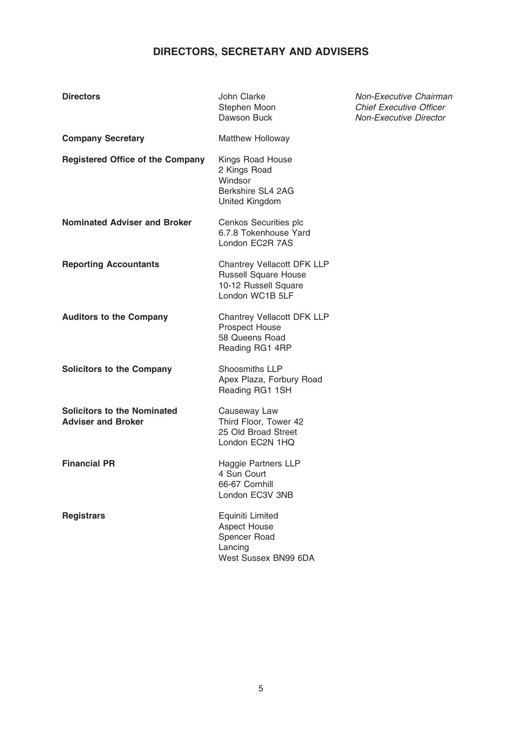# DIRECTORS, SECRETARY AND ADVISERS

| | | |
|---|---|---|
| **Directors** | John Clarke<br>Stephen Moon<br>Dawson Buck | *Non-Executive Chairman*<br>*Chief Executive Officer*<br>*Non-Executive Director* |
| **Company Secretary** | Matthew Holloway | |
| **Registered Office of the Company** | Kings Road House<br>2 Kings Road<br>Windsor<br>Berkshire SL4 2AG<br>United Kingdom | |
| **Nominated Adviser and Broker** | Cenkos Securities plc<br>6.7.8 Tokenhouse Yard<br>London EC2R 7AS | |
| **Reporting Accountants** | Chantrey Vellacott DFK LLP<br>Russell Square House<br>10-12 Russell Square<br>London WC1B 5LF | |
| **Auditors to the Company** | Chantrey Vellacott DFK LLP<br>Prospect House<br>58 Queens Road<br>Reading RG1 4RP | |
| **Solicitors to the Company** | Shoosmiths LLP<br>Apex Plaza, Forbury Road<br>Reading RG1 1SH | |
| **Solicitors to the Nominated Adviser and Broker** | Causeway Law<br>Third Floor, Tower 42<br>25 Old Broad Street<br>London EC2N 1HQ | |
| **Financial PR** | Haggie Partners LLP<br>4 Sun Court<br>66-67 Cornhill<br>London EC3V 3NB | |
| **Registrars** | Equiniti Limited<br>Aspect House<br>Spencer Road<br>Lancing<br>West Sussex BN99 6DA | |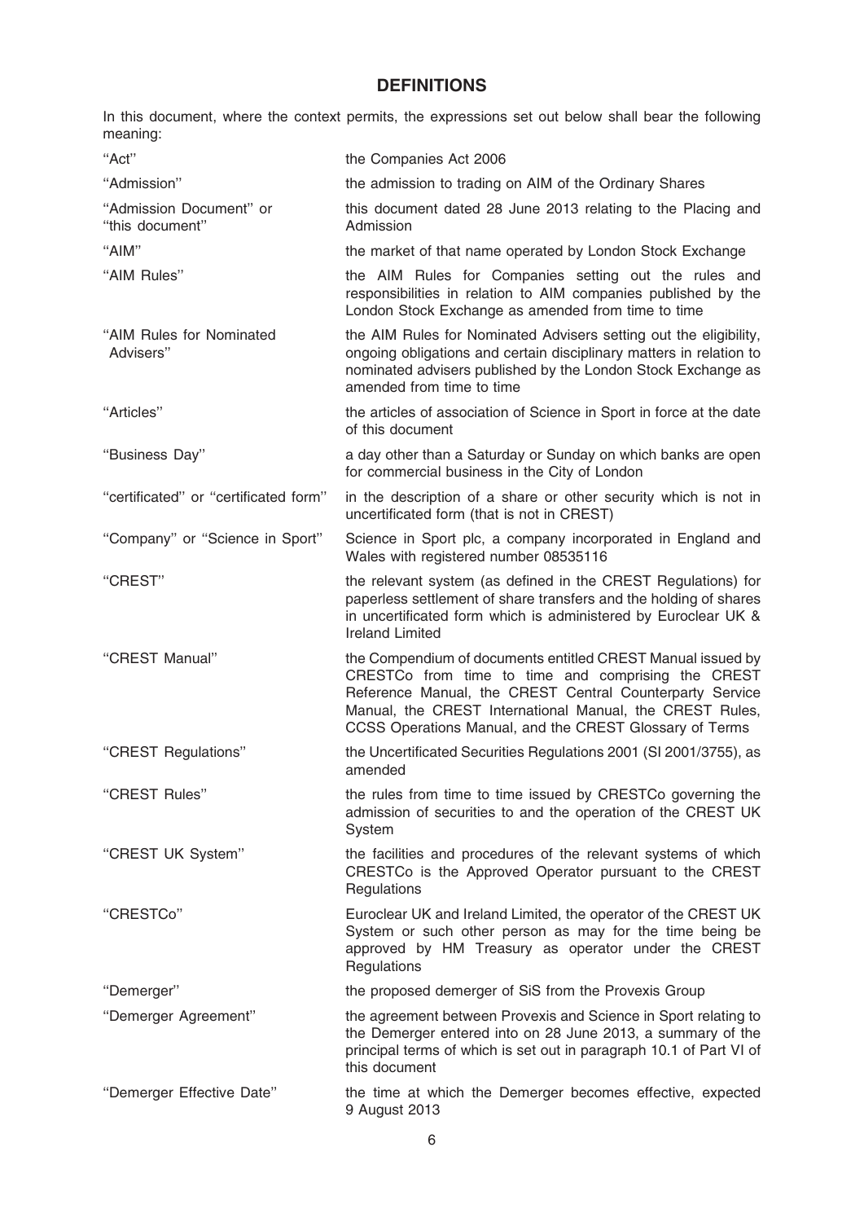## DEFINITIONS

In this document, where the context permits, the expressions set out below shall bear the following meaning:

| | |
|---|---|
| "Act" | the Companies Act 2006 |
| "Admission" | the admission to trading on AIM of the Ordinary Shares |
| "Admission Document" or "this document" | this document dated 28 June 2013 relating to the Placing and Admission |
| "AIM" | the market of that name operated by London Stock Exchange |
| "AIM Rules" | the AIM Rules for Companies setting out the rules and responsibilities in relation to AIM companies published by the London Stock Exchange as amended from time to time |
| "AIM Rules for Nominated Advisers" | the AIM Rules for Nominated Advisers setting out the eligibility, ongoing obligations and certain disciplinary matters in relation to nominated advisers published by the London Stock Exchange as amended from time to time |
| "Articles" | the articles of association of Science in Sport in force at the date of this document |
| "Business Day" | a day other than a Saturday or Sunday on which banks are open for commercial business in the City of London |
| "certificated" or "certificated form" | in the description of a share or other security which is not in uncertificated form (that is not in CREST) |
| "Company" or "Science in Sport" | Science in Sport plc, a company incorporated in England and Wales with registered number 08535116 |
| "CREST" | the relevant system (as defined in the CREST Regulations) for paperless settlement of share transfers and the holding of shares in uncertificated form which is administered by Euroclear UK & Ireland Limited |
| "CREST Manual" | the Compendium of documents entitled CREST Manual issued by CRESTCo from time to time and comprising the CREST Reference Manual, the CREST Central Counterparty Service Manual, the CREST International Manual, the CREST Rules, CCSS Operations Manual, and the CREST Glossary of Terms |
| "CREST Regulations" | the Uncertificated Securities Regulations 2001 (SI 2001/3755), as amended |
| "CREST Rules" | the rules from time to time issued by CRESTCo governing the admission of securities to and the operation of the CREST UK System |
| "CREST UK System" | the facilities and procedures of the relevant systems of which CRESTCo is the Approved Operator pursuant to the CREST Regulations |
| "CRESTCo" | Euroclear UK and Ireland Limited, the operator of the CREST UK System or such other person as may for the time being be approved by HM Treasury as operator under the CREST Regulations |
| "Demerger" | the proposed demerger of SiS from the Provexis Group |
| "Demerger Agreement" | the agreement between Provexis and Science in Sport relating to the Demerger entered into on 28 June 2013, a summary of the principal terms of which is set out in paragraph 10.1 of Part VI of this document |
| "Demerger Effective Date" | the time at which the Demerger becomes effective, expected 9 August 2013 |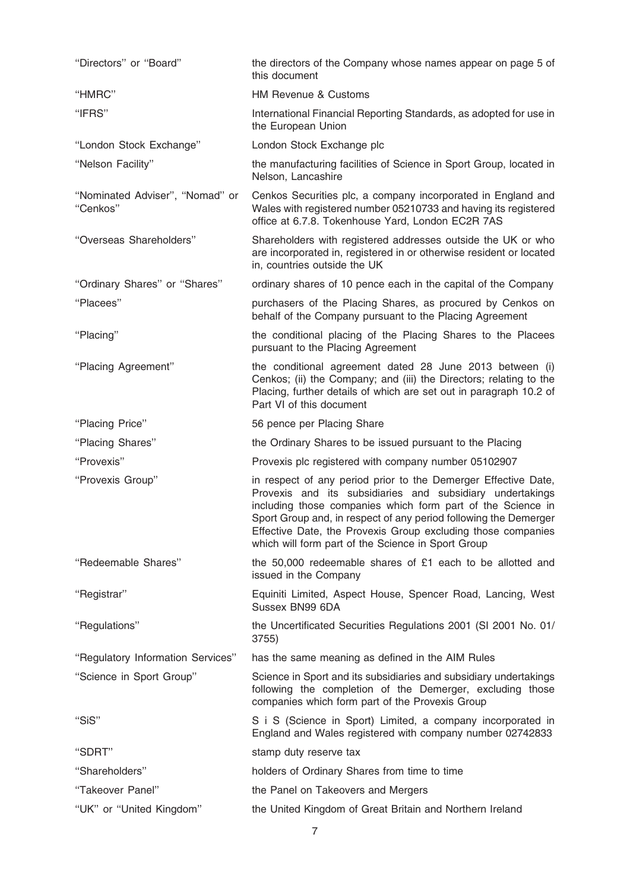| | |
|---|---|
| "Directors" or "Board" | the directors of the Company whose names appear on page 5 of this document |
| "HMRC" | HM Revenue & Customs |
| "IFRS" | International Financial Reporting Standards, as adopted for use in the European Union |
| "London Stock Exchange" | London Stock Exchange plc |
| "Nelson Facility" | the manufacturing facilities of Science in Sport Group, located in Nelson, Lancashire |
| "Nominated Adviser", "Nomad" or "Cenkos" | Cenkos Securities plc, a company incorporated in England and Wales with registered number 05210733 and having its registered office at 6.7.8. Tokenhouse Yard, London EC2R 7AS |
| "Overseas Shareholders" | Shareholders with registered addresses outside the UK or who are incorporated in, registered in or otherwise resident or located in, countries outside the UK |
| "Ordinary Shares" or "Shares" | ordinary shares of 10 pence each in the capital of the Company |
| "Placees" | purchasers of the Placing Shares, as procured by Cenkos on behalf of the Company pursuant to the Placing Agreement |
| "Placing" | the conditional placing of the Placing Shares to the Placees pursuant to the Placing Agreement |
| "Placing Agreement" | the conditional agreement dated 28 June 2013 between (i) Cenkos; (ii) the Company; and (iii) the Directors; relating to the Placing, further details of which are set out in paragraph 10.2 of Part VI of this document |
| "Placing Price" | 56 pence per Placing Share |
| "Placing Shares" | the Ordinary Shares to be issued pursuant to the Placing |
| "Provexis" | Provexis plc registered with company number 05102907 |
| "Provexis Group" | in respect of any period prior to the Demerger Effective Date, Provexis and its subsidiaries and subsidiary undertakings including those companies which form part of the Science in Sport Group and, in respect of any period following the Demerger Effective Date, the Provexis Group excluding those companies which will form part of the Science in Sport Group |
| "Redeemable Shares" | the 50,000 redeemable shares of £1 each to be allotted and issued in the Company |
| "Registrar" | Equiniti Limited, Aspect House, Spencer Road, Lancing, West Sussex BN99 6DA |
| "Regulations" | the Uncertificated Securities Regulations 2001 (SI 2001 No. 01/3755) |
| "Regulatory Information Services" | has the same meaning as defined in the AIM Rules |
| "Science in Sport Group" | Science in Sport and its subsidiaries and subsidiary undertakings following the completion of the Demerger, excluding those companies which form part of the Provexis Group |
| "SiS" | S i S (Science in Sport) Limited, a company incorporated in England and Wales registered with company number 02742833 |
| "SDRT" | stamp duty reserve tax |
| "Shareholders" | holders of Ordinary Shares from time to time |
| "Takeover Panel" | the Panel on Takeovers and Mergers |
| "UK" or "United Kingdom" | the United Kingdom of Great Britain and Northern Ireland |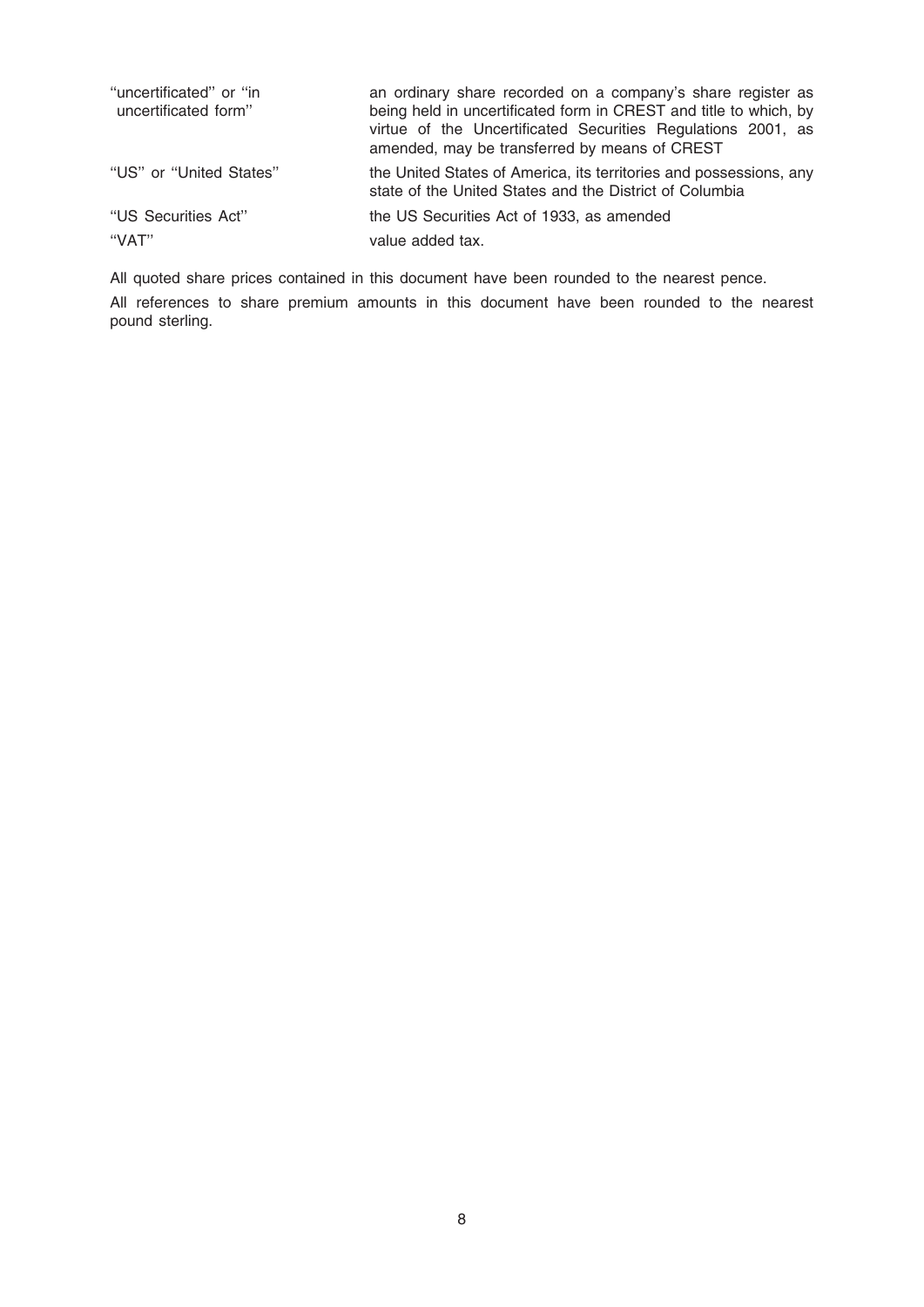| | |
|---|---|
| "uncertificated" or "in uncertificated form" | an ordinary share recorded on a company's share register as being held in uncertificated form in CREST and title to which, by virtue of the Uncertificated Securities Regulations 2001, as amended, may be transferred by means of CREST |
| "US" or "United States" | the United States of America, its territories and possessions, any state of the United States and the District of Columbia |
| "US Securities Act" | the US Securities Act of 1933, as amended |
| "VAT" | value added tax. |

All quoted share prices contained in this document have been rounded to the nearest pence.

All references to share premium amounts in this document have been rounded to the nearest pound sterling.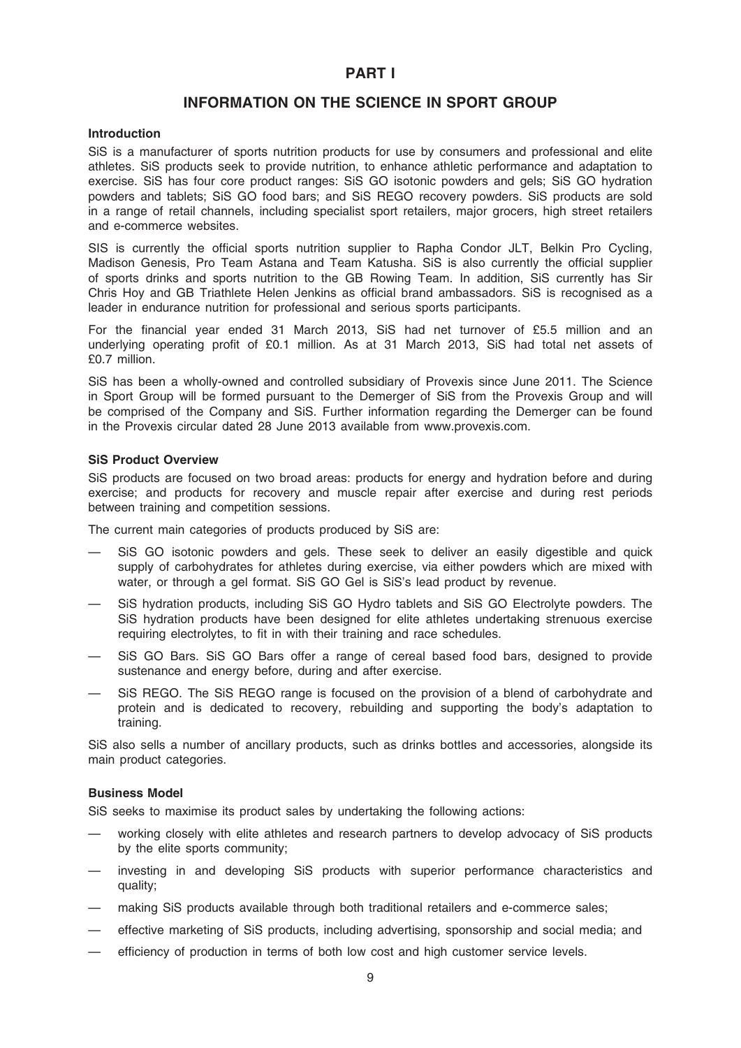# PART I

## INFORMATION ON THE SCIENCE IN SPORT GROUP

### Introduction

SiS is a manufacturer of sports nutrition products for use by consumers and professional and elite athletes. SiS products seek to provide nutrition, to enhance athletic performance and adaptation to exercise. SiS has four core product ranges: SiS GO isotonic powders and gels; SiS GO hydration powders and tablets; SiS GO food bars; and SiS REGO recovery powders. SiS products are sold in a range of retail channels, including specialist sport retailers, major grocers, high street retailers and e-commerce websites.

SIS is currently the official sports nutrition supplier to Rapha Condor JLT, Belkin Pro Cycling, Madison Genesis, Pro Team Astana and Team Katusha. SiS is also currently the official supplier of sports drinks and sports nutrition to the GB Rowing Team. In addition, SiS currently has Sir Chris Hoy and GB Triathlete Helen Jenkins as official brand ambassadors. SiS is recognised as a leader in endurance nutrition for professional and serious sports participants.

For the financial year ended 31 March 2013, SiS had net turnover of £5.5 million and an underlying operating profit of £0.1 million. As at 31 March 2013, SiS had total net assets of £0.7 million.

SiS has been a wholly-owned and controlled subsidiary of Provexis since June 2011. The Science in Sport Group will be formed pursuant to the Demerger of SiS from the Provexis Group and will be comprised of the Company and SiS. Further information regarding the Demerger can be found in the Provexis circular dated 28 June 2013 available from www.provexis.com.

### SiS Product Overview

SiS products are focused on two broad areas: products for energy and hydration before and during exercise; and products for recovery and muscle repair after exercise and during rest periods between training and competition sessions.

The current main categories of products produced by SiS are:

- SiS GO isotonic powders and gels. These seek to deliver an easily digestible and quick supply of carbohydrates for athletes during exercise, via either powders which are mixed with water, or through a gel format. SiS GO Gel is SiS's lead product by revenue.
- SiS hydration products, including SiS GO Hydro tablets and SiS GO Electrolyte powders. The SiS hydration products have been designed for elite athletes undertaking strenuous exercise requiring electrolytes, to fit in with their training and race schedules.
- SiS GO Bars. SiS GO Bars offer a range of cereal based food bars, designed to provide sustenance and energy before, during and after exercise.
- SiS REGO. The SiS REGO range is focused on the provision of a blend of carbohydrate and protein and is dedicated to recovery, rebuilding and supporting the body's adaptation to training.

SiS also sells a number of ancillary products, such as drinks bottles and accessories, alongside its main product categories.

### Business Model

SiS seeks to maximise its product sales by undertaking the following actions:

- working closely with elite athletes and research partners to develop advocacy of SiS products by the elite sports community;
- investing in and developing SiS products with superior performance characteristics and quality;
- making SiS products available through both traditional retailers and e-commerce sales;
- effective marketing of SiS products, including advertising, sponsorship and social media; and
- efficiency of production in terms of both low cost and high customer service levels.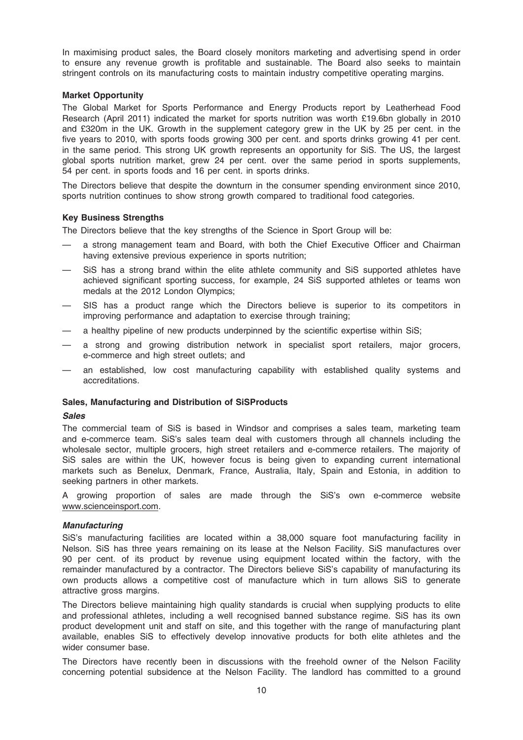In maximising product sales, the Board closely monitors marketing and advertising spend in order to ensure any revenue growth is profitable and sustainable. The Board also seeks to maintain stringent controls on its manufacturing costs to maintain industry competitive operating margins.

**Market Opportunity**

The Global Market for Sports Performance and Energy Products report by Leatherhead Food Research (April 2011) indicated the market for sports nutrition was worth £19.6bn globally in 2010 and £320m in the UK. Growth in the supplement category grew in the UK by 25 per cent. in the five years to 2010, with sports foods growing 300 per cent. and sports drinks growing 41 per cent. in the same period. This strong UK growth represents an opportunity for SiS. The US, the largest global sports nutrition market, grew 24 per cent. over the same period in sports supplements, 54 per cent. in sports foods and 16 per cent. in sports drinks.

The Directors believe that despite the downturn in the consumer spending environment since 2010, sports nutrition continues to show strong growth compared to traditional food categories.

**Key Business Strengths**

The Directors believe that the key strengths of the Science in Sport Group will be:

— a strong management team and Board, with both the Chief Executive Officer and Chairman having extensive previous experience in sports nutrition;

— SiS has a strong brand within the elite athlete community and SiS supported athletes have achieved significant sporting success, for example, 24 SiS supported athletes or teams won medals at the 2012 London Olympics;

— SIS has a product range which the Directors believe is superior to its competitors in improving performance and adaptation to exercise through training;

— a healthy pipeline of new products underpinned by the scientific expertise within SiS;

— a strong and growing distribution network in specialist sport retailers, major grocers, e-commerce and high street outlets; and

— an established, low cost manufacturing capability with established quality systems and accreditations.

**Sales, Manufacturing and Distribution of SiSProducts**

***Sales***

The commercial team of SiS is based in Windsor and comprises a sales team, marketing team and e-commerce team. SiS's sales team deal with customers through all channels including the wholesale sector, multiple grocers, high street retailers and e-commerce retailers. The majority of SiS sales are within the UK, however focus is being given to expanding current international markets such as Benelux, Denmark, France, Australia, Italy, Spain and Estonia, in addition to seeking partners in other markets.

A growing proportion of sales are made through the SiS's own e-commerce website www.scienceinsport.com.

***Manufacturing***

SiS's manufacturing facilities are located within a 38,000 square foot manufacturing facility in Nelson. SiS has three years remaining on its lease at the Nelson Facility. SiS manufactures over 90 per cent. of its product by revenue using equipment located within the factory, with the remainder manufactured by a contractor. The Directors believe SiS's capability of manufacturing its own products allows a competitive cost of manufacture which in turn allows SiS to generate attractive gross margins.

The Directors believe maintaining high quality standards is crucial when supplying products to elite and professional athletes, including a well recognised banned substance regime. SiS has its own product development unit and staff on site, and this together with the range of manufacturing plant available, enables SiS to effectively develop innovative products for both elite athletes and the wider consumer base.

The Directors have recently been in discussions with the freehold owner of the Nelson Facility concerning potential subsidence at the Nelson Facility. The landlord has committed to a ground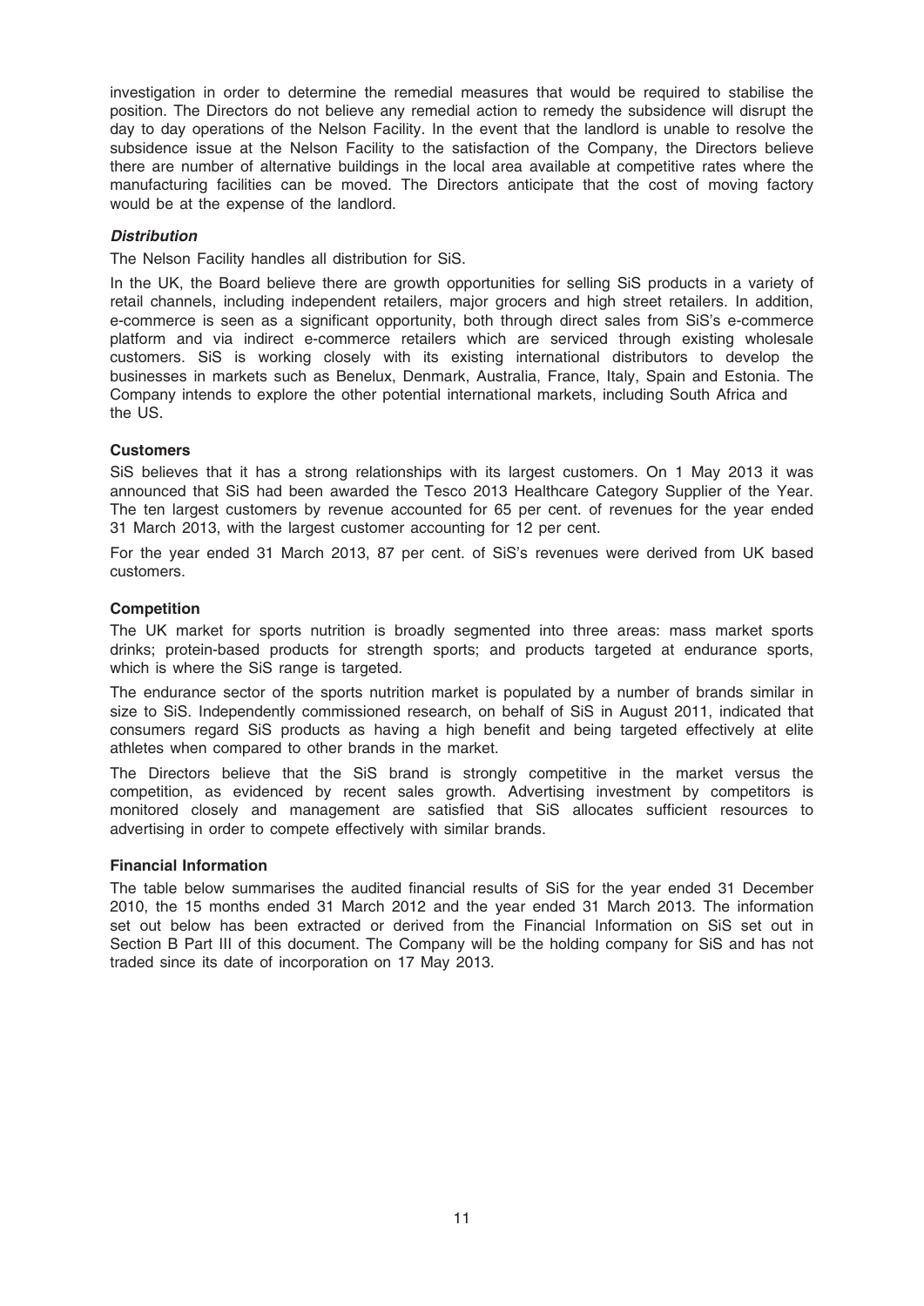investigation in order to determine the remedial measures that would be required to stabilise the position. The Directors do not believe any remedial action to remedy the subsidence will disrupt the day to day operations of the Nelson Facility. In the event that the landlord is unable to resolve the subsidence issue at the Nelson Facility to the satisfaction of the Company, the Directors believe there are number of alternative buildings in the local area available at competitive rates where the manufacturing facilities can be moved. The Directors anticipate that the cost of moving factory would be at the expense of the landlord.

***Distribution***

The Nelson Facility handles all distribution for SiS.

In the UK, the Board believe there are growth opportunities for selling SiS products in a variety of retail channels, including independent retailers, major grocers and high street retailers. In addition, e-commerce is seen as a significant opportunity, both through direct sales from SiS's e-commerce platform and via indirect e-commerce retailers which are serviced through existing wholesale customers. SiS is working closely with its existing international distributors to develop the businesses in markets such as Benelux, Denmark, Australia, France, Italy, Spain and Estonia. The Company intends to explore the other potential international markets, including South Africa and the US.

**Customers**

SiS believes that it has a strong relationships with its largest customers. On 1 May 2013 it was announced that SiS had been awarded the Tesco 2013 Healthcare Category Supplier of the Year. The ten largest customers by revenue accounted for 65 per cent. of revenues for the year ended 31 March 2013, with the largest customer accounting for 12 per cent.

For the year ended 31 March 2013, 87 per cent. of SiS's revenues were derived from UK based customers.

**Competition**

The UK market for sports nutrition is broadly segmented into three areas: mass market sports drinks; protein-based products for strength sports; and products targeted at endurance sports, which is where the SiS range is targeted.

The endurance sector of the sports nutrition market is populated by a number of brands similar in size to SiS. Independently commissioned research, on behalf of SiS in August 2011, indicated that consumers regard SiS products as having a high benefit and being targeted effectively at elite athletes when compared to other brands in the market.

The Directors believe that the SiS brand is strongly competitive in the market versus the competition, as evidenced by recent sales growth. Advertising investment by competitors is monitored closely and management are satisfied that SiS allocates sufficient resources to advertising in order to compete effectively with similar brands.

**Financial Information**

The table below summarises the audited financial results of SiS for the year ended 31 December 2010, the 15 months ended 31 March 2012 and the year ended 31 March 2013. The information set out below has been extracted or derived from the Financial Information on SiS set out in Section B Part III of this document. The Company will be the holding company for SiS and has not traded since its date of incorporation on 17 May 2013.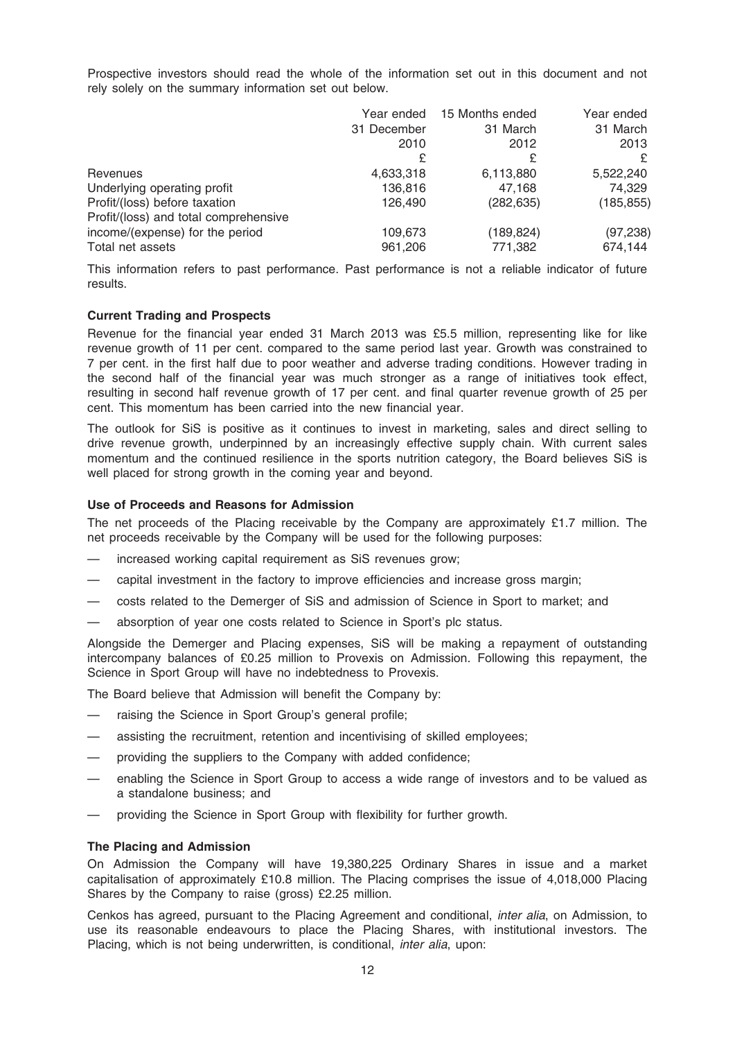Prospective investors should read the whole of the information set out in this document and not rely solely on the summary information set out below.

| | Year ended 31 December 2010 £ | 15 Months ended 31 March 2012 £ | Year ended 31 March 2013 £ |
|---|---|---|---|
| Revenues | 4,633,318 | 6,113,880 | 5,522,240 |
| Underlying operating profit | 136,816 | 47,168 | 74,329 |
| Profit/(loss) before taxation | 126,490 | (282,635) | (185,855) |
| Profit/(loss) and total comprehensive income/(expense) for the period | 109,673 | (189,824) | (97,238) |
| Total net assets | 961,206 | 771,382 | 674,144 |

This information refers to past performance. Past performance is not a reliable indicator of future results.

**Current Trading and Prospects**

Revenue for the financial year ended 31 March 2013 was £5.5 million, representing like for like revenue growth of 11 per cent. compared to the same period last year. Growth was constrained to 7 per cent. in the first half due to poor weather and adverse trading conditions. However trading in the second half of the financial year was much stronger as a range of initiatives took effect, resulting in second half revenue growth of 17 per cent. and final quarter revenue growth of 25 per cent. This momentum has been carried into the new financial year.

The outlook for SiS is positive as it continues to invest in marketing, sales and direct selling to drive revenue growth, underpinned by an increasingly effective supply chain. With current sales momentum and the continued resilience in the sports nutrition category, the Board believes SiS is well placed for strong growth in the coming year and beyond.

**Use of Proceeds and Reasons for Admission**

The net proceeds of the Placing receivable by the Company are approximately £1.7 million. The net proceeds receivable by the Company will be used for the following purposes:

- increased working capital requirement as SiS revenues grow;
- capital investment in the factory to improve efficiencies and increase gross margin;
- costs related to the Demerger of SiS and admission of Science in Sport to market; and
- absorption of year one costs related to Science in Sport's plc status.

Alongside the Demerger and Placing expenses, SiS will be making a repayment of outstanding intercompany balances of £0.25 million to Provexis on Admission. Following this repayment, the Science in Sport Group will have no indebtedness to Provexis.

The Board believe that Admission will benefit the Company by:

- raising the Science in Sport Group's general profile;
- assisting the recruitment, retention and incentivising of skilled employees;
- providing the suppliers to the Company with added confidence;
- enabling the Science in Sport Group to access a wide range of investors and to be valued as a standalone business; and
- providing the Science in Sport Group with flexibility for further growth.

**The Placing and Admission**

On Admission the Company will have 19,380,225 Ordinary Shares in issue and a market capitalisation of approximately £10.8 million. The Placing comprises the issue of 4,018,000 Placing Shares by the Company to raise (gross) £2.25 million.

Cenkos has agreed, pursuant to the Placing Agreement and conditional, *inter alia*, on Admission, to use its reasonable endeavours to place the Placing Shares, with institutional investors. The Placing, which is not being underwritten, is conditional, *inter alia*, upon: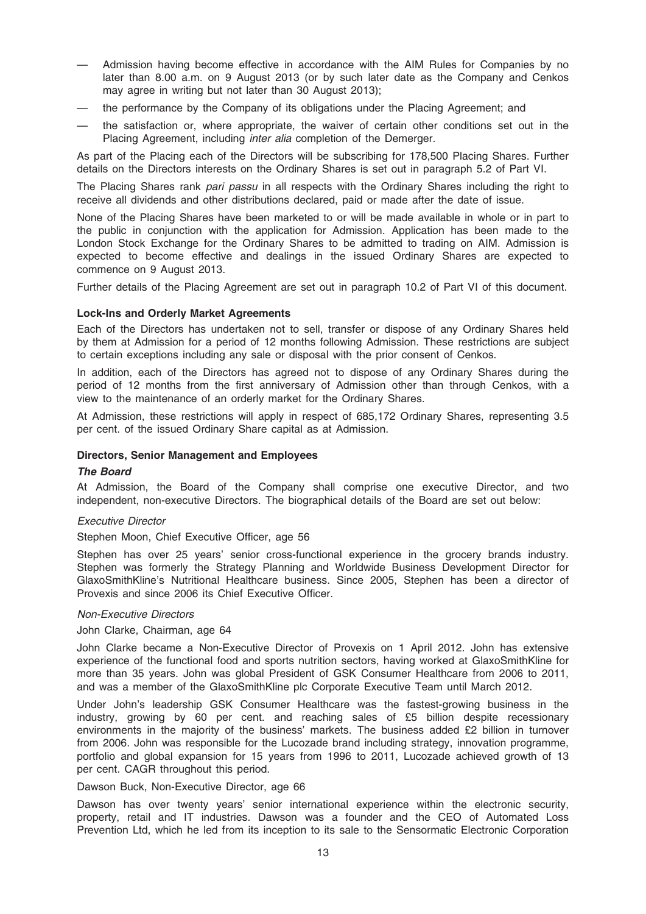- Admission having become effective in accordance with the AIM Rules for Companies by no later than 8.00 a.m. on 9 August 2013 (or by such later date as the Company and Cenkos may agree in writing but not later than 30 August 2013);
- the performance by the Company of its obligations under the Placing Agreement; and
- the satisfaction or, where appropriate, the waiver of certain other conditions set out in the Placing Agreement, including *inter alia* completion of the Demerger.

As part of the Placing each of the Directors will be subscribing for 178,500 Placing Shares. Further details on the Directors interests on the Ordinary Shares is set out in paragraph 5.2 of Part VI.

The Placing Shares rank *pari passu* in all respects with the Ordinary Shares including the right to receive all dividends and other distributions declared, paid or made after the date of issue.

None of the Placing Shares have been marketed to or will be made available in whole or in part to the public in conjunction with the application for Admission. Application has been made to the London Stock Exchange for the Ordinary Shares to be admitted to trading on AIM. Admission is expected to become effective and dealings in the issued Ordinary Shares are expected to commence on 9 August 2013.

Further details of the Placing Agreement are set out in paragraph 10.2 of Part VI of this document.

**Lock-Ins and Orderly Market Agreements**

Each of the Directors has undertaken not to sell, transfer or dispose of any Ordinary Shares held by them at Admission for a period of 12 months following Admission. These restrictions are subject to certain exceptions including any sale or disposal with the prior consent of Cenkos.

In addition, each of the Directors has agreed not to dispose of any Ordinary Shares during the period of 12 months from the first anniversary of Admission other than through Cenkos, with a view to the maintenance of an orderly market for the Ordinary Shares.

At Admission, these restrictions will apply in respect of 685,172 Ordinary Shares, representing 3.5 per cent. of the issued Ordinary Share capital as at Admission.

**Directors, Senior Management and Employees**

***The Board***

At Admission, the Board of the Company shall comprise one executive Director, and two independent, non-executive Directors. The biographical details of the Board are set out below:

*Executive Director*

Stephen Moon, Chief Executive Officer, age 56

Stephen has over 25 years' senior cross-functional experience in the grocery brands industry. Stephen was formerly the Strategy Planning and Worldwide Business Development Director for GlaxoSmithKline's Nutritional Healthcare business. Since 2005, Stephen has been a director of Provexis and since 2006 its Chief Executive Officer.

*Non-Executive Directors*

John Clarke, Chairman, age 64

John Clarke became a Non-Executive Director of Provexis on 1 April 2012. John has extensive experience of the functional food and sports nutrition sectors, having worked at GlaxoSmithKline for more than 35 years. John was global President of GSK Consumer Healthcare from 2006 to 2011, and was a member of the GlaxoSmithKline plc Corporate Executive Team until March 2012.

Under John's leadership GSK Consumer Healthcare was the fastest-growing business in the industry, growing by 60 per cent. and reaching sales of £5 billion despite recessionary environments in the majority of the business' markets. The business added £2 billion in turnover from 2006. John was responsible for the Lucozade brand including strategy, innovation programme, portfolio and global expansion for 15 years from 1996 to 2011, Lucozade achieved growth of 13 per cent. CAGR throughout this period.

Dawson Buck, Non-Executive Director, age 66

Dawson has over twenty years' senior international experience within the electronic security, property, retail and IT industries. Dawson was a founder and the CEO of Automated Loss Prevention Ltd, which he led from its inception to its sale to the Sensormatic Electronic Corporation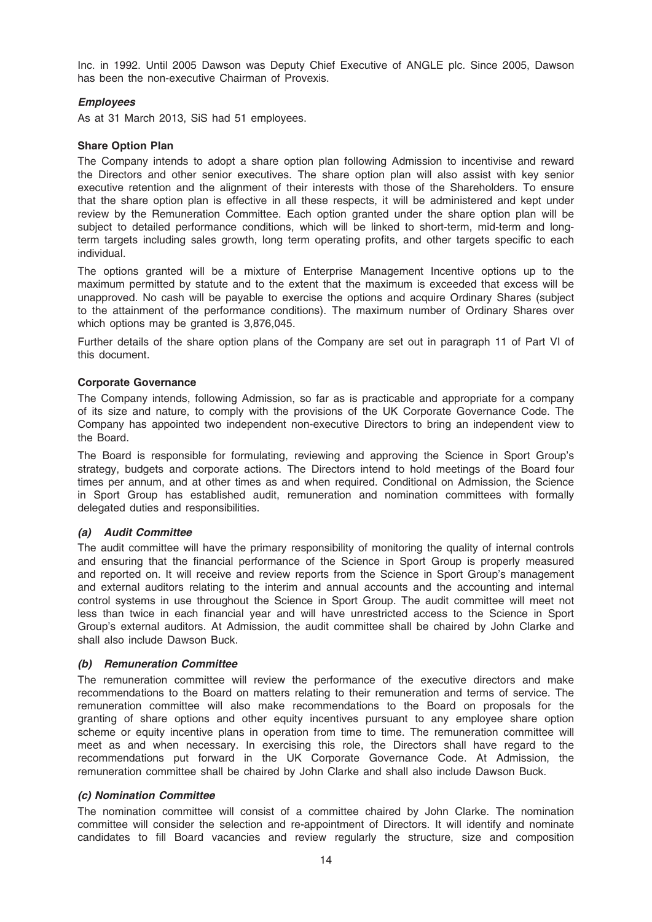Inc. in 1992. Until 2005 Dawson was Deputy Chief Executive of ANGLE plc. Since 2005, Dawson has been the non-executive Chairman of Provexis.

#### *Employees*

As at 31 March 2013, SiS had 51 employees.

### Share Option Plan

The Company intends to adopt a share option plan following Admission to incentivise and reward the Directors and other senior executives. The share option plan will also assist with key senior executive retention and the alignment of their interests with those of the Shareholders. To ensure that the share option plan is effective in all these respects, it will be administered and kept under review by the Remuneration Committee. Each option granted under the share option plan will be subject to detailed performance conditions, which will be linked to short-term, mid-term and long-term targets including sales growth, long term operating profits, and other targets specific to each individual.

The options granted will be a mixture of Enterprise Management Incentive options up to the maximum permitted by statute and to the extent that the maximum is exceeded that excess will be unapproved. No cash will be payable to exercise the options and acquire Ordinary Shares (subject to the attainment of the performance conditions). The maximum number of Ordinary Shares over which options may be granted is 3,876,045.

Further details of the share option plans of the Company are set out in paragraph 11 of Part VI of this document.

### Corporate Governance

The Company intends, following Admission, so far as is practicable and appropriate for a company of its size and nature, to comply with the provisions of the UK Corporate Governance Code. The Company has appointed two independent non-executive Directors to bring an independent view to the Board.

The Board is responsible for formulating, reviewing and approving the Science in Sport Group's strategy, budgets and corporate actions. The Directors intend to hold meetings of the Board four times per annum, and at other times as and when required. Conditional on Admission, the Science in Sport Group has established audit, remuneration and nomination committees with formally delegated duties and responsibilities.

#### *(a) Audit Committee*

The audit committee will have the primary responsibility of monitoring the quality of internal controls and ensuring that the financial performance of the Science in Sport Group is properly measured and reported on. It will receive and review reports from the Science in Sport Group's management and external auditors relating to the interim and annual accounts and the accounting and internal control systems in use throughout the Science in Sport Group. The audit committee will meet not less than twice in each financial year and will have unrestricted access to the Science in Sport Group's external auditors. At Admission, the audit committee shall be chaired by John Clarke and shall also include Dawson Buck.

#### *(b) Remuneration Committee*

The remuneration committee will review the performance of the executive directors and make recommendations to the Board on matters relating to their remuneration and terms of service. The remuneration committee will also make recommendations to the Board on proposals for the granting of share options and other equity incentives pursuant to any employee share option scheme or equity incentive plans in operation from time to time. The remuneration committee will meet as and when necessary. In exercising this role, the Directors shall have regard to the recommendations put forward in the UK Corporate Governance Code. At Admission, the remuneration committee shall be chaired by John Clarke and shall also include Dawson Buck.

#### *(c) Nomination Committee*

The nomination committee will consist of a committee chaired by John Clarke. The nomination committee will consider the selection and re-appointment of Directors. It will identify and nominate candidates to fill Board vacancies and review regularly the structure, size and composition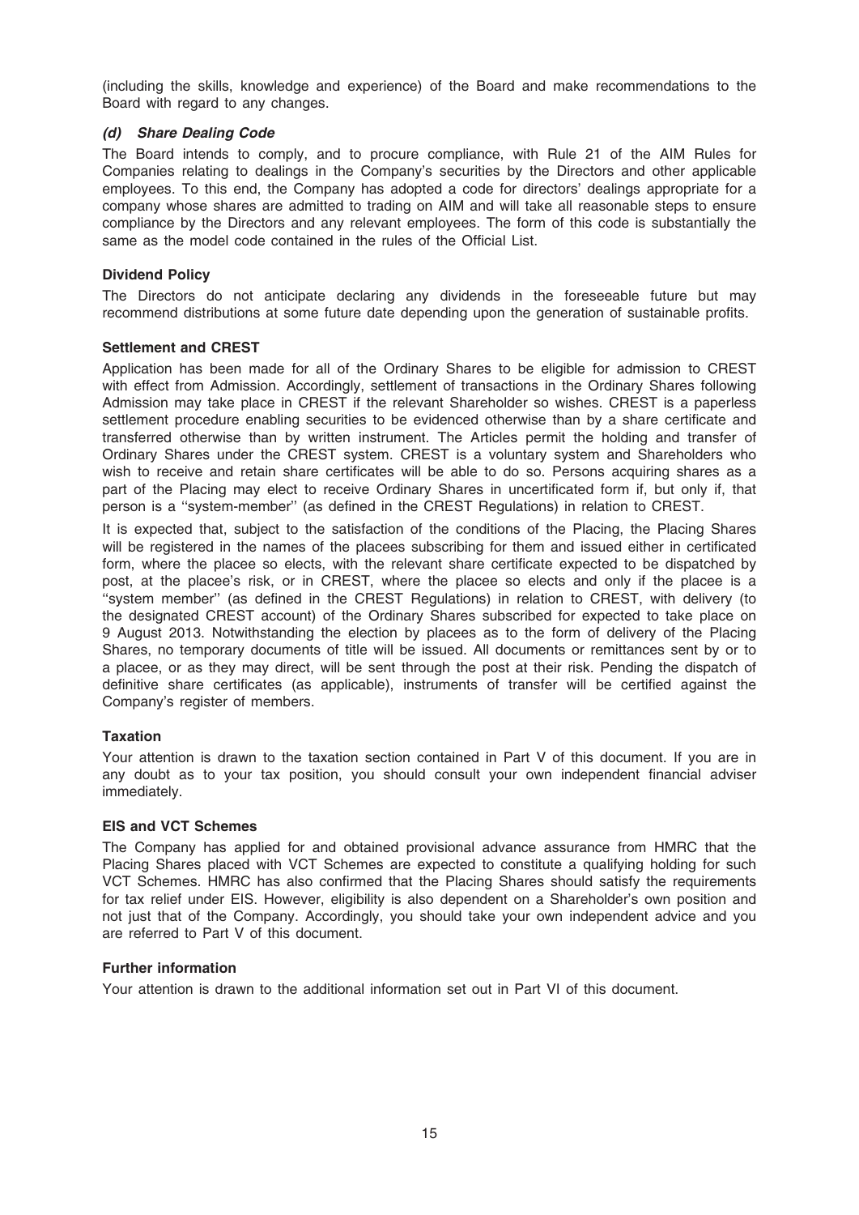(including the skills, knowledge and experience) of the Board and make recommendations to the Board with regard to any changes.

***(d) Share Dealing Code***

The Board intends to comply, and to procure compliance, with Rule 21 of the AIM Rules for Companies relating to dealings in the Company's securities by the Directors and other applicable employees. To this end, the Company has adopted a code for directors' dealings appropriate for a company whose shares are admitted to trading on AIM and will take all reasonable steps to ensure compliance by the Directors and any relevant employees. The form of this code is substantially the same as the model code contained in the rules of the Official List.

**Dividend Policy**

The Directors do not anticipate declaring any dividends in the foreseeable future but may recommend distributions at some future date depending upon the generation of sustainable profits.

**Settlement and CREST**

Application has been made for all of the Ordinary Shares to be eligible for admission to CREST with effect from Admission. Accordingly, settlement of transactions in the Ordinary Shares following Admission may take place in CREST if the relevant Shareholder so wishes. CREST is a paperless settlement procedure enabling securities to be evidenced otherwise than by a share certificate and transferred otherwise than by written instrument. The Articles permit the holding and transfer of Ordinary Shares under the CREST system. CREST is a voluntary system and Shareholders who wish to receive and retain share certificates will be able to do so. Persons acquiring shares as a part of the Placing may elect to receive Ordinary Shares in uncertificated form if, but only if, that person is a ''system-member'' (as defined in the CREST Regulations) in relation to CREST.

It is expected that, subject to the satisfaction of the conditions of the Placing, the Placing Shares will be registered in the names of the placees subscribing for them and issued either in certificated form, where the placee so elects, with the relevant share certificate expected to be dispatched by post, at the placee's risk, or in CREST, where the placee so elects and only if the placee is a ''system member'' (as defined in the CREST Regulations) in relation to CREST, with delivery (to the designated CREST account) of the Ordinary Shares subscribed for expected to take place on 9 August 2013. Notwithstanding the election by placees as to the form of delivery of the Placing Shares, no temporary documents of title will be issued. All documents or remittances sent by or to a placee, or as they may direct, will be sent through the post at their risk. Pending the dispatch of definitive share certificates (as applicable), instruments of transfer will be certified against the Company's register of members.

**Taxation**

Your attention is drawn to the taxation section contained in Part V of this document. If you are in any doubt as to your tax position, you should consult your own independent financial adviser immediately.

**EIS and VCT Schemes**

The Company has applied for and obtained provisional advance assurance from HMRC that the Placing Shares placed with VCT Schemes are expected to constitute a qualifying holding for such VCT Schemes. HMRC has also confirmed that the Placing Shares should satisfy the requirements for tax relief under EIS. However, eligibility is also dependent on a Shareholder's own position and not just that of the Company. Accordingly, you should take your own independent advice and you are referred to Part V of this document.

**Further information**

Your attention is drawn to the additional information set out in Part VI of this document.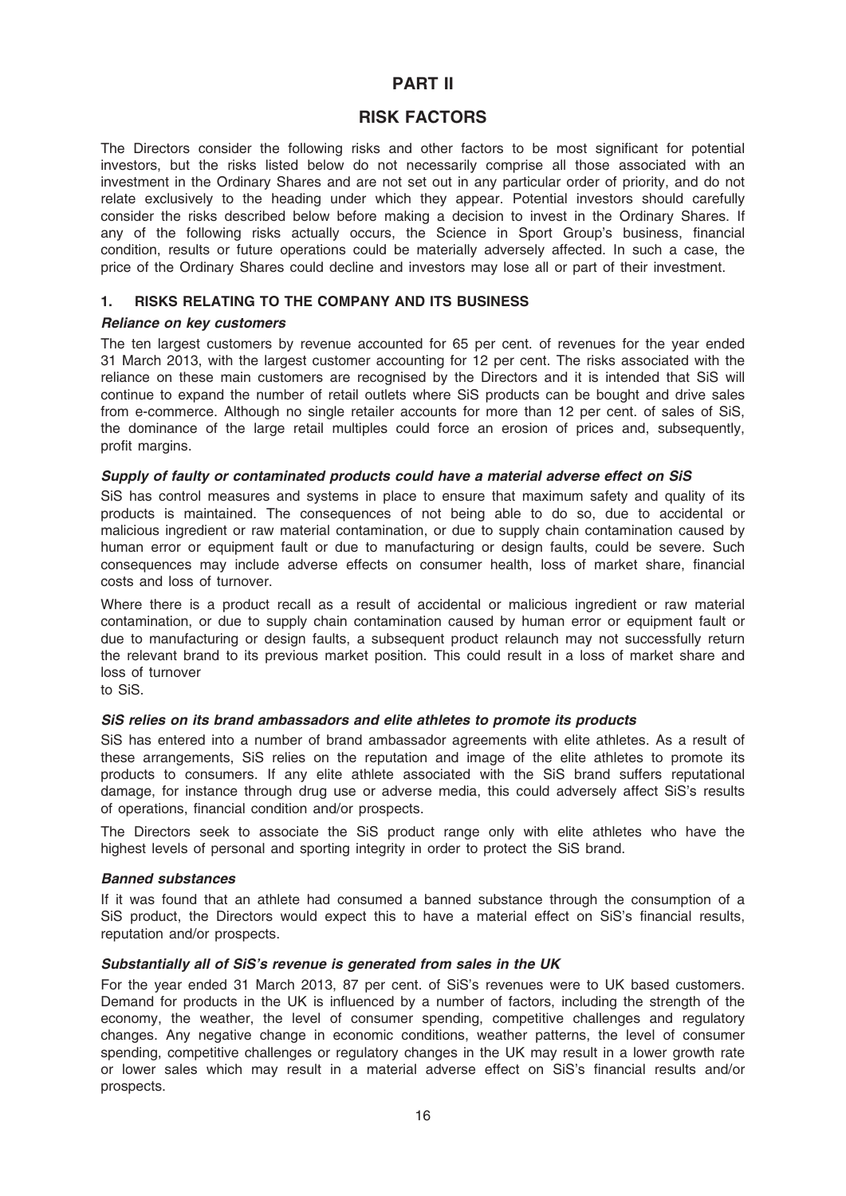# PART II

# RISK FACTORS

The Directors consider the following risks and other factors to be most significant for potential investors, but the risks listed below do not necessarily comprise all those associated with an investment in the Ordinary Shares and are not set out in any particular order of priority, and do not relate exclusively to the heading under which they appear. Potential investors should carefully consider the risks described below before making a decision to invest in the Ordinary Shares. If any of the following risks actually occurs, the Science in Sport Group's business, financial condition, results or future operations could be materially adversely affected. In such a case, the price of the Ordinary Shares could decline and investors may lose all or part of their investment.

## 1. RISKS RELATING TO THE COMPANY AND ITS BUSINESS

### *Reliance on key customers*

The ten largest customers by revenue accounted for 65 per cent. of revenues for the year ended 31 March 2013, with the largest customer accounting for 12 per cent. The risks associated with the reliance on these main customers are recognised by the Directors and it is intended that SiS will continue to expand the number of retail outlets where SiS products can be bought and drive sales from e-commerce. Although no single retailer accounts for more than 12 per cent. of sales of SiS, the dominance of the large retail multiples could force an erosion of prices and, subsequently, profit margins.

### *Supply of faulty or contaminated products could have a material adverse effect on SiS*

SiS has control measures and systems in place to ensure that maximum safety and quality of its products is maintained. The consequences of not being able to do so, due to accidental or malicious ingredient or raw material contamination, or due to supply chain contamination caused by human error or equipment fault or due to manufacturing or design faults, could be severe. Such consequences may include adverse effects on consumer health, loss of market share, financial costs and loss of turnover.

Where there is a product recall as a result of accidental or malicious ingredient or raw material contamination, or due to supply chain contamination caused by human error or equipment fault or due to manufacturing or design faults, a subsequent product relaunch may not successfully return the relevant brand to its previous market position. This could result in a loss of market share and loss of turnover to SiS.

### *SiS relies on its brand ambassadors and elite athletes to promote its products*

SiS has entered into a number of brand ambassador agreements with elite athletes. As a result of these arrangements, SiS relies on the reputation and image of the elite athletes to promote its products to consumers. If any elite athlete associated with the SiS brand suffers reputational damage, for instance through drug use or adverse media, this could adversely affect SiS's results of operations, financial condition and/or prospects.

The Directors seek to associate the SiS product range only with elite athletes who have the highest levels of personal and sporting integrity in order to protect the SiS brand.

### *Banned substances*

If it was found that an athlete had consumed a banned substance through the consumption of a SiS product, the Directors would expect this to have a material effect on SiS's financial results, reputation and/or prospects.

### *Substantially all of SiS's revenue is generated from sales in the UK*

For the year ended 31 March 2013, 87 per cent. of SiS's revenues were to UK based customers. Demand for products in the UK is influenced by a number of factors, including the strength of the economy, the weather, the level of consumer spending, competitive challenges and regulatory changes. Any negative change in economic conditions, weather patterns, the level of consumer spending, competitive challenges or regulatory changes in the UK may result in a lower growth rate or lower sales which may result in a material adverse effect on SiS's financial results and/or prospects.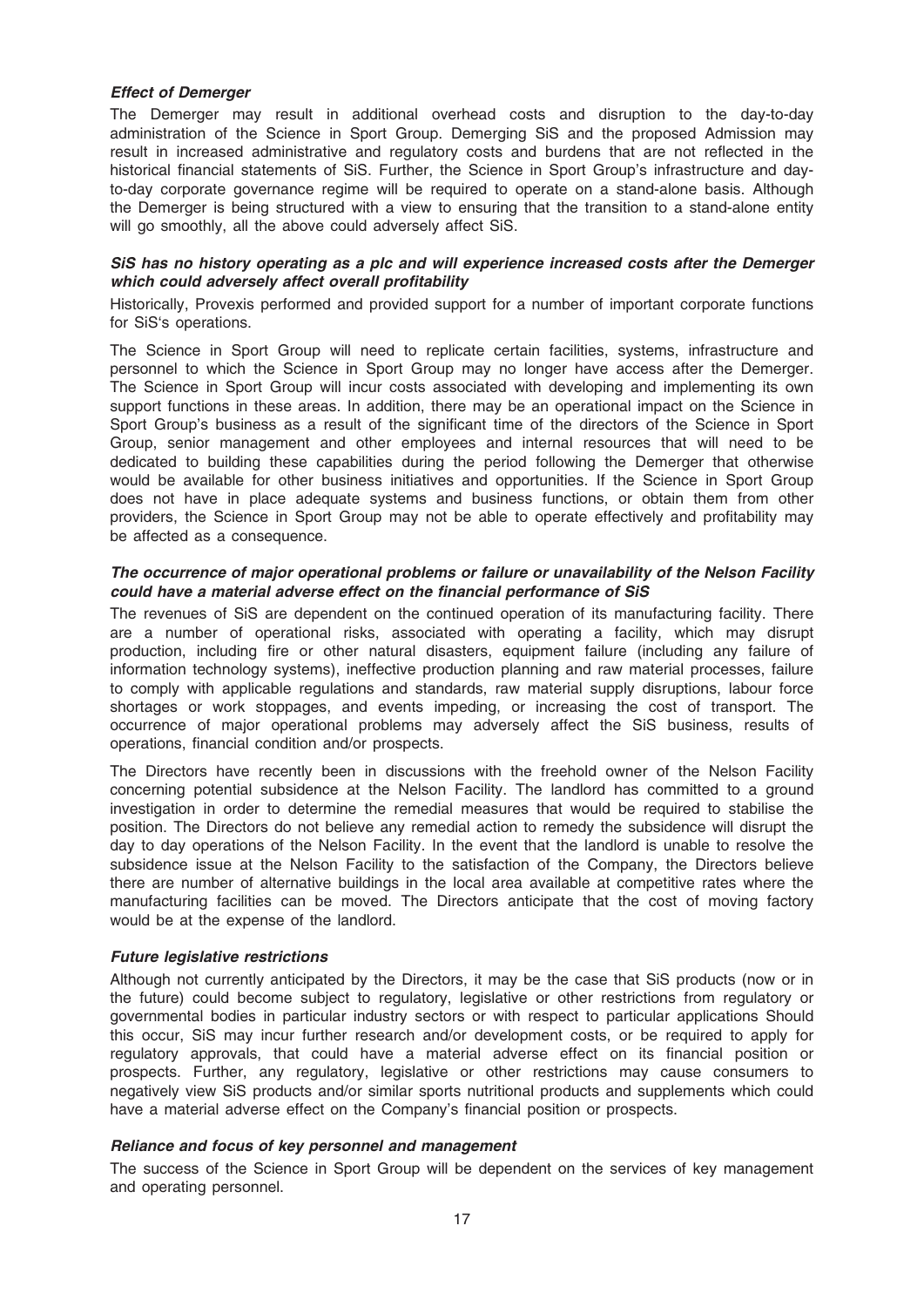***Effect of Demerger***

The Demerger may result in additional overhead costs and disruption to the day-to-day administration of the Science in Sport Group. Demerging SiS and the proposed Admission may result in increased administrative and regulatory costs and burdens that are not reflected in the historical financial statements of SiS. Further, the Science in Sport Group's infrastructure and day-to-day corporate governance regime will be required to operate on a stand-alone basis. Although the Demerger is being structured with a view to ensuring that the transition to a stand-alone entity will go smoothly, all the above could adversely affect SiS.

***SiS has no history operating as a plc and will experience increased costs after the Demerger which could adversely affect overall profitability***

Historically, Provexis performed and provided support for a number of important corporate functions for SiS's operations.

The Science in Sport Group will need to replicate certain facilities, systems, infrastructure and personnel to which the Science in Sport Group may no longer have access after the Demerger. The Science in Sport Group will incur costs associated with developing and implementing its own support functions in these areas. In addition, there may be an operational impact on the Science in Sport Group's business as a result of the significant time of the directors of the Science in Sport Group, senior management and other employees and internal resources that will need to be dedicated to building these capabilities during the period following the Demerger that otherwise would be available for other business initiatives and opportunities. If the Science in Sport Group does not have in place adequate systems and business functions, or obtain them from other providers, the Science in Sport Group may not be able to operate effectively and profitability may be affected as a consequence.

***The occurrence of major operational problems or failure or unavailability of the Nelson Facility could have a material adverse effect on the financial performance of SiS***

The revenues of SiS are dependent on the continued operation of its manufacturing facility. There are a number of operational risks, associated with operating a facility, which may disrupt production, including fire or other natural disasters, equipment failure (including any failure of information technology systems), ineffective production planning and raw material processes, failure to comply with applicable regulations and standards, raw material supply disruptions, labour force shortages or work stoppages, and events impeding, or increasing the cost of transport. The occurrence of major operational problems may adversely affect the SiS business, results of operations, financial condition and/or prospects.

The Directors have recently been in discussions with the freehold owner of the Nelson Facility concerning potential subsidence at the Nelson Facility. The landlord has committed to a ground investigation in order to determine the remedial measures that would be required to stabilise the position. The Directors do not believe any remedial action to remedy the subsidence will disrupt the day to day operations of the Nelson Facility. In the event that the landlord is unable to resolve the subsidence issue at the Nelson Facility to the satisfaction of the Company, the Directors believe there are number of alternative buildings in the local area available at competitive rates where the manufacturing facilities can be moved. The Directors anticipate that the cost of moving factory would be at the expense of the landlord.

***Future legislative restrictions***

Although not currently anticipated by the Directors, it may be the case that SiS products (now or in the future) could become subject to regulatory, legislative or other restrictions from regulatory or governmental bodies in particular industry sectors or with respect to particular applications Should this occur, SiS may incur further research and/or development costs, or be required to apply for regulatory approvals, that could have a material adverse effect on its financial position or prospects. Further, any regulatory, legislative or other restrictions may cause consumers to negatively view SiS products and/or similar sports nutritional products and supplements which could have a material adverse effect on the Company's financial position or prospects.

***Reliance and focus of key personnel and management***

The success of the Science in Sport Group will be dependent on the services of key management and operating personnel.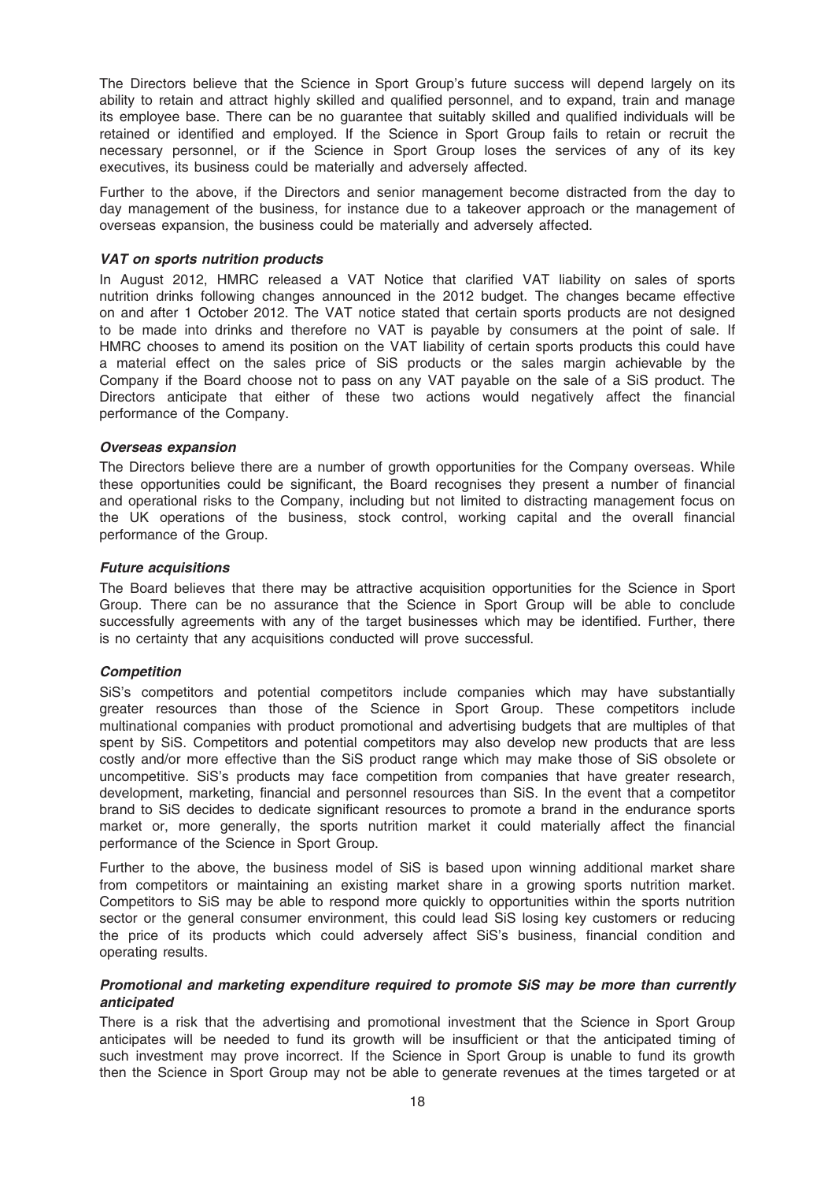The Directors believe that the Science in Sport Group's future success will depend largely on its ability to retain and attract highly skilled and qualified personnel, and to expand, train and manage its employee base. There can be no guarantee that suitably skilled and qualified individuals will be retained or identified and employed. If the Science in Sport Group fails to retain or recruit the necessary personnel, or if the Science in Sport Group loses the services of any of its key executives, its business could be materially and adversely affected.

Further to the above, if the Directors and senior management become distracted from the day to day management of the business, for instance due to a takeover approach or the management of overseas expansion, the business could be materially and adversely affected.

***VAT on sports nutrition products***

In August 2012, HMRC released a VAT Notice that clarified VAT liability on sales of sports nutrition drinks following changes announced in the 2012 budget. The changes became effective on and after 1 October 2012. The VAT notice stated that certain sports products are not designed to be made into drinks and therefore no VAT is payable by consumers at the point of sale. If HMRC chooses to amend its position on the VAT liability of certain sports products this could have a material effect on the sales price of SiS products or the sales margin achievable by the Company if the Board choose not to pass on any VAT payable on the sale of a SiS product. The Directors anticipate that either of these two actions would negatively affect the financial performance of the Company.

***Overseas expansion***

The Directors believe there are a number of growth opportunities for the Company overseas. While these opportunities could be significant, the Board recognises they present a number of financial and operational risks to the Company, including but not limited to distracting management focus on the UK operations of the business, stock control, working capital and the overall financial performance of the Group.

***Future acquisitions***

The Board believes that there may be attractive acquisition opportunities for the Science in Sport Group. There can be no assurance that the Science in Sport Group will be able to conclude successfully agreements with any of the target businesses which may be identified. Further, there is no certainty that any acquisitions conducted will prove successful.

***Competition***

SiS's competitors and potential competitors include companies which may have substantially greater resources than those of the Science in Sport Group. These competitors include multinational companies with product promotional and advertising budgets that are multiples of that spent by SiS. Competitors and potential competitors may also develop new products that are less costly and/or more effective than the SiS product range which may make those of SiS obsolete or uncompetitive. SiS's products may face competition from companies that have greater research, development, marketing, financial and personnel resources than SiS. In the event that a competitor brand to SiS decides to dedicate significant resources to promote a brand in the endurance sports market or, more generally, the sports nutrition market it could materially affect the financial performance of the Science in Sport Group.

Further to the above, the business model of SiS is based upon winning additional market share from competitors or maintaining an existing market share in a growing sports nutrition market. Competitors to SiS may be able to respond more quickly to opportunities within the sports nutrition sector or the general consumer environment, this could lead SiS losing key customers or reducing the price of its products which could adversely affect SiS's business, financial condition and operating results.

***Promotional and marketing expenditure required to promote SiS may be more than currently anticipated***

There is a risk that the advertising and promotional investment that the Science in Sport Group anticipates will be needed to fund its growth will be insufficient or that the anticipated timing of such investment may prove incorrect. If the Science in Sport Group is unable to fund its growth then the Science in Sport Group may not be able to generate revenues at the times targeted or at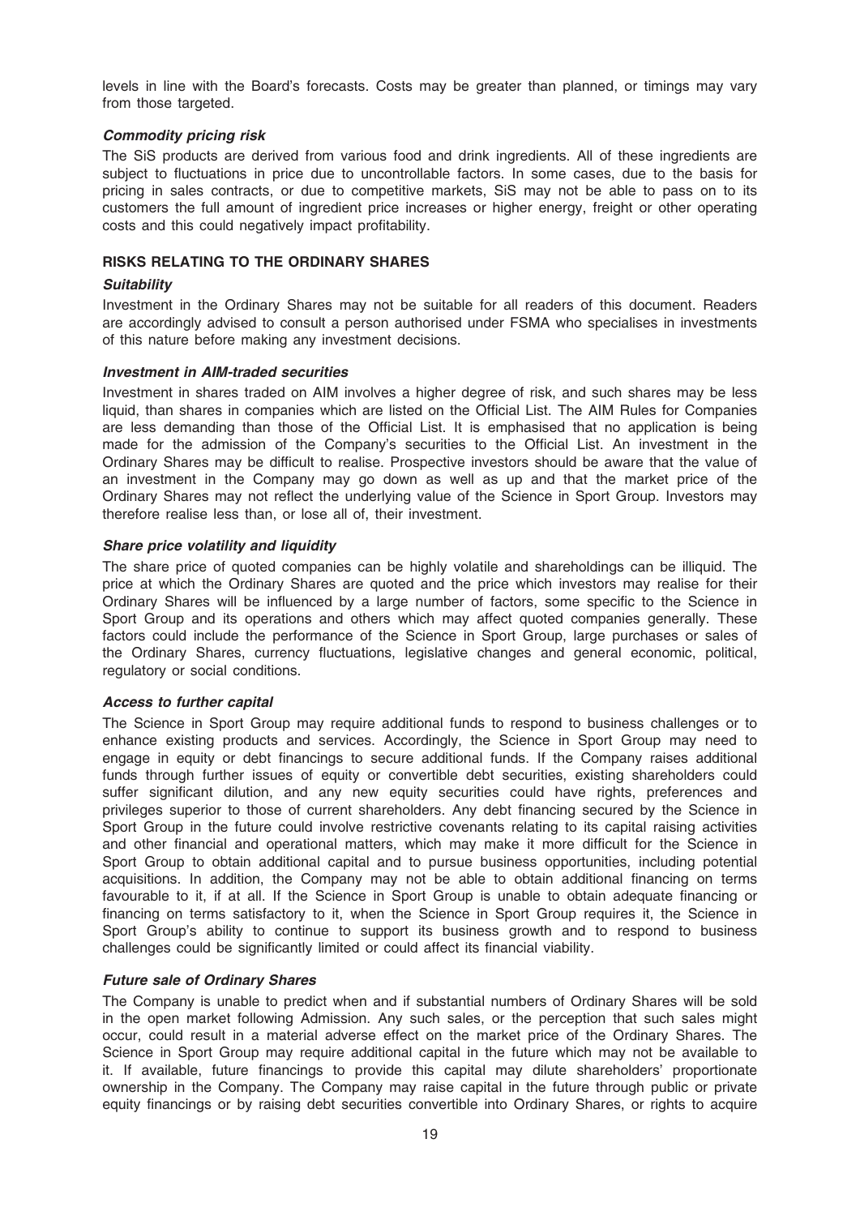levels in line with the Board's forecasts. Costs may be greater than planned, or timings may vary from those targeted.

***Commodity pricing risk***

The SiS products are derived from various food and drink ingredients. All of these ingredients are subject to fluctuations in price due to uncontrollable factors. In some cases, due to the basis for pricing in sales contracts, or due to competitive markets, SiS may not be able to pass on to its customers the full amount of ingredient price increases or higher energy, freight or other operating costs and this could negatively impact profitability.

## RISKS RELATING TO THE ORDINARY SHARES

***Suitability***

Investment in the Ordinary Shares may not be suitable for all readers of this document. Readers are accordingly advised to consult a person authorised under FSMA who specialises in investments of this nature before making any investment decisions.

***Investment in AIM-traded securities***

Investment in shares traded on AIM involves a higher degree of risk, and such shares may be less liquid, than shares in companies which are listed on the Official List. The AIM Rules for Companies are less demanding than those of the Official List. It is emphasised that no application is being made for the admission of the Company's securities to the Official List. An investment in the Ordinary Shares may be difficult to realise. Prospective investors should be aware that the value of an investment in the Company may go down as well as up and that the market price of the Ordinary Shares may not reflect the underlying value of the Science in Sport Group. Investors may therefore realise less than, or lose all of, their investment.

***Share price volatility and liquidity***

The share price of quoted companies can be highly volatile and shareholdings can be illiquid. The price at which the Ordinary Shares are quoted and the price which investors may realise for their Ordinary Shares will be influenced by a large number of factors, some specific to the Science in Sport Group and its operations and others which may affect quoted companies generally. These factors could include the performance of the Science in Sport Group, large purchases or sales of the Ordinary Shares, currency fluctuations, legislative changes and general economic, political, regulatory or social conditions.

***Access to further capital***

The Science in Sport Group may require additional funds to respond to business challenges or to enhance existing products and services. Accordingly, the Science in Sport Group may need to engage in equity or debt financings to secure additional funds. If the Company raises additional funds through further issues of equity or convertible debt securities, existing shareholders could suffer significant dilution, and any new equity securities could have rights, preferences and privileges superior to those of current shareholders. Any debt financing secured by the Science in Sport Group in the future could involve restrictive covenants relating to its capital raising activities and other financial and operational matters, which may make it more difficult for the Science in Sport Group to obtain additional capital and to pursue business opportunities, including potential acquisitions. In addition, the Company may not be able to obtain additional financing on terms favourable to it, if at all. If the Science in Sport Group is unable to obtain adequate financing or financing on terms satisfactory to it, when the Science in Sport Group requires it, the Science in Sport Group's ability to continue to support its business growth and to respond to business challenges could be significantly limited or could affect its financial viability.

***Future sale of Ordinary Shares***

The Company is unable to predict when and if substantial numbers of Ordinary Shares will be sold in the open market following Admission. Any such sales, or the perception that such sales might occur, could result in a material adverse effect on the market price of the Ordinary Shares. The Science in Sport Group may require additional capital in the future which may not be available to it. If available, future financings to provide this capital may dilute shareholders' proportionate ownership in the Company. The Company may raise capital in the future through public or private equity financings or by raising debt securities convertible into Ordinary Shares, or rights to acquire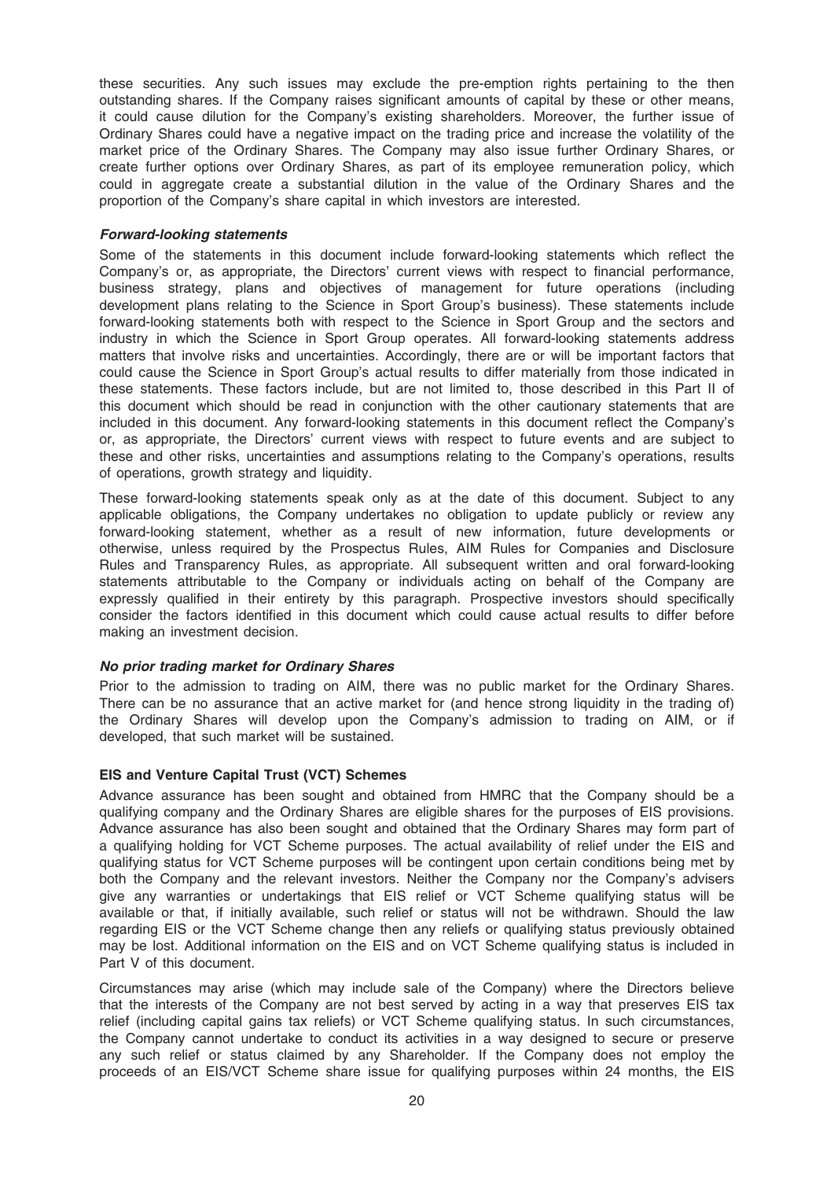these securities. Any such issues may exclude the pre-emption rights pertaining to the then outstanding shares. If the Company raises significant amounts of capital by these or other means, it could cause dilution for the Company's existing shareholders. Moreover, the further issue of Ordinary Shares could have a negative impact on the trading price and increase the volatility of the market price of the Ordinary Shares. The Company may also issue further Ordinary Shares, or create further options over Ordinary Shares, as part of its employee remuneration policy, which could in aggregate create a substantial dilution in the value of the Ordinary Shares and the proportion of the Company's share capital in which investors are interested.

***Forward-looking statements***

Some of the statements in this document include forward-looking statements which reflect the Company's or, as appropriate, the Directors' current views with respect to financial performance, business strategy, plans and objectives of management for future operations (including development plans relating to the Science in Sport Group's business). These statements include forward-looking statements both with respect to the Science in Sport Group and the sectors and industry in which the Science in Sport Group operates. All forward-looking statements address matters that involve risks and uncertainties. Accordingly, there are or will be important factors that could cause the Science in Sport Group's actual results to differ materially from those indicated in these statements. These factors include, but are not limited to, those described in this Part II of this document which should be read in conjunction with the other cautionary statements that are included in this document. Any forward-looking statements in this document reflect the Company's or, as appropriate, the Directors' current views with respect to future events and are subject to these and other risks, uncertainties and assumptions relating to the Company's operations, results of operations, growth strategy and liquidity.

These forward-looking statements speak only as at the date of this document. Subject to any applicable obligations, the Company undertakes no obligation to update publicly or review any forward-looking statement, whether as a result of new information, future developments or otherwise, unless required by the Prospectus Rules, AIM Rules for Companies and Disclosure Rules and Transparency Rules, as appropriate. All subsequent written and oral forward-looking statements attributable to the Company or individuals acting on behalf of the Company are expressly qualified in their entirety by this paragraph. Prospective investors should specifically consider the factors identified in this document which could cause actual results to differ before making an investment decision.

***No prior trading market for Ordinary Shares***

Prior to the admission to trading on AIM, there was no public market for the Ordinary Shares. There can be no assurance that an active market for (and hence strong liquidity in the trading of) the Ordinary Shares will develop upon the Company's admission to trading on AIM, or if developed, that such market will be sustained.

**EIS and Venture Capital Trust (VCT) Schemes**

Advance assurance has been sought and obtained from HMRC that the Company should be a qualifying company and the Ordinary Shares are eligible shares for the purposes of EIS provisions. Advance assurance has also been sought and obtained that the Ordinary Shares may form part of a qualifying holding for VCT Scheme purposes. The actual availability of relief under the EIS and qualifying status for VCT Scheme purposes will be contingent upon certain conditions being met by both the Company and the relevant investors. Neither the Company nor the Company's advisers give any warranties or undertakings that EIS relief or VCT Scheme qualifying status will be available or that, if initially available, such relief or status will not be withdrawn. Should the law regarding EIS or the VCT Scheme change then any reliefs or qualifying status previously obtained may be lost. Additional information on the EIS and on VCT Scheme qualifying status is included in Part V of this document.

Circumstances may arise (which may include sale of the Company) where the Directors believe that the interests of the Company are not best served by acting in a way that preserves EIS tax relief (including capital gains tax reliefs) or VCT Scheme qualifying status. In such circumstances, the Company cannot undertake to conduct its activities in a way designed to secure or preserve any such relief or status claimed by any Shareholder. If the Company does not employ the proceeds of an EIS/VCT Scheme share issue for qualifying purposes within 24 months, the EIS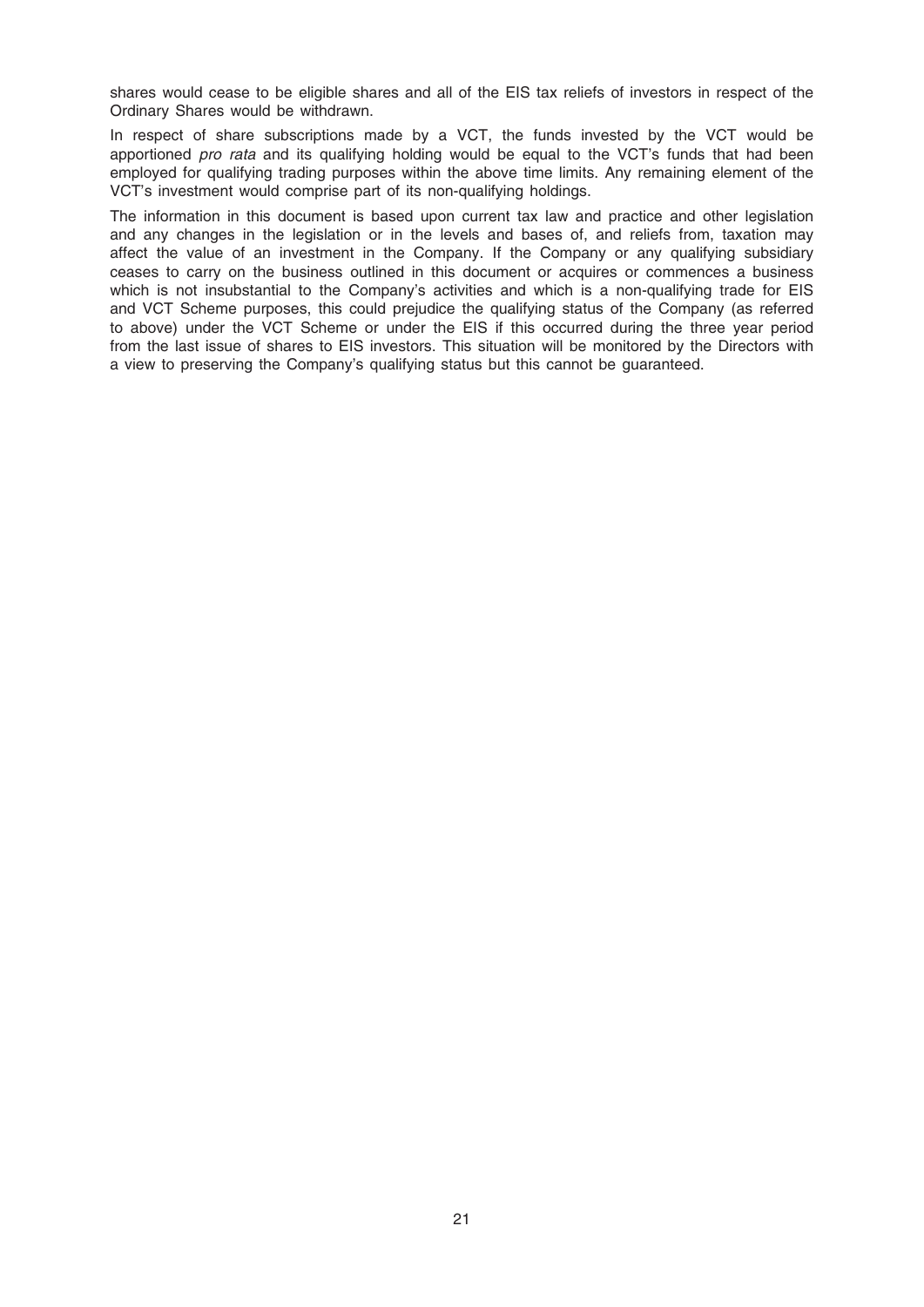shares would cease to be eligible shares and all of the EIS tax reliefs of investors in respect of the Ordinary Shares would be withdrawn.

In respect of share subscriptions made by a VCT, the funds invested by the VCT would be apportioned *pro rata* and its qualifying holding would be equal to the VCT's funds that had been employed for qualifying trading purposes within the above time limits. Any remaining element of the VCT's investment would comprise part of its non-qualifying holdings.

The information in this document is based upon current tax law and practice and other legislation and any changes in the legislation or in the levels and bases of, and reliefs from, taxation may affect the value of an investment in the Company. If the Company or any qualifying subsidiary ceases to carry on the business outlined in this document or acquires or commences a business which is not insubstantial to the Company's activities and which is a non-qualifying trade for EIS and VCT Scheme purposes, this could prejudice the qualifying status of the Company (as referred to above) under the VCT Scheme or under the EIS if this occurred during the three year period from the last issue of shares to EIS investors. This situation will be monitored by the Directors with a view to preserving the Company's qualifying status but this cannot be guaranteed.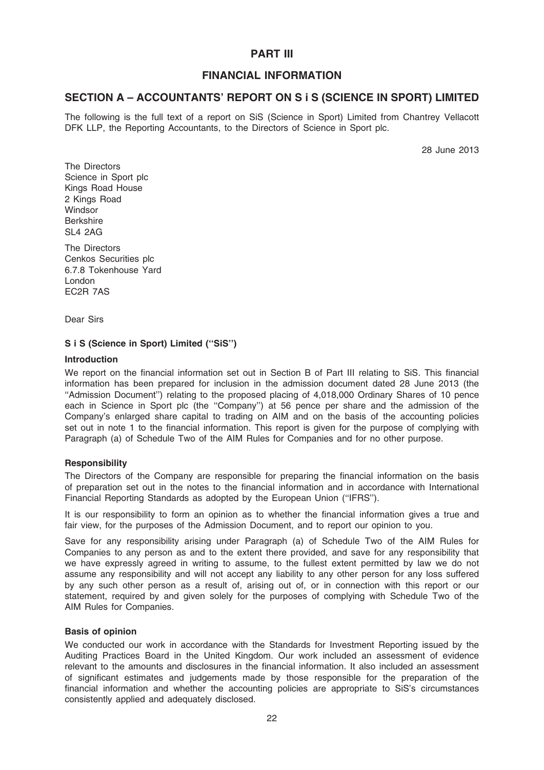# PART III

# FINANCIAL INFORMATION

## SECTION A – ACCOUNTANTS' REPORT ON S i S (SCIENCE IN SPORT) LIMITED

The following is the full text of a report on SiS (Science in Sport) Limited from Chantrey Vellacott DFK LLP, the Reporting Accountants, to the Directors of Science in Sport plc.

28 June 2013

The Directors
Science in Sport plc
Kings Road House
2 Kings Road
Windsor
Berkshire
SL4 2AG

The Directors
Cenkos Securities plc
6.7.8 Tokenhouse Yard
London
EC2R 7AS

Dear Sirs

**S i S (Science in Sport) Limited (''SiS'')**

**Introduction**

We report on the financial information set out in Section B of Part III relating to SiS. This financial information has been prepared for inclusion in the admission document dated 28 June 2013 (the ''Admission Document'') relating to the proposed placing of 4,018,000 Ordinary Shares of 10 pence each in Science in Sport plc (the ''Company'') at 56 pence per share and the admission of the Company's enlarged share capital to trading on AIM and on the basis of the accounting policies set out in note 1 to the financial information. This report is given for the purpose of complying with Paragraph (a) of Schedule Two of the AIM Rules for Companies and for no other purpose.

**Responsibility**

The Directors of the Company are responsible for preparing the financial information on the basis of preparation set out in the notes to the financial information and in accordance with International Financial Reporting Standards as adopted by the European Union (''IFRS'').

It is our responsibility to form an opinion as to whether the financial information gives a true and fair view, for the purposes of the Admission Document, and to report our opinion to you.

Save for any responsibility arising under Paragraph (a) of Schedule Two of the AIM Rules for Companies to any person as and to the extent there provided, and save for any responsibility that we have expressly agreed in writing to assume, to the fullest extent permitted by law we do not assume any responsibility and will not accept any liability to any other person for any loss suffered by any such other person as a result of, arising out of, or in connection with this report or our statement, required by and given solely for the purposes of complying with Schedule Two of the AIM Rules for Companies.

**Basis of opinion**

We conducted our work in accordance with the Standards for Investment Reporting issued by the Auditing Practices Board in the United Kingdom. Our work included an assessment of evidence relevant to the amounts and disclosures in the financial information. It also included an assessment of significant estimates and judgements made by those responsible for the preparation of the financial information and whether the accounting policies are appropriate to SiS's circumstances consistently applied and adequately disclosed.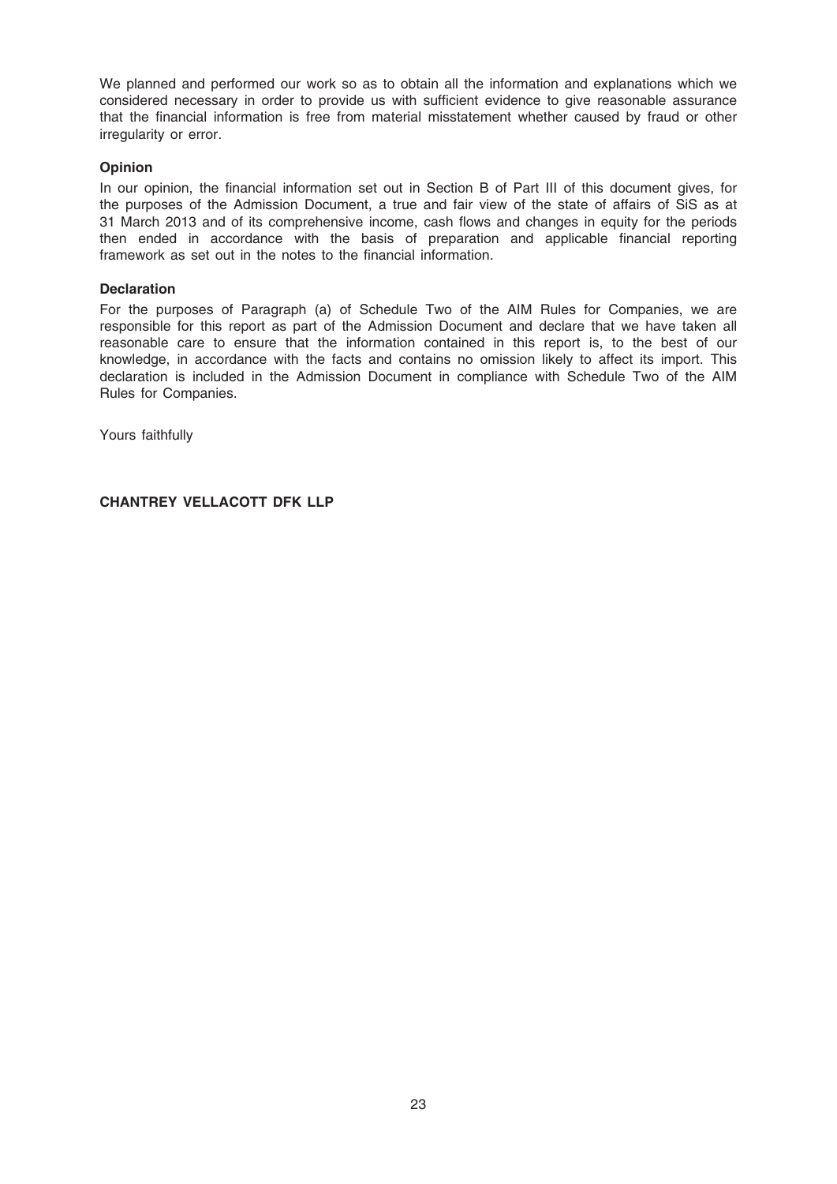We planned and performed our work so as to obtain all the information and explanations which we considered necessary in order to provide us with sufficient evidence to give reasonable assurance that the financial information is free from material misstatement whether caused by fraud or other irregularity or error.

**Opinion**

In our opinion, the financial information set out in Section B of Part III of this document gives, for the purposes of the Admission Document, a true and fair view of the state of affairs of SiS as at 31 March 2013 and of its comprehensive income, cash flows and changes in equity for the periods then ended in accordance with the basis of preparation and applicable financial reporting framework as set out in the notes to the financial information.

**Declaration**

For the purposes of Paragraph (a) of Schedule Two of the AIM Rules for Companies, we are responsible for this report as part of the Admission Document and declare that we have taken all reasonable care to ensure that the information contained in this report is, to the best of our knowledge, in accordance with the facts and contains no omission likely to affect its import. This declaration is included in the Admission Document in compliance with Schedule Two of the AIM Rules for Companies.

Yours faithfully

**CHANTREY VELLACOTT DFK LLP**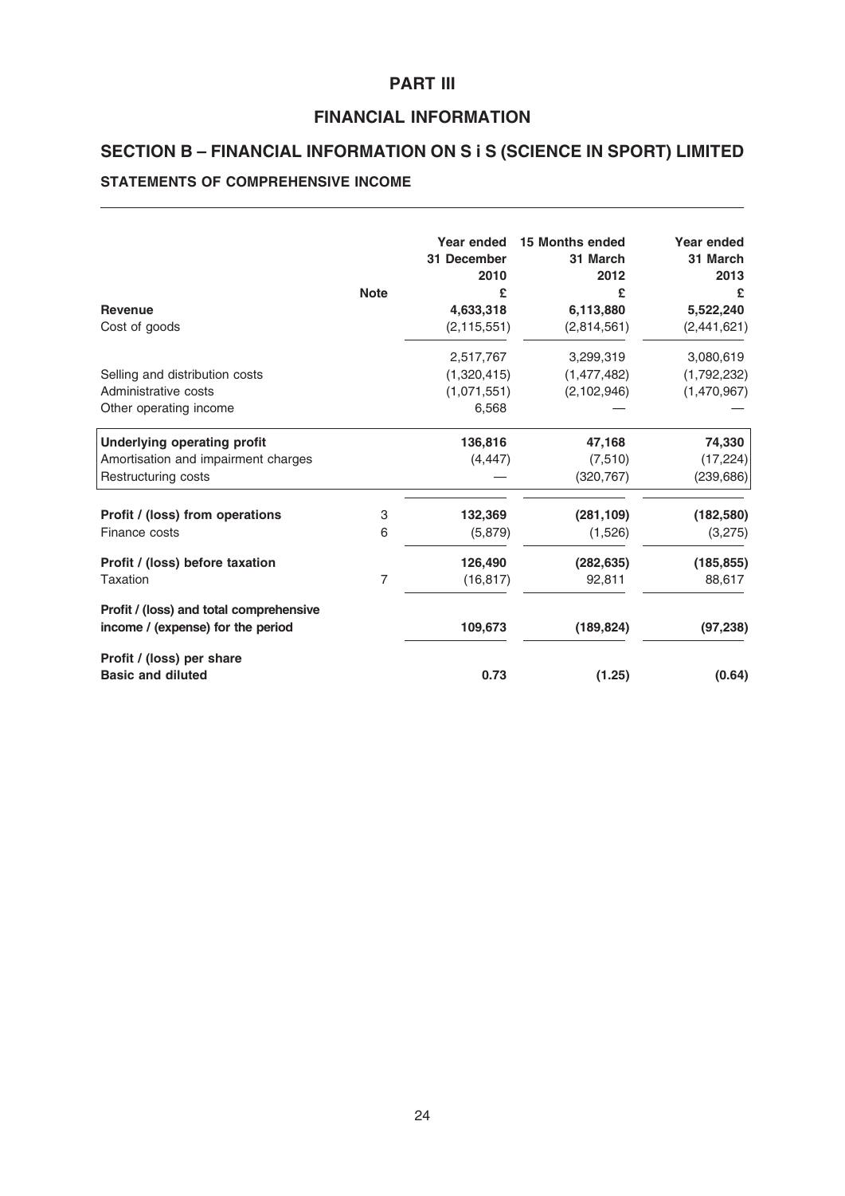# PART III

# FINANCIAL INFORMATION

## SECTION B – FINANCIAL INFORMATION ON S i S (SCIENCE IN SPORT) LIMITED

### STATEMENTS OF COMPREHENSIVE INCOME

| | Note | Year ended 31 December 2010 £ | 15 Months ended 31 March 2012 £ | Year ended 31 March 2013 £ |
|---|---|---|---|---|
| **Revenue** | | **4,633,318** | **6,113,880** | **5,522,240** |
| Cost of goods | | (2,115,551) | (2,814,561) | (2,441,621) |
| | | 2,517,767 | 3,299,319 | 3,080,619 |
| Selling and distribution costs | | (1,320,415) | (1,477,482) | (1,792,232) |
| Administrative costs | | (1,071,551) | (2,102,946) | (1,470,967) |
| Other operating income | | 6,568 | — | — |
| **Underlying operating profit** | | **136,816** | **47,168** | **74,330** |
| Amortisation and impairment charges | | (4,447) | (7,510) | (17,224) |
| Restructuring costs | | — | (320,767) | (239,686) |
| **Profit / (loss) from operations** | 3 | **132,369** | **(281,109)** | **(182,580)** |
| Finance costs | 6 | (5,879) | (1,526) | (3,275) |
| **Profit / (loss) before taxation** | | **126,490** | **(282,635)** | **(185,855)** |
| Taxation | 7 | (16,817) | 92,811 | 88,617 |
| **Profit / (loss) and total comprehensive income / (expense) for the period** | | **109,673** | **(189,824)** | **(97,238)** |
| **Profit / (loss) per share Basic and diluted** | | **0.73** | **(1.25)** | **(0.64)** |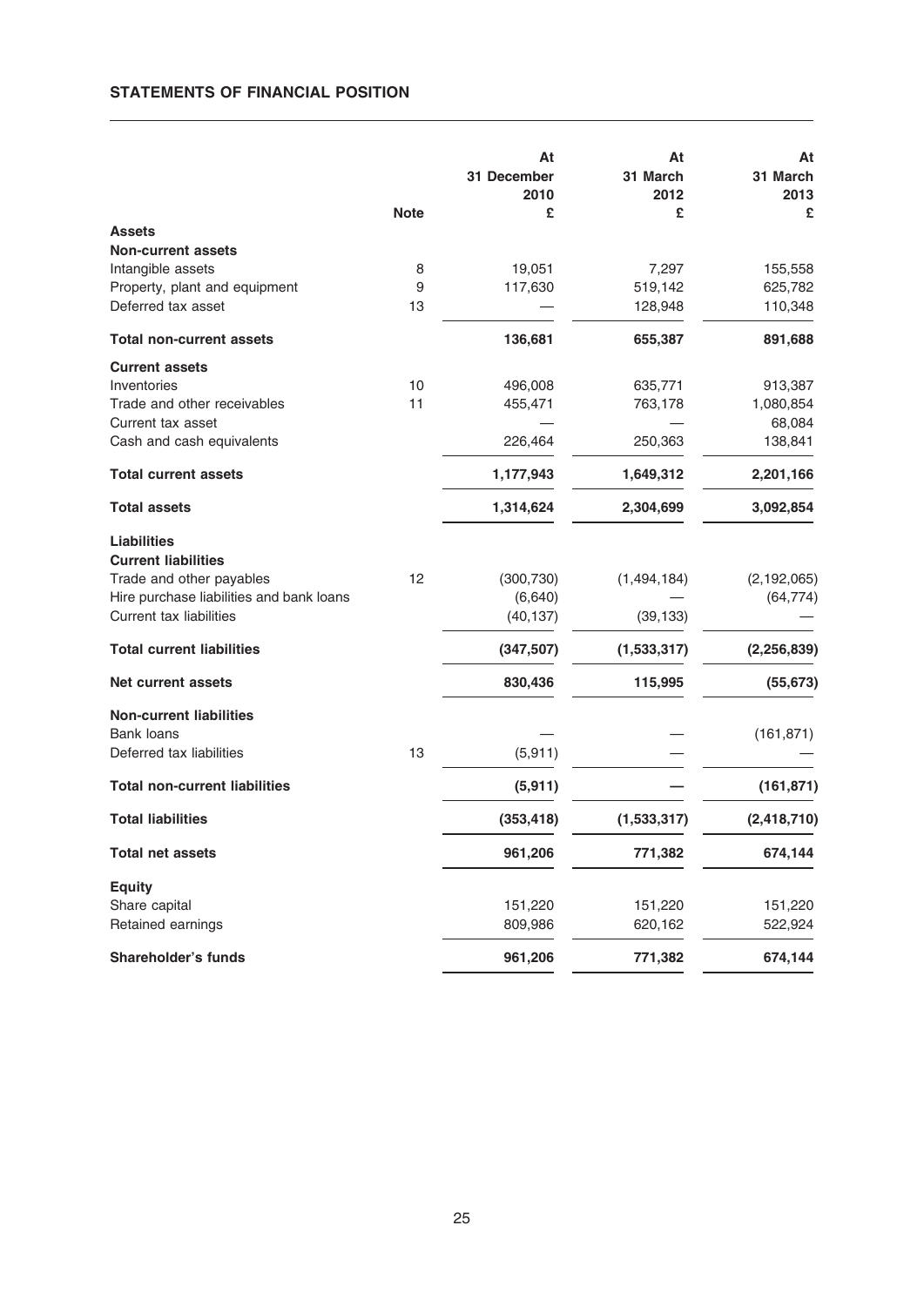## STATEMENTS OF FINANCIAL POSITION

| | Note | At 31 December 2010 £ | At 31 March 2012 £ | At 31 March 2013 £ |
|---|---|---|---|---|
| **Assets** | | | | |
| **Non-current assets** | | | | |
| Intangible assets | 8 | 19,051 | 7,297 | 155,558 |
| Property, plant and equipment | 9 | 117,630 | 519,142 | 625,782 |
| Deferred tax asset | 13 | — | 128,948 | 110,348 |
| **Total non-current assets** | | **136,681** | **655,387** | **891,688** |
| **Current assets** | | | | |
| Inventories | 10 | 496,008 | 635,771 | 913,387 |
| Trade and other receivables | 11 | 455,471 | 763,178 | 1,080,854 |
| Current tax asset | | — | — | 68,084 |
| Cash and cash equivalents | | 226,464 | 250,363 | 138,841 |
| **Total current assets** | | **1,177,943** | **1,649,312** | **2,201,166** |
| **Total assets** | | **1,314,624** | **2,304,699** | **3,092,854** |
| **Liabilities** | | | | |
| **Current liabilities** | | | | |
| Trade and other payables | 12 | (300,730) | (1,494,184) | (2,192,065) |
| Hire purchase liabilities and bank loans | | (6,640) | — | (64,774) |
| Current tax liabilities | | (40,137) | (39,133) | — |
| **Total current liabilities** | | **(347,507)** | **(1,533,317)** | **(2,256,839)** |
| **Net current assets** | | **830,436** | **115,995** | **(55,673)** |
| **Non-current liabilities** | | | | |
| Bank loans | | — | — | (161,871) |
| Deferred tax liabilities | 13 | (5,911) | — | — |
| **Total non-current liabilities** | | **(5,911)** | **—** | **(161,871)** |
| **Total liabilities** | | **(353,418)** | **(1,533,317)** | **(2,418,710)** |
| **Total net assets** | | **961,206** | **771,382** | **674,144** |
| **Equity** | | | | |
| Share capital | | 151,220 | 151,220 | 151,220 |
| Retained earnings | | 809,986 | 620,162 | 522,924 |
| **Shareholder's funds** | | **961,206** | **771,382** | **674,144** |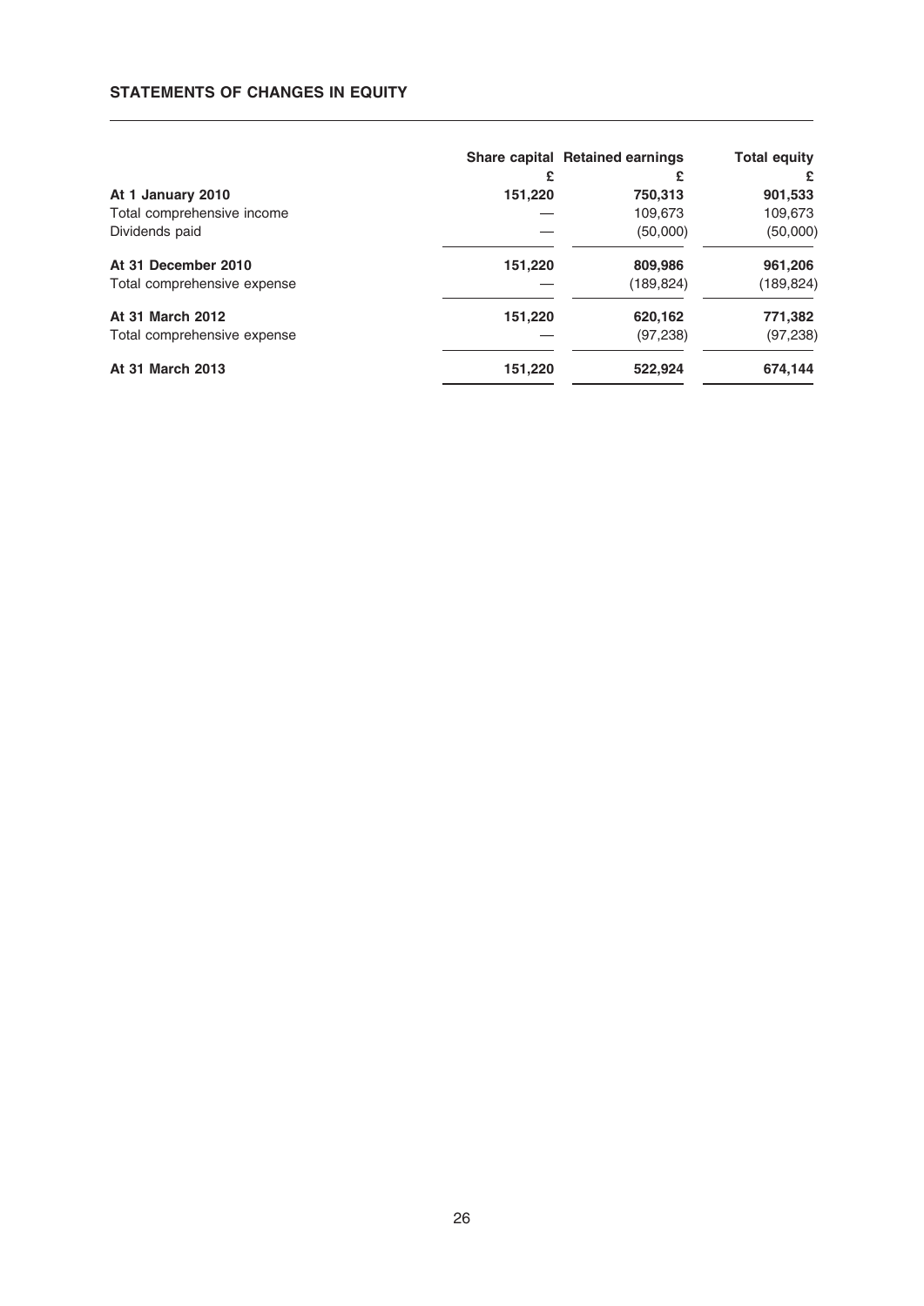## STATEMENTS OF CHANGES IN EQUITY

| | Share capital | Retained earnings | Total equity |
|---|---|---|---|
| | £ | £ | £ |
| **At 1 January 2010** | **151,220** | **750,313** | **901,533** |
| Total comprehensive income | — | 109,673 | 109,673 |
| Dividends paid | — | (50,000) | (50,000) |
| **At 31 December 2010** | **151,220** | **809,986** | **961,206** |
| Total comprehensive expense | — | (189,824) | (189,824) |
| **At 31 March 2012** | **151,220** | **620,162** | **771,382** |
| Total comprehensive expense | — | (97,238) | (97,238) |
| **At 31 March 2013** | **151,220** | **522,924** | **674,144** |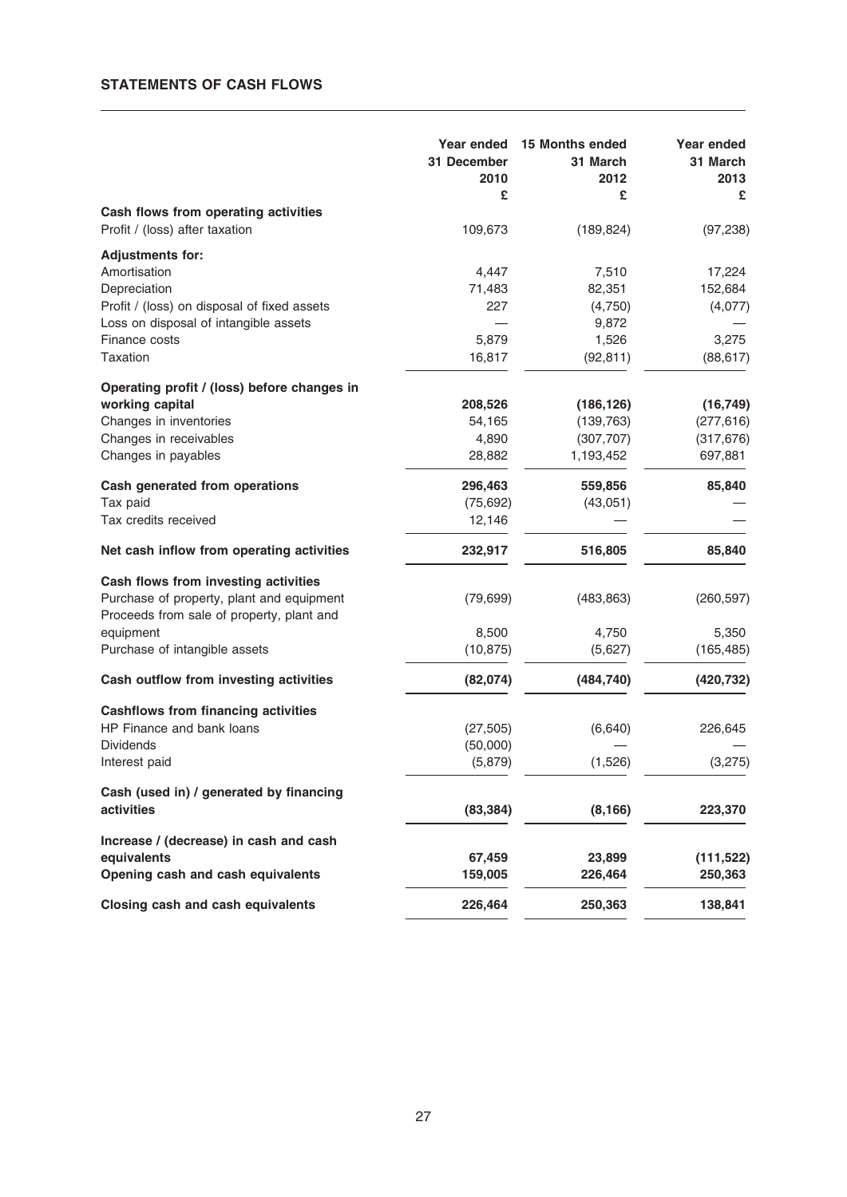## STATEMENTS OF CASH FLOWS

| | Year ended 31 December 2010 | 15 Months ended 31 March 2012 | Year ended 31 March 2013 |
|---|---|---|---|
| | £ | £ | £ |
| **Cash flows from operating activities** | | | |
| Profit / (loss) after taxation | 109,673 | (189,824) | (97,238) |
| **Adjustments for:** | | | |
| Amortisation | 4,447 | 7,510 | 17,224 |
| Depreciation | 71,483 | 82,351 | 152,684 |
| Profit / (loss) on disposal of fixed assets | 227 | (4,750) | (4,077) |
| Loss on disposal of intangible assets | — | 9,872 | — |
| Finance costs | 5,879 | 1,526 | 3,275 |
| Taxation | 16,817 | (92,811) | (88,617) |
| **Operating profit / (loss) before changes in working capital** | **208,526** | **(186,126)** | **(16,749)** |
| Changes in inventories | 54,165 | (139,763) | (277,616) |
| Changes in receivables | 4,890 | (307,707) | (317,676) |
| Changes in payables | 28,882 | 1,193,452 | 697,881 |
| **Cash generated from operations** | **296,463** | **559,856** | **85,840** |
| Tax paid | (75,692) | (43,051) | — |
| Tax credits received | 12,146 | — | — |
| **Net cash inflow from operating activities** | **232,917** | **516,805** | **85,840** |
| **Cash flows from investing activities** | | | |
| Purchase of property, plant and equipment | (79,699) | (483,863) | (260,597) |
| Proceeds from sale of property, plant and equipment | 8,500 | 4,750 | 5,350 |
| Purchase of intangible assets | (10,875) | (5,627) | (165,485) |
| **Cash outflow from investing activities** | **(82,074)** | **(484,740)** | **(420,732)** |
| **Cashflows from financing activities** | | | |
| HP Finance and bank loans | (27,505) | (6,640) | 226,645 |
| Dividends | (50,000) | — | — |
| Interest paid | (5,879) | (1,526) | (3,275) |
| **Cash (used in) / generated by financing activities** | **(83,384)** | **(8,166)** | **223,370** |
| **Increase / (decrease) in cash and cash equivalents** | **67,459** | **23,899** | **(111,522)** |
| **Opening cash and cash equivalents** | **159,005** | **226,464** | **250,363** |
| **Closing cash and cash equivalents** | **226,464** | **250,363** | **138,841** |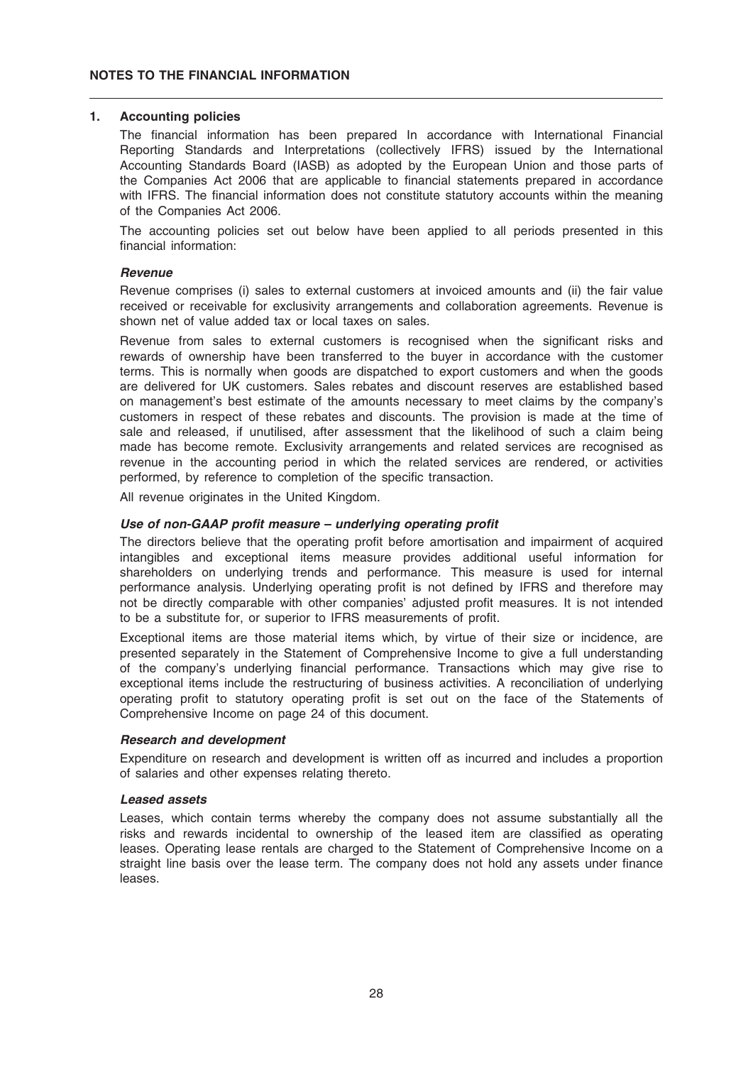## NOTES TO THE FINANCIAL INFORMATION

### 1. Accounting policies

The financial information has been prepared In accordance with International Financial Reporting Standards and Interpretations (collectively IFRS) issued by the International Accounting Standards Board (IASB) as adopted by the European Union and those parts of the Companies Act 2006 that are applicable to financial statements prepared in accordance with IFRS. The financial information does not constitute statutory accounts within the meaning of the Companies Act 2006.

The accounting policies set out below have been applied to all periods presented in this financial information:

#### *Revenue*

Revenue comprises (i) sales to external customers at invoiced amounts and (ii) the fair value received or receivable for exclusivity arrangements and collaboration agreements. Revenue is shown net of value added tax or local taxes on sales.

Revenue from sales to external customers is recognised when the significant risks and rewards of ownership have been transferred to the buyer in accordance with the customer terms. This is normally when goods are dispatched to export customers and when the goods are delivered for UK customers. Sales rebates and discount reserves are established based on management's best estimate of the amounts necessary to meet claims by the company's customers in respect of these rebates and discounts. The provision is made at the time of sale and released, if unutilised, after assessment that the likelihood of such a claim being made has become remote. Exclusivity arrangements and related services are recognised as revenue in the accounting period in which the related services are rendered, or activities performed, by reference to completion of the specific transaction.

All revenue originates in the United Kingdom.

#### *Use of non-GAAP profit measure – underlying operating profit*

The directors believe that the operating profit before amortisation and impairment of acquired intangibles and exceptional items measure provides additional useful information for shareholders on underlying trends and performance. This measure is used for internal performance analysis. Underlying operating profit is not defined by IFRS and therefore may not be directly comparable with other companies' adjusted profit measures. It is not intended to be a substitute for, or superior to IFRS measurements of profit.

Exceptional items are those material items which, by virtue of their size or incidence, are presented separately in the Statement of Comprehensive Income to give a full understanding of the company's underlying financial performance. Transactions which may give rise to exceptional items include the restructuring of business activities. A reconciliation of underlying operating profit to statutory operating profit is set out on the face of the Statements of Comprehensive Income on page 24 of this document.

#### *Research and development*

Expenditure on research and development is written off as incurred and includes a proportion of salaries and other expenses relating thereto.

#### *Leased assets*

Leases, which contain terms whereby the company does not assume substantially all the risks and rewards incidental to ownership of the leased item are classified as operating leases. Operating lease rentals are charged to the Statement of Comprehensive Income on a straight line basis over the lease term. The company does not hold any assets under finance leases.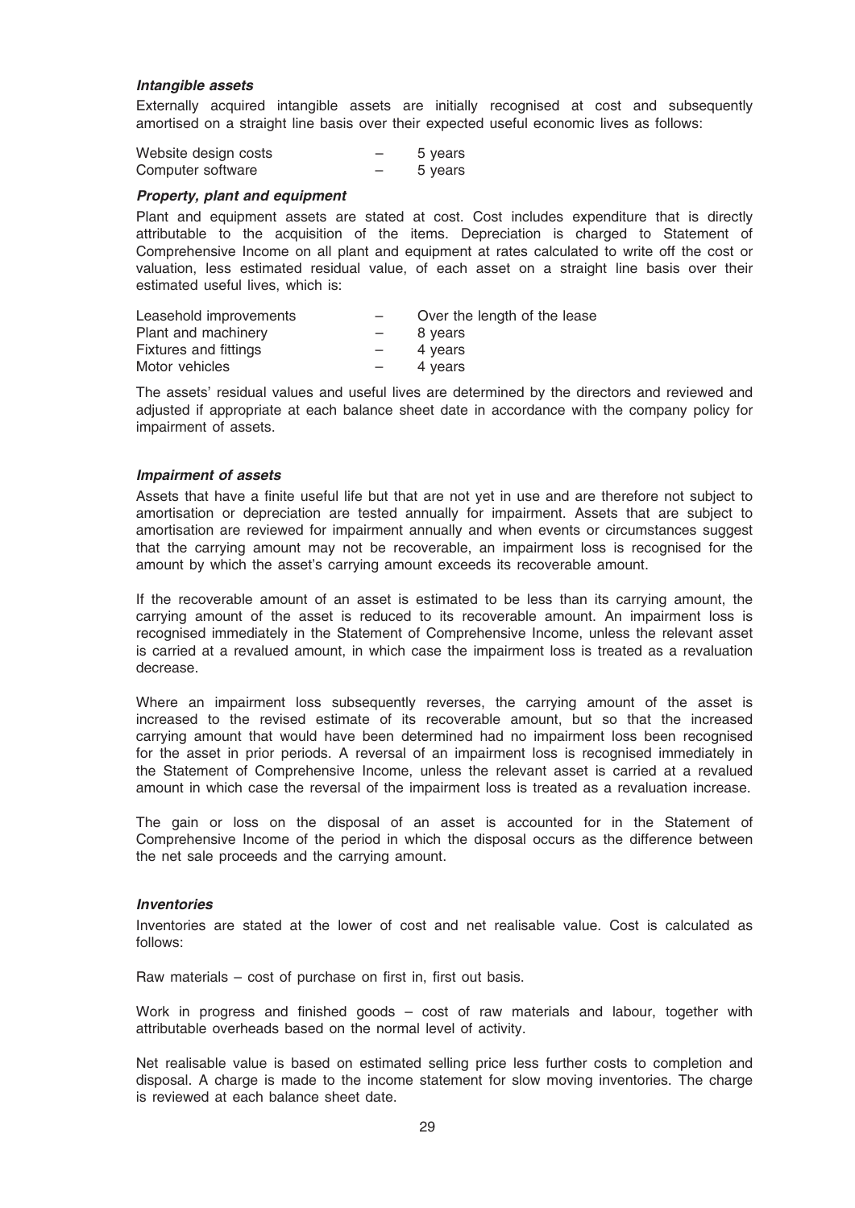***Intangible assets***

Externally acquired intangible assets are initially recognised at cost and subsequently amortised on a straight line basis over their expected useful economic lives as follows:

| | | |
|---|---|---|
| Website design costs | – | 5 years |
| Computer software | – | 5 years |

***Property, plant and equipment***

Plant and equipment assets are stated at cost. Cost includes expenditure that is directly attributable to the acquisition of the items. Depreciation is charged to Statement of Comprehensive Income on all plant and equipment at rates calculated to write off the cost or valuation, less estimated residual value, of each asset on a straight line basis over their estimated useful lives, which is:

| | | |
|---|---|---|
| Leasehold improvements | – | Over the length of the lease |
| Plant and machinery | – | 8 years |
| Fixtures and fittings | – | 4 years |
| Motor vehicles | – | 4 years |

The assets' residual values and useful lives are determined by the directors and reviewed and adjusted if appropriate at each balance sheet date in accordance with the company policy for impairment of assets.

***Impairment of assets***

Assets that have a finite useful life but that are not yet in use and are therefore not subject to amortisation or depreciation are tested annually for impairment. Assets that are subject to amortisation are reviewed for impairment annually and when events or circumstances suggest that the carrying amount may not be recoverable, an impairment loss is recognised for the amount by which the asset's carrying amount exceeds its recoverable amount.

If the recoverable amount of an asset is estimated to be less than its carrying amount, the carrying amount of the asset is reduced to its recoverable amount. An impairment loss is recognised immediately in the Statement of Comprehensive Income, unless the relevant asset is carried at a revalued amount, in which case the impairment loss is treated as a revaluation decrease.

Where an impairment loss subsequently reverses, the carrying amount of the asset is increased to the revised estimate of its recoverable amount, but so that the increased carrying amount that would have been determined had no impairment loss been recognised for the asset in prior periods. A reversal of an impairment loss is recognised immediately in the Statement of Comprehensive Income, unless the relevant asset is carried at a revalued amount in which case the reversal of the impairment loss is treated as a revaluation increase.

The gain or loss on the disposal of an asset is accounted for in the Statement of Comprehensive Income of the period in which the disposal occurs as the difference between the net sale proceeds and the carrying amount.

***Inventories***

Inventories are stated at the lower of cost and net realisable value. Cost is calculated as follows:

Raw materials – cost of purchase on first in, first out basis.

Work in progress and finished goods – cost of raw materials and labour, together with attributable overheads based on the normal level of activity.

Net realisable value is based on estimated selling price less further costs to completion and disposal. A charge is made to the income statement for slow moving inventories. The charge is reviewed at each balance sheet date.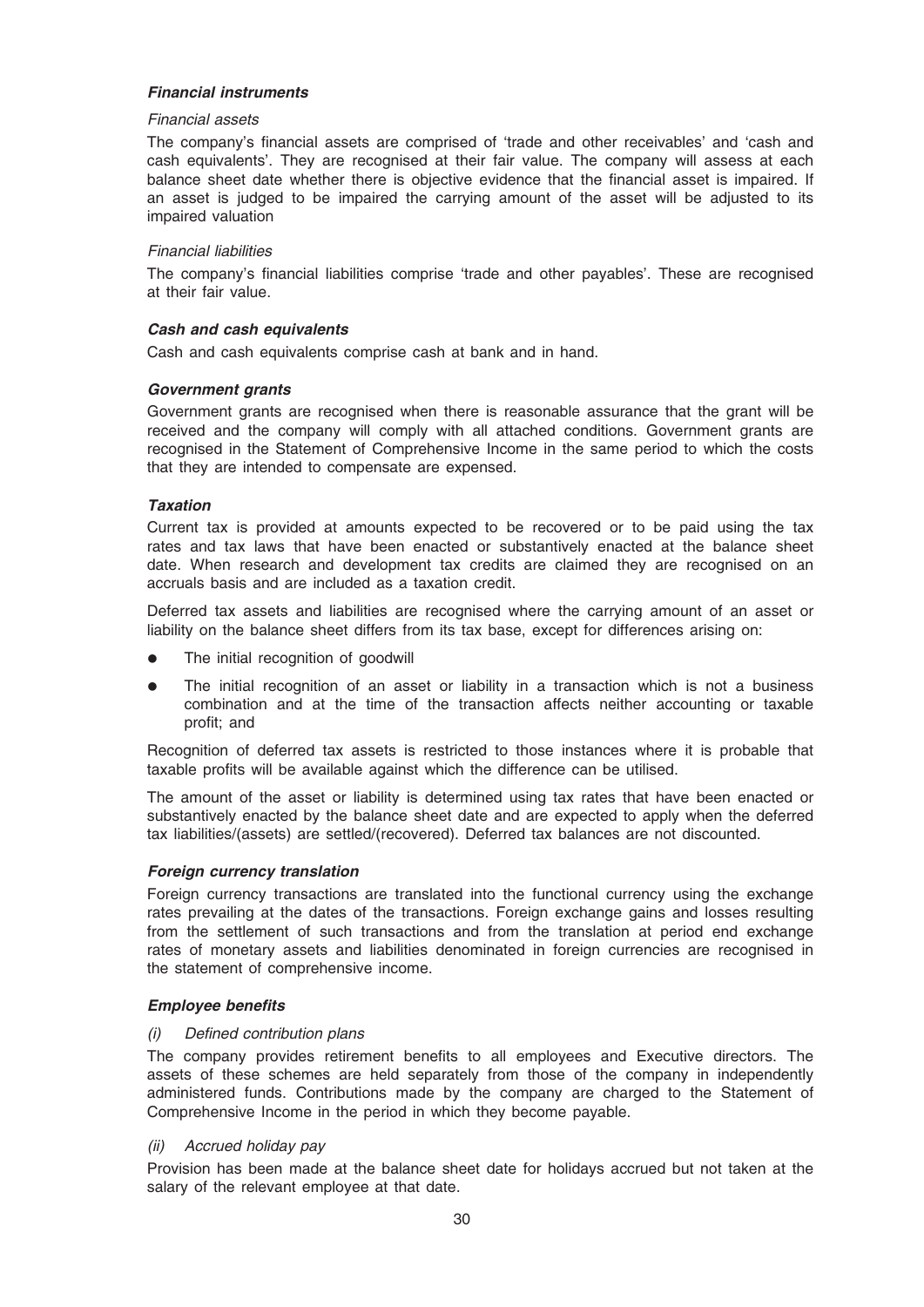***Financial instruments***

*Financial assets*

The company's financial assets are comprised of 'trade and other receivables' and 'cash and cash equivalents'. They are recognised at their fair value. The company will assess at each balance sheet date whether there is objective evidence that the financial asset is impaired. If an asset is judged to be impaired the carrying amount of the asset will be adjusted to its impaired valuation

*Financial liabilities*

The company's financial liabilities comprise 'trade and other payables'. These are recognised at their fair value.

***Cash and cash equivalents***

Cash and cash equivalents comprise cash at bank and in hand.

***Government grants***

Government grants are recognised when there is reasonable assurance that the grant will be received and the company will comply with all attached conditions. Government grants are recognised in the Statement of Comprehensive Income in the same period to which the costs that they are intended to compensate are expensed.

***Taxation***

Current tax is provided at amounts expected to be recovered or to be paid using the tax rates and tax laws that have been enacted or substantively enacted at the balance sheet date. When research and development tax credits are claimed they are recognised on an accruals basis and are included as a taxation credit.

Deferred tax assets and liabilities are recognised where the carrying amount of an asset or liability on the balance sheet differs from its tax base, except for differences arising on:

- The initial recognition of goodwill
- The initial recognition of an asset or liability in a transaction which is not a business combination and at the time of the transaction affects neither accounting or taxable profit; and

Recognition of deferred tax assets is restricted to those instances where it is probable that taxable profits will be available against which the difference can be utilised.

The amount of the asset or liability is determined using tax rates that have been enacted or substantively enacted by the balance sheet date and are expected to apply when the deferred tax liabilities/(assets) are settled/(recovered). Deferred tax balances are not discounted.

***Foreign currency translation***

Foreign currency transactions are translated into the functional currency using the exchange rates prevailing at the dates of the transactions. Foreign exchange gains and losses resulting from the settlement of such transactions and from the translation at period end exchange rates of monetary assets and liabilities denominated in foreign currencies are recognised in the statement of comprehensive income.

***Employee benefits***

*(i) Defined contribution plans*

The company provides retirement benefits to all employees and Executive directors. The assets of these schemes are held separately from those of the company in independently administered funds. Contributions made by the company are charged to the Statement of Comprehensive Income in the period in which they become payable.

*(ii) Accrued holiday pay*

Provision has been made at the balance sheet date for holidays accrued but not taken at the salary of the relevant employee at that date.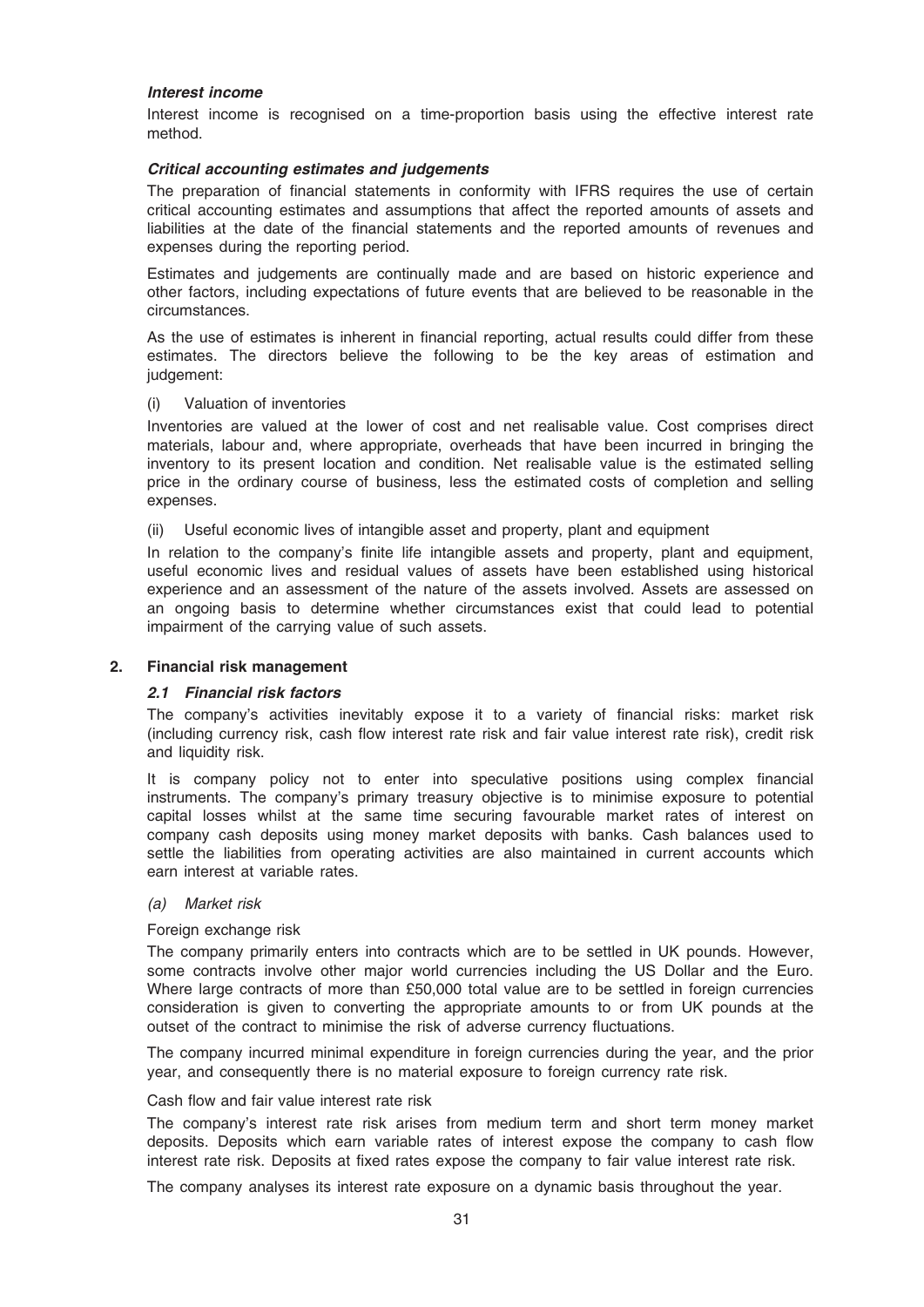***Interest income***

Interest income is recognised on a time-proportion basis using the effective interest rate method.

***Critical accounting estimates and judgements***

The preparation of financial statements in conformity with IFRS requires the use of certain critical accounting estimates and assumptions that affect the reported amounts of assets and liabilities at the date of the financial statements and the reported amounts of revenues and expenses during the reporting period.

Estimates and judgements are continually made and are based on historic experience and other factors, including expectations of future events that are believed to be reasonable in the circumstances.

As the use of estimates is inherent in financial reporting, actual results could differ from these estimates. The directors believe the following to be the key areas of estimation and judgement:

(i) Valuation of inventories

Inventories are valued at the lower of cost and net realisable value. Cost comprises direct materials, labour and, where appropriate, overheads that have been incurred in bringing the inventory to its present location and condition. Net realisable value is the estimated selling price in the ordinary course of business, less the estimated costs of completion and selling expenses.

(ii) Useful economic lives of intangible asset and property, plant and equipment

In relation to the company's finite life intangible assets and property, plant and equipment, useful economic lives and residual values of assets have been established using historical experience and an assessment of the nature of the assets involved. Assets are assessed on an ongoing basis to determine whether circumstances exist that could lead to potential impairment of the carrying value of such assets.

## 2. Financial risk management

### *2.1 Financial risk factors*

The company's activities inevitably expose it to a variety of financial risks: market risk (including currency risk, cash flow interest rate risk and fair value interest rate risk), credit risk and liquidity risk.

It is company policy not to enter into speculative positions using complex financial instruments. The company's primary treasury objective is to minimise exposure to potential capital losses whilst at the same time securing favourable market rates of interest on company cash deposits using money market deposits with banks. Cash balances used to settle the liabilities from operating activities are also maintained in current accounts which earn interest at variable rates.

*(a) Market risk*

Foreign exchange risk

The company primarily enters into contracts which are to be settled in UK pounds. However, some contracts involve other major world currencies including the US Dollar and the Euro. Where large contracts of more than £50,000 total value are to be settled in foreign currencies consideration is given to converting the appropriate amounts to or from UK pounds at the outset of the contract to minimise the risk of adverse currency fluctuations.

The company incurred minimal expenditure in foreign currencies during the year, and the prior year, and consequently there is no material exposure to foreign currency rate risk.

Cash flow and fair value interest rate risk

The company's interest rate risk arises from medium term and short term money market deposits. Deposits which earn variable rates of interest expose the company to cash flow interest rate risk. Deposits at fixed rates expose the company to fair value interest rate risk.

The company analyses its interest rate exposure on a dynamic basis throughout the year.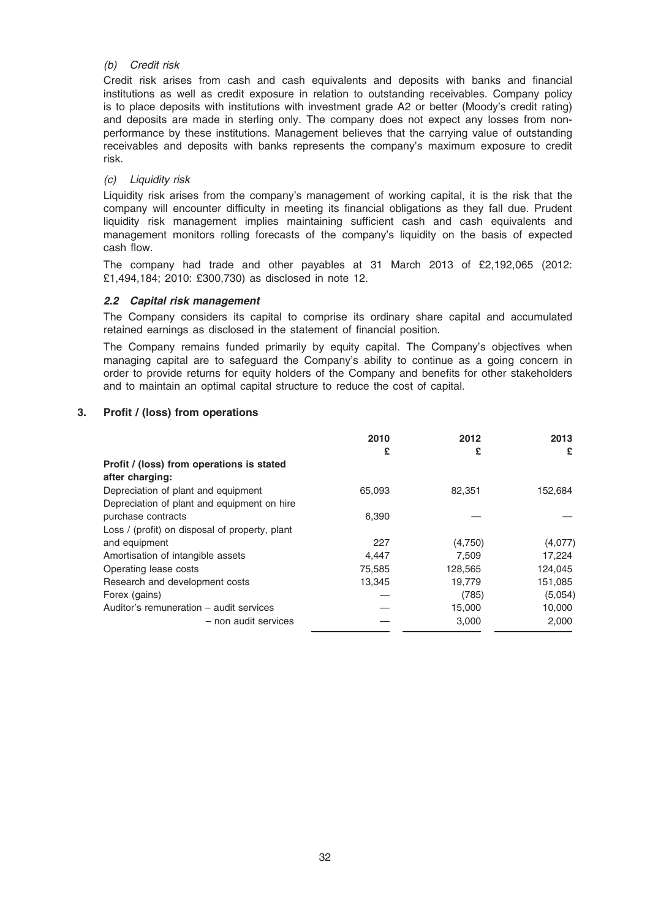*(b) Credit risk*

Credit risk arises from cash and cash equivalents and deposits with banks and financial institutions as well as credit exposure in relation to outstanding receivables. Company policy is to place deposits with institutions with investment grade A2 or better (Moody's credit rating) and deposits are made in sterling only. The company does not expect any losses from non-performance by these institutions. Management believes that the carrying value of outstanding receivables and deposits with banks represents the company's maximum exposure to credit risk.

*(c) Liquidity risk*

Liquidity risk arises from the company's management of working capital, it is the risk that the company will encounter difficulty in meeting its financial obligations as they fall due. Prudent liquidity risk management implies maintaining sufficient cash and cash equivalents and management monitors rolling forecasts of the company's liquidity on the basis of expected cash flow.

The company had trade and other payables at 31 March 2013 of £2,192,065 (2012: £1,494,184; 2010: £300,730) as disclosed in note 12.

### *2.2 Capital risk management*

The Company considers its capital to comprise its ordinary share capital and accumulated retained earnings as disclosed in the statement of financial position.

The Company remains funded primarily by equity capital. The Company's objectives when managing capital are to safeguard the Company's ability to continue as a going concern in order to provide returns for equity holders of the Company and benefits for other stakeholders and to maintain an optimal capital structure to reduce the cost of capital.

## 3. Profit / (loss) from operations

| | 2010 | 2012 | 2013 |
|---|---|---|---|
| | £ | £ | £ |
| **Profit / (loss) from operations is stated after charging:** | | | |
| Depreciation of plant and equipment | 65,093 | 82,351 | 152,684 |
| Depreciation of plant and equipment on hire purchase contracts | 6,390 | — | — |
| Loss / (profit) on disposal of property, plant and equipment | 227 | (4,750) | (4,077) |
| Amortisation of intangible assets | 4,447 | 7,509 | 17,224 |
| Operating lease costs | 75,585 | 128,565 | 124,045 |
| Research and development costs | 13,345 | 19,779 | 151,085 |
| Forex (gains) | — | (785) | (5,054) |
| Auditor's remuneration – audit services | — | 15,000 | 10,000 |
| – non audit services | — | 3,000 | 2,000 |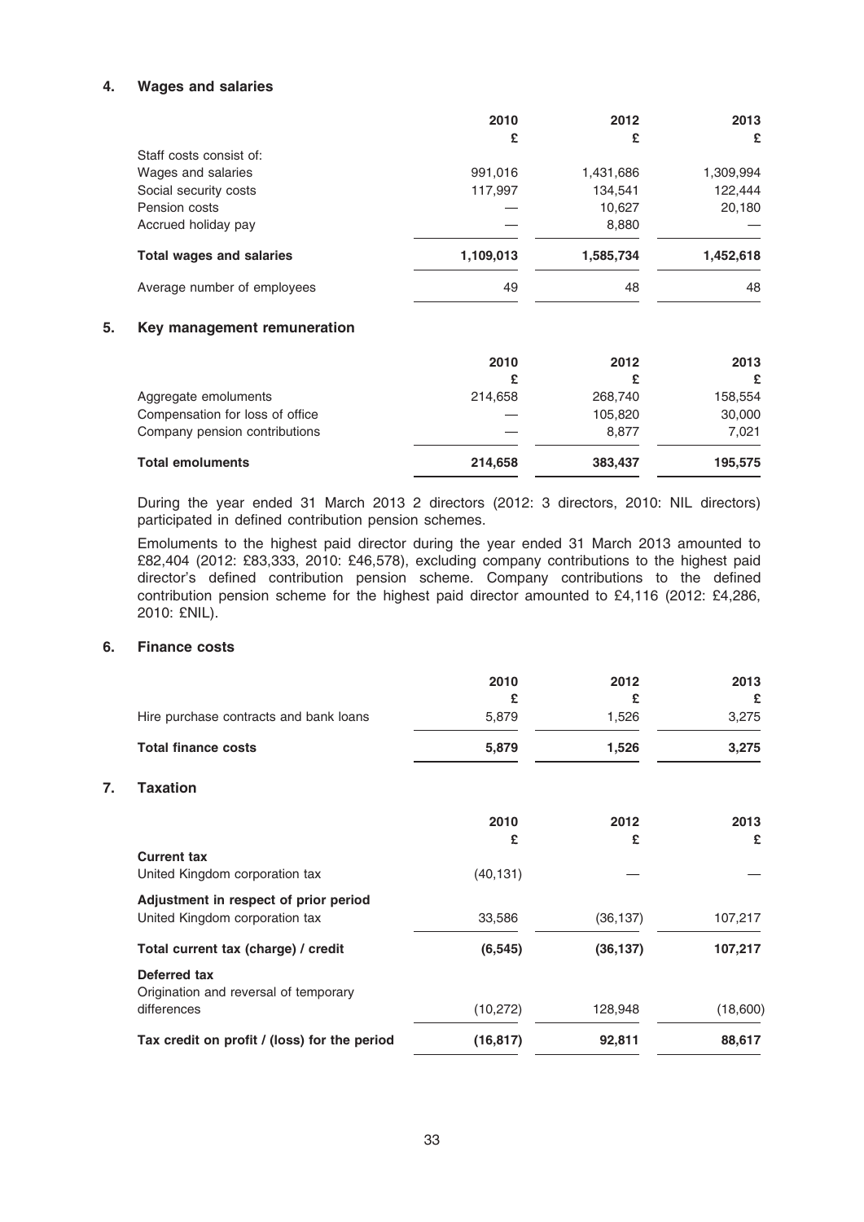## 4. Wages and salaries

| | 2010 | 2012 | 2013 |
|---|---|---|---|
| | £ | £ | £ |
| Staff costs consist of: | | | |
| Wages and salaries | 991,016 | 1,431,686 | 1,309,994 |
| Social security costs | 117,997 | 134,541 | 122,444 |
| Pension costs | — | 10,627 | 20,180 |
| Accrued holiday pay | — | 8,880 | — |
| **Total wages and salaries** | **1,109,013** | **1,585,734** | **1,452,618** |
| Average number of employees | 49 | 48 | 48 |

## 5. Key management remuneration

| | 2010 | 2012 | 2013 |
|---|---|---|---|
| | £ | £ | £ |
| Aggregate emoluments | 214,658 | 268,740 | 158,554 |
| Compensation for loss of office | — | 105,820 | 30,000 |
| Company pension contributions | — | 8,877 | 7,021 |
| **Total emoluments** | **214,658** | **383,437** | **195,575** |

During the year ended 31 March 2013 2 directors (2012: 3 directors, 2010: NIL directors) participated in defined contribution pension schemes.

Emoluments to the highest paid director during the year ended 31 March 2013 amounted to £82,404 (2012: £83,333, 2010: £46,578), excluding company contributions to the highest paid director's defined contribution pension scheme. Company contributions to the defined contribution pension scheme for the highest paid director amounted to £4,116 (2012: £4,286, 2010: £NIL).

## 6. Finance costs

| | 2010 | 2012 | 2013 |
|---|---|---|---|
| | £ | £ | £ |
| Hire purchase contracts and bank loans | 5,879 | 1,526 | 3,275 |
| **Total finance costs** | **5,879** | **1,526** | **3,275** |

## 7. Taxation

| | 2010 | 2012 | 2013 |
|---|---|---|---|
| | £ | £ | £ |
| **Current tax** | | | |
| United Kingdom corporation tax | (40,131) | — | — |
| **Adjustment in respect of prior period** | | | |
| United Kingdom corporation tax | 33,586 | (36,137) | 107,217 |
| **Total current tax (charge) / credit** | **(6,545)** | **(36,137)** | **107,217** |
| **Deferred tax** | | | |
| Origination and reversal of temporary differences | (10,272) | 128,948 | (18,600) |
| **Tax credit on profit / (loss) for the period** | **(16,817)** | **92,811** | **88,617** |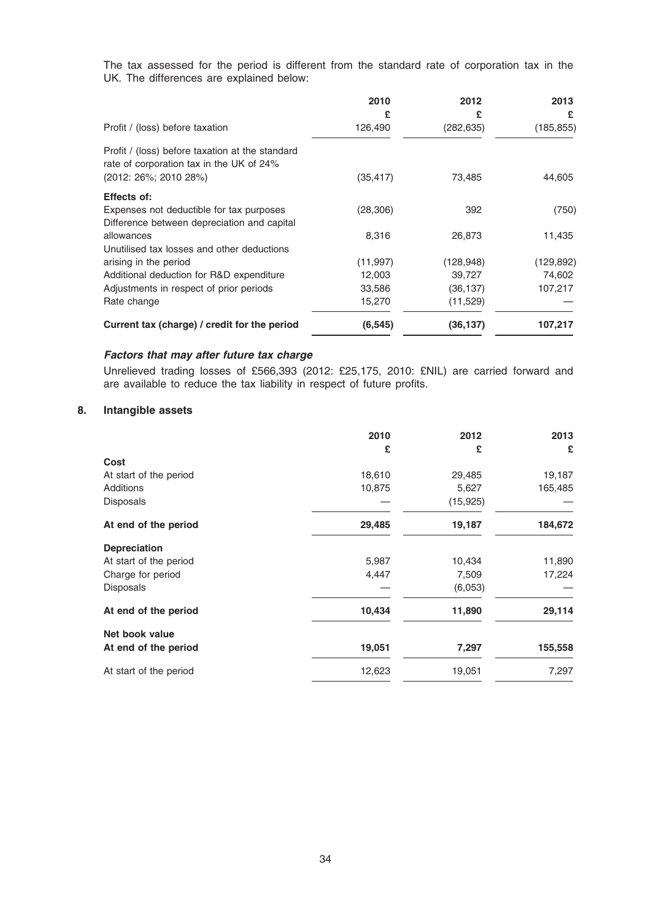The tax assessed for the period is different from the standard rate of corporation tax in the UK. The differences are explained below:

| | 2010 | 2012 | 2013 |
|---|---|---|---|
| | £ | £ | £ |
| Profit / (loss) before taxation | 126,490 | (282,635) | (185,855) |
| Profit / (loss) before taxation at the standard rate of corporation tax in the UK of 24% (2012: 26%; 2010 28%) | (35,417) | 73,485 | 44,605 |
| **Effects of:** | | | |
| Expenses not deductible for tax purposes | (28,306) | 392 | (750) |
| Difference between depreciation and capital allowances | 8,316 | 26,873 | 11,435 |
| Unutilised tax losses and other deductions arising in the period | (11,997) | (128,948) | (129,892) |
| Additional deduction for R&D expenditure | 12,003 | 39,727 | 74,602 |
| Adjustments in respect of prior periods | 33,586 | (36,137) | 107,217 |
| Rate change | 15,270 | (11,529) | — |
| **Current tax (charge) / credit for the period** | **(6,545)** | **(36,137)** | **107,217** |

***Factors that may after future tax charge***

Unrelieved trading losses of £566,393 (2012: £25,175, 2010: £NIL) are carried forward and are available to reduce the tax liability in respect of future profits.

## 8. Intangible assets

| | 2010 | 2012 | 2013 |
|---|---|---|---|
| | £ | £ | £ |
| **Cost** | | | |
| At start of the period | 18,610 | 29,485 | 19,187 |
| Additions | 10,875 | 5,627 | 165,485 |
| Disposals | — | (15,925) | — |
| **At end of the period** | **29,485** | **19,187** | **184,672** |
| **Depreciation** | | | |
| At start of the period | 5,987 | 10,434 | 11,890 |
| Charge for period | 4,447 | 7,509 | 17,224 |
| Disposals | — | (6,053) | — |
| **At end of the period** | **10,434** | **11,890** | **29,114** |
| **Net book value** | | | |
| **At end of the period** | **19,051** | **7,297** | **155,558** |
| At start of the period | 12,623 | 19,051 | 7,297 |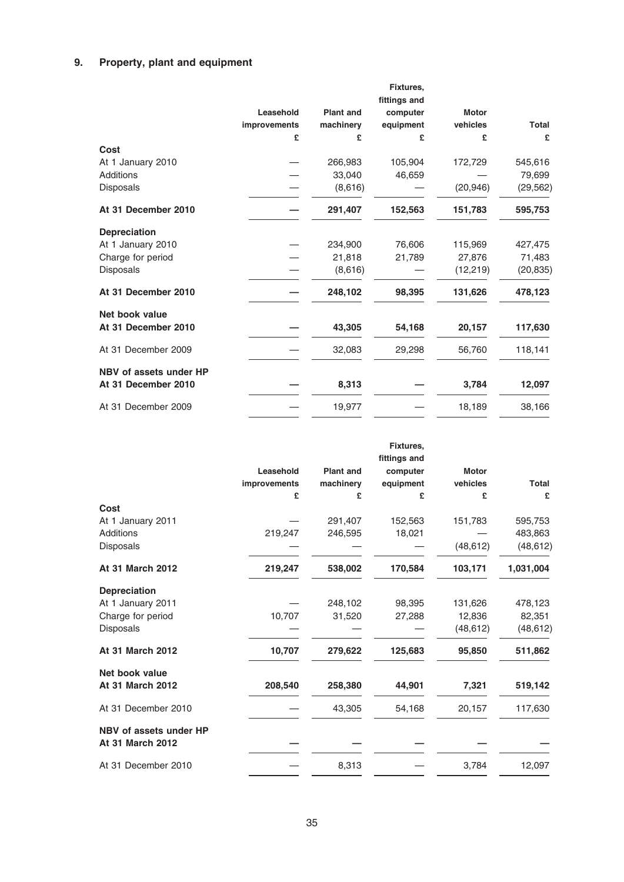## 9. Property, plant and equipment

| | Leasehold improvements £ | Plant and machinery £ | Fixtures, fittings and computer equipment £ | Motor vehicles £ | Total £ |
|---|---|---|---|---|---|
| **Cost** | | | | | |
| At 1 January 2010 | — | 266,983 | 105,904 | 172,729 | 545,616 |
| Additions | — | 33,040 | 46,659 | — | 79,699 |
| Disposals | — | (8,616) | — | (20,946) | (29,562) |
| **At 31 December 2010** | **—** | **291,407** | **152,563** | **151,783** | **595,753** |
| **Depreciation** | | | | | |
| At 1 January 2010 | — | 234,900 | 76,606 | 115,969 | 427,475 |
| Charge for period | — | 21,818 | 21,789 | 27,876 | 71,483 |
| Disposals | — | (8,616) | — | (12,219) | (20,835) |
| **At 31 December 2010** | **—** | **248,102** | **98,395** | **131,626** | **478,123** |
| **Net book value** | | | | | |
| **At 31 December 2010** | **—** | **43,305** | **54,168** | **20,157** | **117,630** |
| At 31 December 2009 | — | 32,083 | 29,298 | 56,760 | 118,141 |
| **NBV of assets under HP** | | | | | |
| **At 31 December 2010** | **—** | **8,313** | **—** | **3,784** | **12,097** |
| At 31 December 2009 | — | 19,977 | — | 18,189 | 38,166 |

| | Leasehold improvements £ | Plant and machinery £ | Fixtures, fittings and computer equipment £ | Motor vehicles £ | Total £ |
|---|---|---|---|---|---|
| **Cost** | | | | | |
| At 1 January 2011 | — | 291,407 | 152,563 | 151,783 | 595,753 |
| Additions | 219,247 | 246,595 | 18,021 | — | 483,863 |
| Disposals | — | — | — | (48,612) | (48,612) |
| **At 31 March 2012** | **219,247** | **538,002** | **170,584** | **103,171** | **1,031,004** |
| **Depreciation** | | | | | |
| At 1 January 2011 | — | 248,102 | 98,395 | 131,626 | 478,123 |
| Charge for period | 10,707 | 31,520 | 27,288 | 12,836 | 82,351 |
| Disposals | — | — | — | (48,612) | (48,612) |
| **At 31 March 2012** | **10,707** | **279,622** | **125,683** | **95,850** | **511,862** |
| **Net book value** | | | | | |
| **At 31 March 2012** | **208,540** | **258,380** | **44,901** | **7,321** | **519,142** |
| At 31 December 2010 | — | 43,305 | 54,168 | 20,157 | 117,630 |
| **NBV of assets under HP** | | | | | |
| **At 31 March 2012** | **—** | **—** | **—** | **—** | **—** |
| At 31 December 2010 | — | 8,313 | — | 3,784 | 12,097 |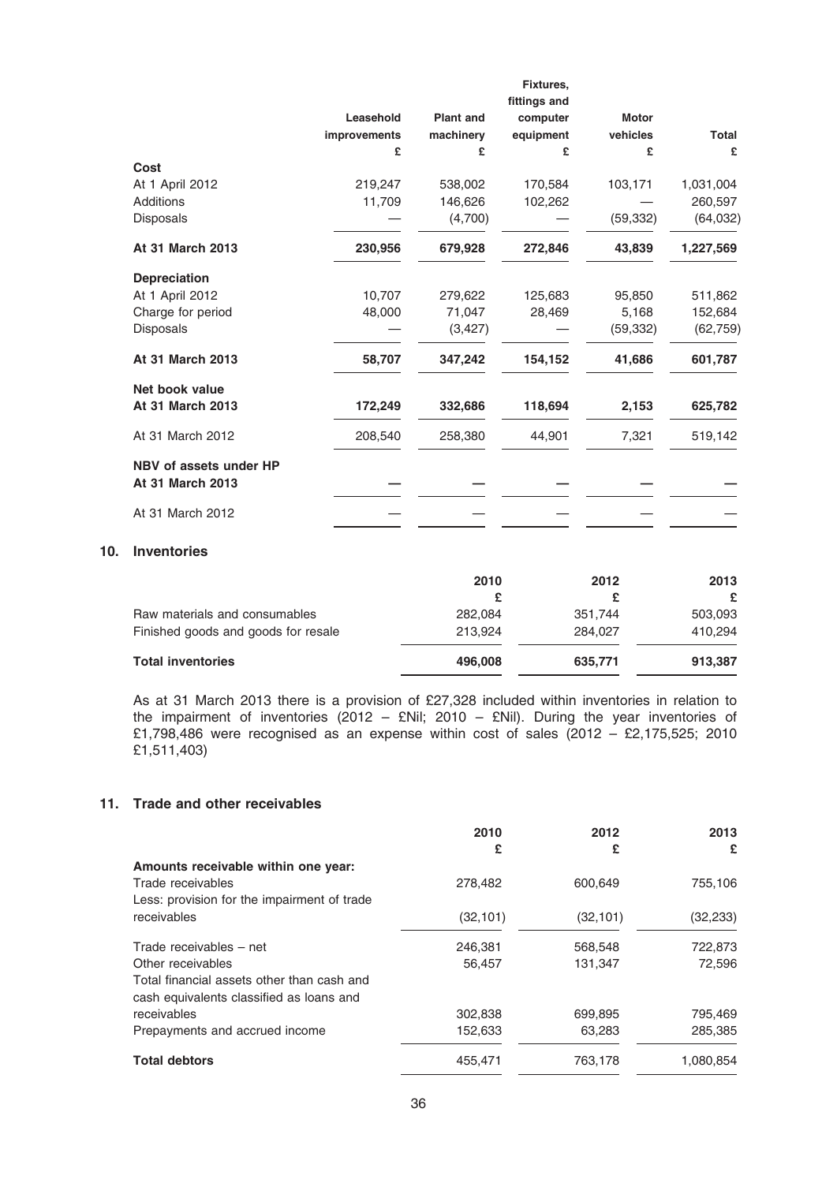| | Leasehold improvements | Plant and machinery | Fixtures, fittings and computer equipment | Motor vehicles | Total |
|---|---|---|---|---|---|
| | £ | £ | £ | £ | £ |
| **Cost** | | | | | |
| At 1 April 2012 | 219,247 | 538,002 | 170,584 | 103,171 | 1,031,004 |
| Additions | 11,709 | 146,626 | 102,262 | — | 260,597 |
| Disposals | — | (4,700) | — | (59,332) | (64,032) |
| **At 31 March 2013** | **230,956** | **679,928** | **272,846** | **43,839** | **1,227,569** |
| **Depreciation** | | | | | |
| At 1 April 2012 | 10,707 | 279,622 | 125,683 | 95,850 | 511,862 |
| Charge for period | 48,000 | 71,047 | 28,469 | 5,168 | 152,684 |
| Disposals | — | (3,427) | — | (59,332) | (62,759) |
| **At 31 March 2013** | **58,707** | **347,242** | **154,152** | **41,686** | **601,787** |
| **Net book value** | | | | | |
| **At 31 March 2013** | **172,249** | **332,686** | **118,694** | **2,153** | **625,782** |
| At 31 March 2012 | 208,540 | 258,380 | 44,901 | 7,321 | 519,142 |
| **NBV of assets under HP** | | | | | |
| **At 31 March 2013** | **—** | **—** | **—** | **—** | **—** |
| At 31 March 2012 | — | — | — | — | — |

## 10. Inventories

| | 2010 | 2012 | 2013 |
|---|---|---|---|
| | £ | £ | £ |
| Raw materials and consumables | 282,084 | 351,744 | 503,093 |
| Finished goods and goods for resale | 213,924 | 284,027 | 410,294 |
| **Total inventories** | **496,008** | **635,771** | **913,387** |

As at 31 March 2013 there is a provision of £27,328 included within inventories in relation to the impairment of inventories (2012 – £Nil; 2010 – £Nil). During the year inventories of £1,798,486 were recognised as an expense within cost of sales (2012 – £2,175,525; 2010 £1,511,403)

## 11. Trade and other receivables

| | 2010 | 2012 | 2013 |
|---|---|---|---|
| | £ | £ | £ |
| **Amounts receivable within one year:** | | | |
| Trade receivables | 278,482 | 600,649 | 755,106 |
| Less: provision for the impairment of trade receivables | (32,101) | (32,101) | (32,233) |
| Trade receivables – net | 246,381 | 568,548 | 722,873 |
| Other receivables | 56,457 | 131,347 | 72,596 |
| Total financial assets other than cash and cash equivalents classified as loans and receivables | 302,838 | 699,895 | 795,469 |
| Prepayments and accrued income | 152,633 | 63,283 | 285,385 |
| **Total debtors** | **455,471** | **763,178** | **1,080,854** |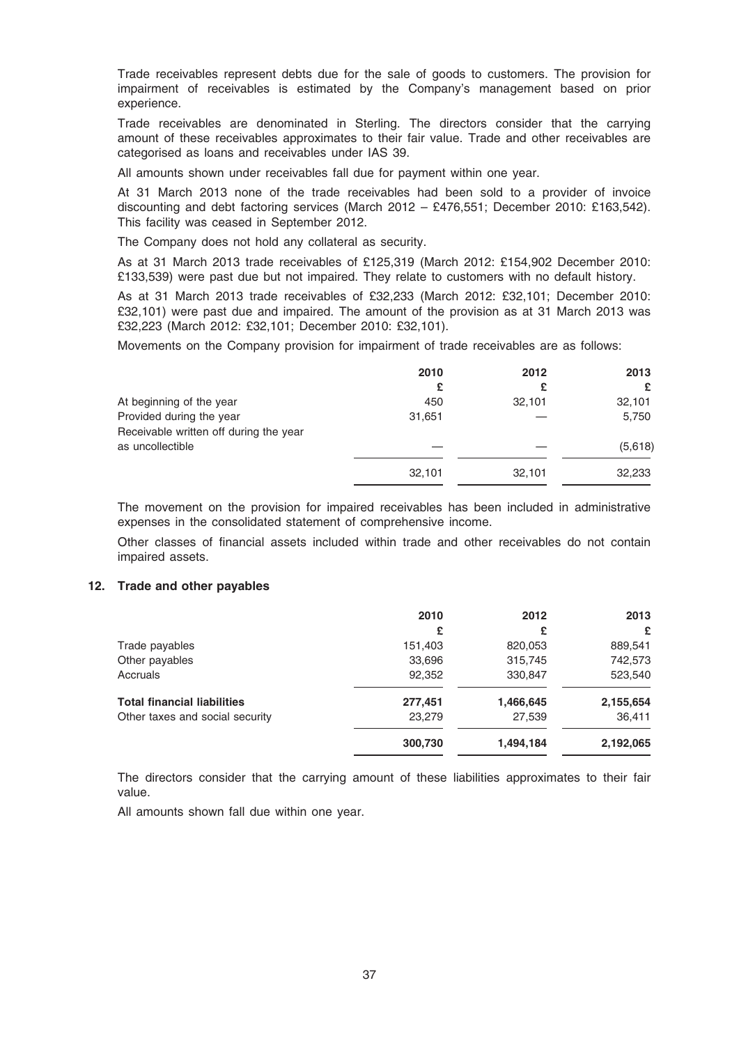Trade receivables represent debts due for the sale of goods to customers. The provision for impairment of receivables is estimated by the Company's management based on prior experience.

Trade receivables are denominated in Sterling. The directors consider that the carrying amount of these receivables approximates to their fair value. Trade and other receivables are categorised as loans and receivables under IAS 39.

All amounts shown under receivables fall due for payment within one year.

At 31 March 2013 none of the trade receivables had been sold to a provider of invoice discounting and debt factoring services (March 2012 – £476,551; December 2010: £163,542). This facility was ceased in September 2012.

The Company does not hold any collateral as security.

As at 31 March 2013 trade receivables of £125,319 (March 2012: £154,902 December 2010: £133,539) were past due but not impaired. They relate to customers with no default history.

As at 31 March 2013 trade receivables of £32,233 (March 2012: £32,101; December 2010: £32,101) were past due and impaired. The amount of the provision as at 31 March 2013 was £32,223 (March 2012: £32,101; December 2010: £32,101).

Movements on the Company provision for impairment of trade receivables are as follows:

| | 2010 | 2012 | 2013 |
|---|---|---|---|
| | £ | £ | £ |
| At beginning of the year | 450 | 32,101 | 32,101 |
| Provided during the year | 31,651 | — | 5,750 |
| Receivable written off during the year as uncollectible | — | — | (5,618) |
| | 32,101 | 32,101 | 32,233 |

The movement on the provision for impaired receivables has been included in administrative expenses in the consolidated statement of comprehensive income.

Other classes of financial assets included within trade and other receivables do not contain impaired assets.

## 12. Trade and other payables

| | 2010 | 2012 | 2013 |
|---|---|---|---|
| | £ | £ | £ |
| Trade payables | 151,403 | 820,053 | 889,541 |
| Other payables | 33,696 | 315,745 | 742,573 |
| Accruals | 92,352 | 330,847 | 523,540 |
| **Total financial liabilities** | **277,451** | **1,466,645** | **2,155,654** |
| Other taxes and social security | 23,279 | 27,539 | 36,411 |
| | **300,730** | **1,494,184** | **2,192,065** |

The directors consider that the carrying amount of these liabilities approximates to their fair value.

All amounts shown fall due within one year.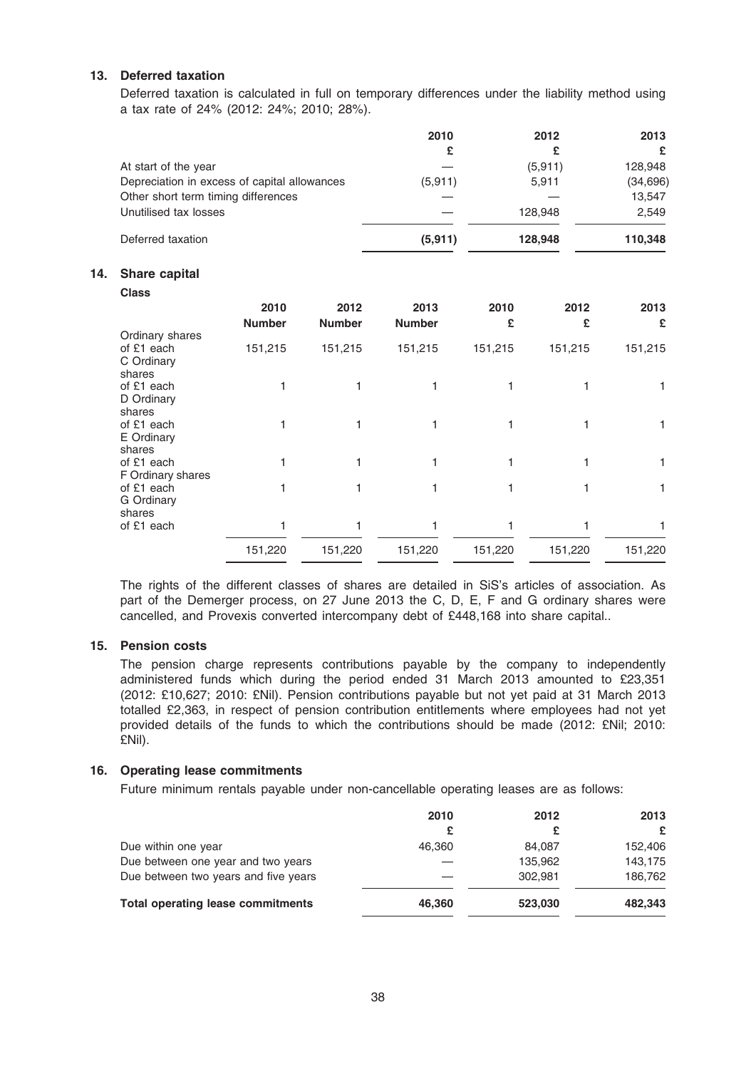## 13. Deferred taxation

Deferred taxation is calculated in full on temporary differences under the liability method using a tax rate of 24% (2012: 24%; 2010; 28%).

| | 2010 | 2012 | 2013 |
|---|---|---|---|
| | £ | £ | £ |
| At start of the year | — | (5,911) | 128,948 |
| Depreciation in excess of capital allowances | (5,911) | 5,911 | (34,696) |
| Other short term timing differences | — | — | 13,547 |
| Unutilised tax losses | — | 128,948 | 2,549 |
| Deferred taxation | **(5,911)** | **128,948** | **110,348** |

## 14. Share capital

**Class**

| | 2010 | 2012 | 2013 | 2010 | 2012 | 2013 |
|---|---|---|---|---|---|---|
| | **Number** | **Number** | **Number** | **£** | **£** | **£** |
| Ordinary shares of £1 each | 151,215 | 151,215 | 151,215 | 151,215 | 151,215 | 151,215 |
| C Ordinary shares of £1 each | 1 | 1 | 1 | 1 | 1 | 1 |
| D Ordinary shares of £1 each | 1 | 1 | 1 | 1 | 1 | 1 |
| E Ordinary shares of £1 each | 1 | 1 | 1 | 1 | 1 | 1 |
| F Ordinary shares of £1 each | 1 | 1 | 1 | 1 | 1 | 1 |
| G Ordinary shares of £1 each | 1 | 1 | 1 | 1 | 1 | 1 |
| | 151,220 | 151,220 | 151,220 | 151,220 | 151,220 | 151,220 |

The rights of the different classes of shares are detailed in SiS's articles of association. As part of the Demerger process, on 27 June 2013 the C, D, E, F and G ordinary shares were cancelled, and Provexis converted intercompany debt of £448,168 into share capital..

## 15. Pension costs

The pension charge represents contributions payable by the company to independently administered funds which during the period ended 31 March 2013 amounted to £23,351 (2012: £10,627; 2010: £Nil). Pension contributions payable but not yet paid at 31 March 2013 totalled £2,363, in respect of pension contribution entitlements where employees had not yet provided details of the funds to which the contributions should be made (2012: £Nil; 2010: £Nil).

## 16. Operating lease commitments

Future minimum rentals payable under non-cancellable operating leases are as follows:

| | 2010 | 2012 | 2013 |
|---|---|---|---|
| | £ | £ | £ |
| Due within one year | 46,360 | 84,087 | 152,406 |
| Due between one year and two years | — | 135,962 | 143,175 |
| Due between two years and five years | — | 302,981 | 186,762 |
| **Total operating lease commitments** | **46,360** | **523,030** | **482,343** |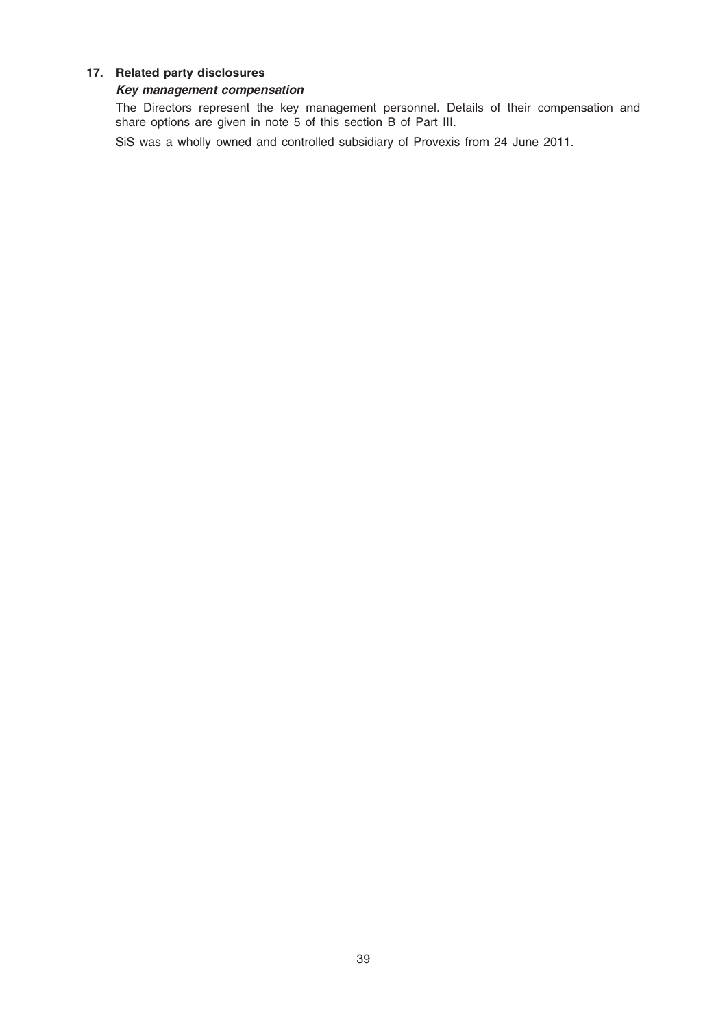## 17. Related party disclosures

### *Key management compensation*

The Directors represent the key management personnel. Details of their compensation and share options are given in note 5 of this section B of Part III.

SiS was a wholly owned and controlled subsidiary of Provexis from 24 June 2011.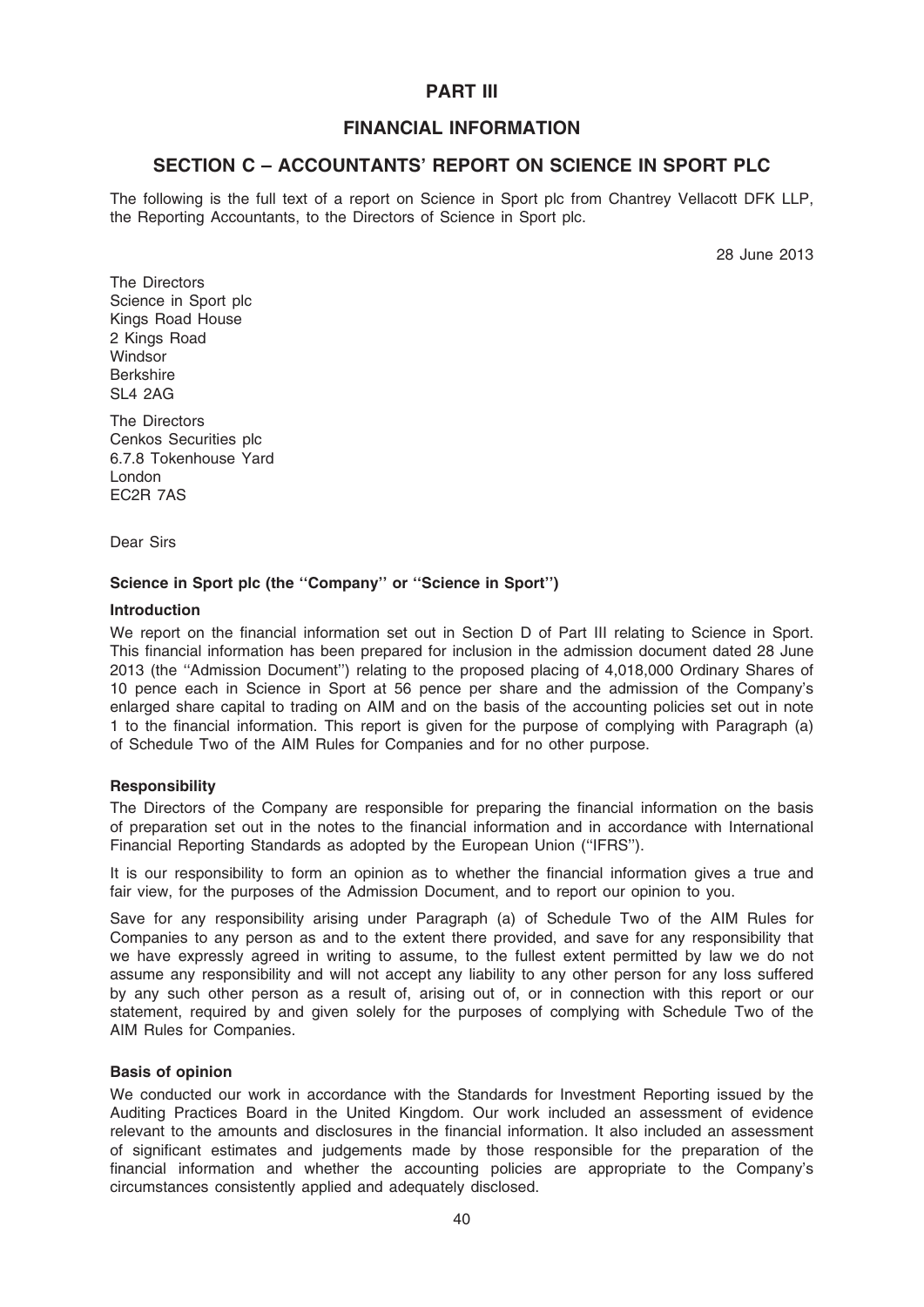# PART III

## FINANCIAL INFORMATION

### SECTION C – ACCOUNTANTS' REPORT ON SCIENCE IN SPORT PLC

The following is the full text of a report on Science in Sport plc from Chantrey Vellacott DFK LLP, the Reporting Accountants, to the Directors of Science in Sport plc.

28 June 2013

The Directors
Science in Sport plc
Kings Road House
2 Kings Road
Windsor
Berkshire
SL4 2AG

The Directors
Cenkos Securities plc
6.7.8 Tokenhouse Yard
London
EC2R 7AS

Dear Sirs

**Science in Sport plc (the ''Company'' or ''Science in Sport'')**

**Introduction**

We report on the financial information set out in Section D of Part III relating to Science in Sport. This financial information has been prepared for inclusion in the admission document dated 28 June 2013 (the ''Admission Document'') relating to the proposed placing of 4,018,000 Ordinary Shares of 10 pence each in Science in Sport at 56 pence per share and the admission of the Company's enlarged share capital to trading on AIM and on the basis of the accounting policies set out in note 1 to the financial information. This report is given for the purpose of complying with Paragraph (a) of Schedule Two of the AIM Rules for Companies and for no other purpose.

**Responsibility**

The Directors of the Company are responsible for preparing the financial information on the basis of preparation set out in the notes to the financial information and in accordance with International Financial Reporting Standards as adopted by the European Union (''IFRS'').

It is our responsibility to form an opinion as to whether the financial information gives a true and fair view, for the purposes of the Admission Document, and to report our opinion to you.

Save for any responsibility arising under Paragraph (a) of Schedule Two of the AIM Rules for Companies to any person as and to the extent there provided, and save for any responsibility that we have expressly agreed in writing to assume, to the fullest extent permitted by law we do not assume any responsibility and will not accept any liability to any other person for any loss suffered by any such other person as a result of, arising out of, or in connection with this report or our statement, required by and given solely for the purposes of complying with Schedule Two of the AIM Rules for Companies.

**Basis of opinion**

We conducted our work in accordance with the Standards for Investment Reporting issued by the Auditing Practices Board in the United Kingdom. Our work included an assessment of evidence relevant to the amounts and disclosures in the financial information. It also included an assessment of significant estimates and judgements made by those responsible for the preparation of the financial information and whether the accounting policies are appropriate to the Company's circumstances consistently applied and adequately disclosed.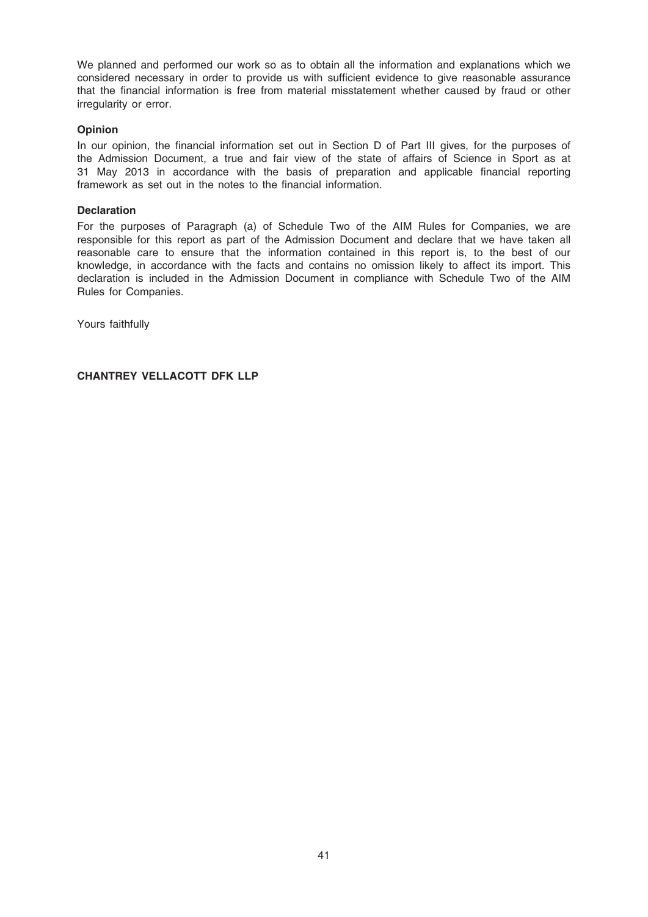We planned and performed our work so as to obtain all the information and explanations which we considered necessary in order to provide us with sufficient evidence to give reasonable assurance that the financial information is free from material misstatement whether caused by fraud or other irregularity or error.

**Opinion**

In our opinion, the financial information set out in Section D of Part III gives, for the purposes of the Admission Document, a true and fair view of the state of affairs of Science in Sport as at 31 May 2013 in accordance with the basis of preparation and applicable financial reporting framework as set out in the notes to the financial information.

**Declaration**

For the purposes of Paragraph (a) of Schedule Two of the AIM Rules for Companies, we are responsible for this report as part of the Admission Document and declare that we have taken all reasonable care to ensure that the information contained in this report is, to the best of our knowledge, in accordance with the facts and contains no omission likely to affect its import. This declaration is included in the Admission Document in compliance with Schedule Two of the AIM Rules for Companies.

Yours faithfully

**CHANTREY VELLACOTT DFK LLP**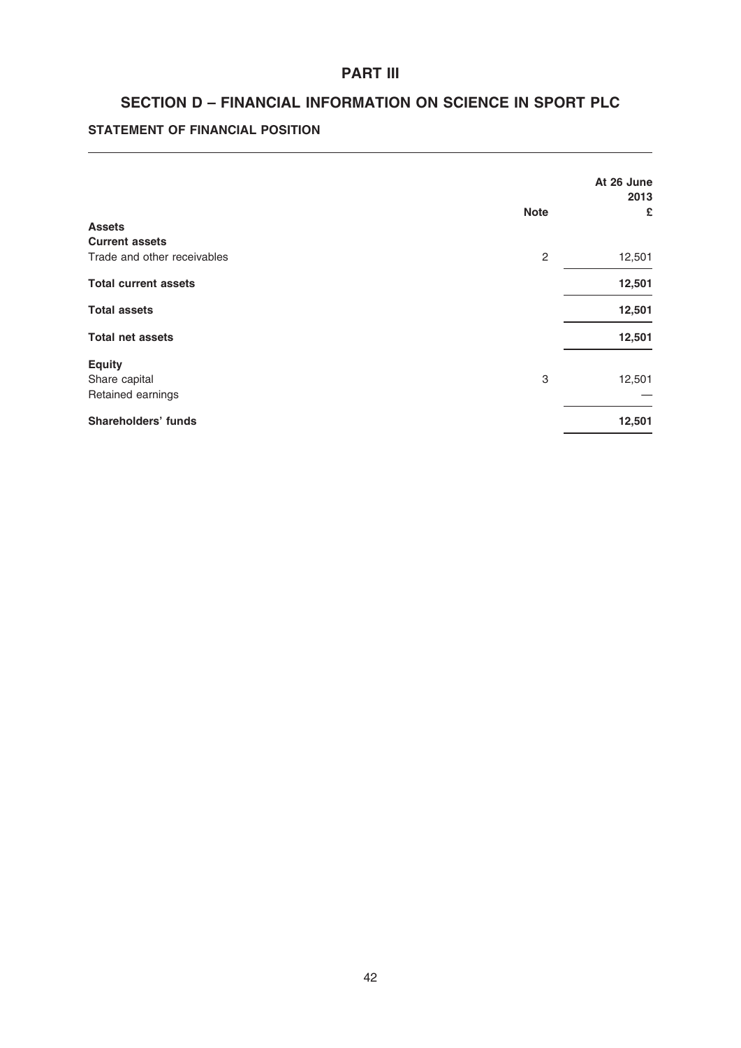# PART III

## SECTION D – FINANCIAL INFORMATION ON SCIENCE IN SPORT PLC

### STATEMENT OF FINANCIAL POSITION

| | Note | At 26 June 2013 £ |
|---|---|---|
| **Assets** | | |
| **Current assets** | | |
| Trade and other receivables | 2 | 12,501 |
| **Total current assets** | | **12,501** |
| **Total assets** | | **12,501** |
| **Total net assets** | | **12,501** |
| **Equity** | | |
| Share capital | 3 | 12,501 |
| Retained earnings | | — |
| **Shareholders' funds** | | **12,501** |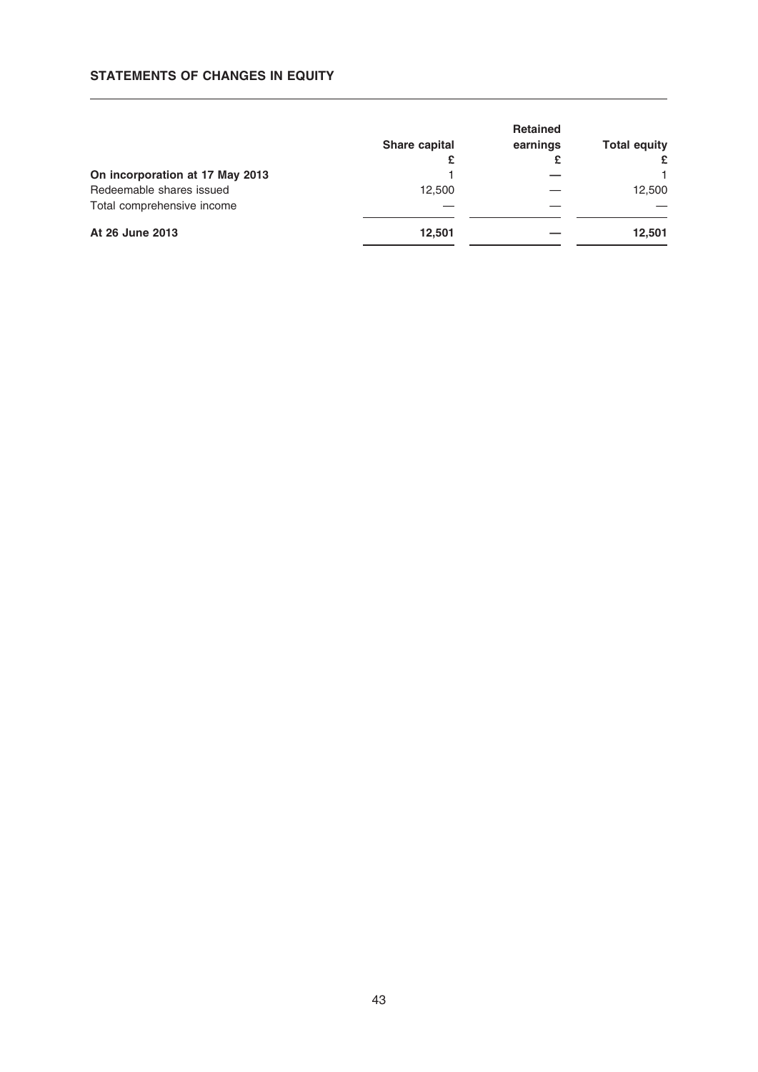## STATEMENTS OF CHANGES IN EQUITY

| | Share capital | Retained earnings | Total equity |
|---|---|---|---|
| | £ | £ | £ |
| **On incorporation at 17 May 2013** | 1 | — | 1 |
| Redeemable shares issued | 12,500 | — | 12,500 |
| Total comprehensive income | — | — | — |
| **At 26 June 2013** | **12,501** | **—** | **12,501** |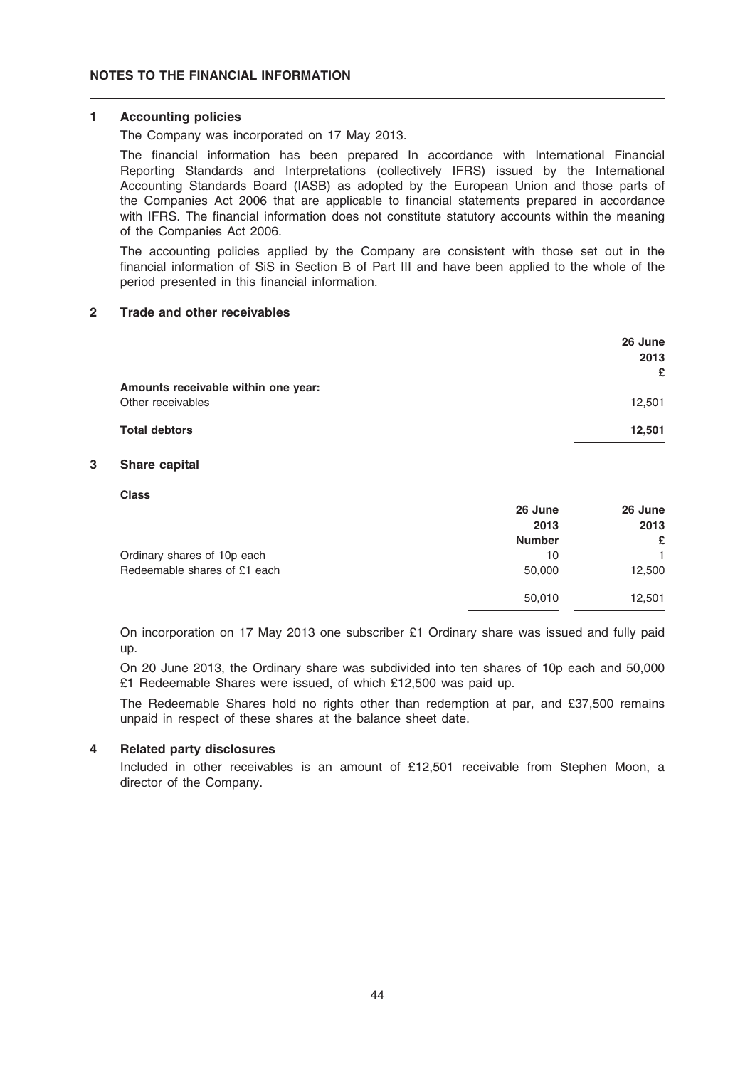## NOTES TO THE FINANCIAL INFORMATION

### 1 Accounting policies

The Company was incorporated on 17 May 2013.

The financial information has been prepared In accordance with International Financial Reporting Standards and Interpretations (collectively IFRS) issued by the International Accounting Standards Board (IASB) as adopted by the European Union and those parts of the Companies Act 2006 that are applicable to financial statements prepared in accordance with IFRS. The financial information does not constitute statutory accounts within the meaning of the Companies Act 2006.

The accounting policies applied by the Company are consistent with those set out in the financial information of SiS in Section B of Part III and have been applied to the whole of the period presented in this financial information.

### 2 Trade and other receivables

| | 26 June 2013 £ |
|---|---|
| **Amounts receivable within one year:** | |
| Other receivables | 12,501 |
| **Total debtors** | **12,501** |

### 3 Share capital

**Class**

| | 26 June 2013 Number | 26 June 2013 £ |
|---|---|---|
| Ordinary shares of 10p each | 10 | 1 |
| Redeemable shares of £1 each | 50,000 | 12,500 |
| | 50,010 | 12,501 |

On incorporation on 17 May 2013 one subscriber £1 Ordinary share was issued and fully paid up.

On 20 June 2013, the Ordinary share was subdivided into ten shares of 10p each and 50,000 £1 Redeemable Shares were issued, of which £12,500 was paid up.

The Redeemable Shares hold no rights other than redemption at par, and £37,500 remains unpaid in respect of these shares at the balance sheet date.

### 4 Related party disclosures

Included in other receivables is an amount of £12,501 receivable from Stephen Moon, a director of the Company.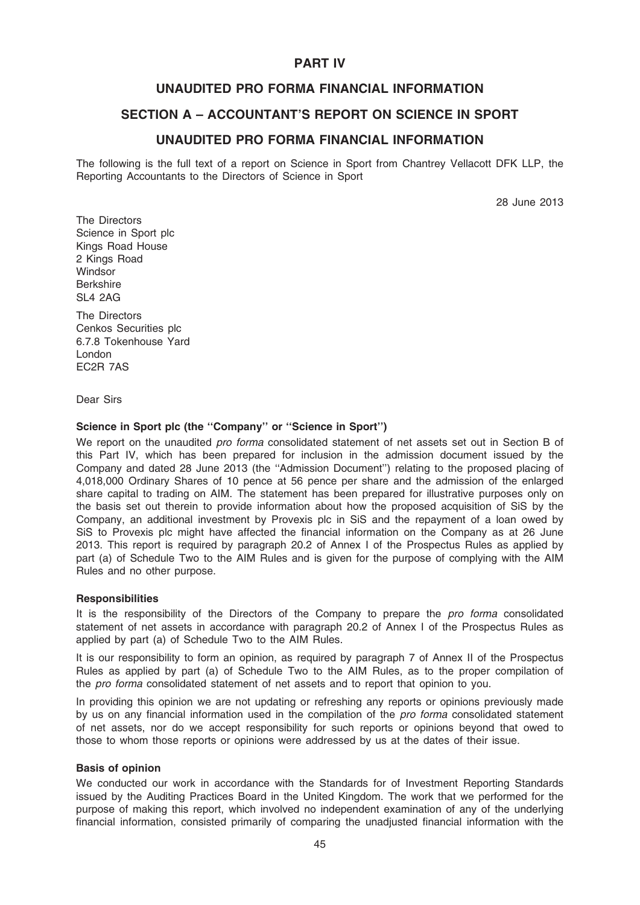# PART IV

## UNAUDITED PRO FORMA FINANCIAL INFORMATION

## SECTION A – ACCOUNTANT'S REPORT ON SCIENCE IN SPORT

## UNAUDITED PRO FORMA FINANCIAL INFORMATION

The following is the full text of a report on Science in Sport from Chantrey Vellacott DFK LLP, the Reporting Accountants to the Directors of Science in Sport

28 June 2013

The Directors
Science in Sport plc
Kings Road House
2 Kings Road
Windsor
Berkshire
SL4 2AG

The Directors
Cenkos Securities plc
6.7.8 Tokenhouse Yard
London
EC2R 7AS

Dear Sirs

**Science in Sport plc (the ''Company'' or ''Science in Sport'')**

We report on the unaudited *pro forma* consolidated statement of net assets set out in Section B of this Part IV, which has been prepared for inclusion in the admission document issued by the Company and dated 28 June 2013 (the ''Admission Document'') relating to the proposed placing of 4,018,000 Ordinary Shares of 10 pence at 56 pence per share and the admission of the enlarged share capital to trading on AIM. The statement has been prepared for illustrative purposes only on the basis set out therein to provide information about how the proposed acquisition of SiS by the Company, an additional investment by Provexis plc in SiS and the repayment of a loan owed by SiS to Provexis plc might have affected the financial information on the Company as at 26 June 2013. This report is required by paragraph 20.2 of Annex I of the Prospectus Rules as applied by part (a) of Schedule Two to the AIM Rules and is given for the purpose of complying with the AIM Rules and no other purpose.

**Responsibilities**

It is the responsibility of the Directors of the Company to prepare the *pro forma* consolidated statement of net assets in accordance with paragraph 20.2 of Annex I of the Prospectus Rules as applied by part (a) of Schedule Two to the AIM Rules.

It is our responsibility to form an opinion, as required by paragraph 7 of Annex II of the Prospectus Rules as applied by part (a) of Schedule Two to the AIM Rules, as to the proper compilation of the *pro forma* consolidated statement of net assets and to report that opinion to you.

In providing this opinion we are not updating or refreshing any reports or opinions previously made by us on any financial information used in the compilation of the *pro forma* consolidated statement of net assets, nor do we accept responsibility for such reports or opinions beyond that owed to those to whom those reports or opinions were addressed by us at the dates of their issue.

**Basis of opinion**

We conducted our work in accordance with the Standards for of Investment Reporting Standards issued by the Auditing Practices Board in the United Kingdom. The work that we performed for the purpose of making this report, which involved no independent examination of any of the underlying financial information, consisted primarily of comparing the unadjusted financial information with the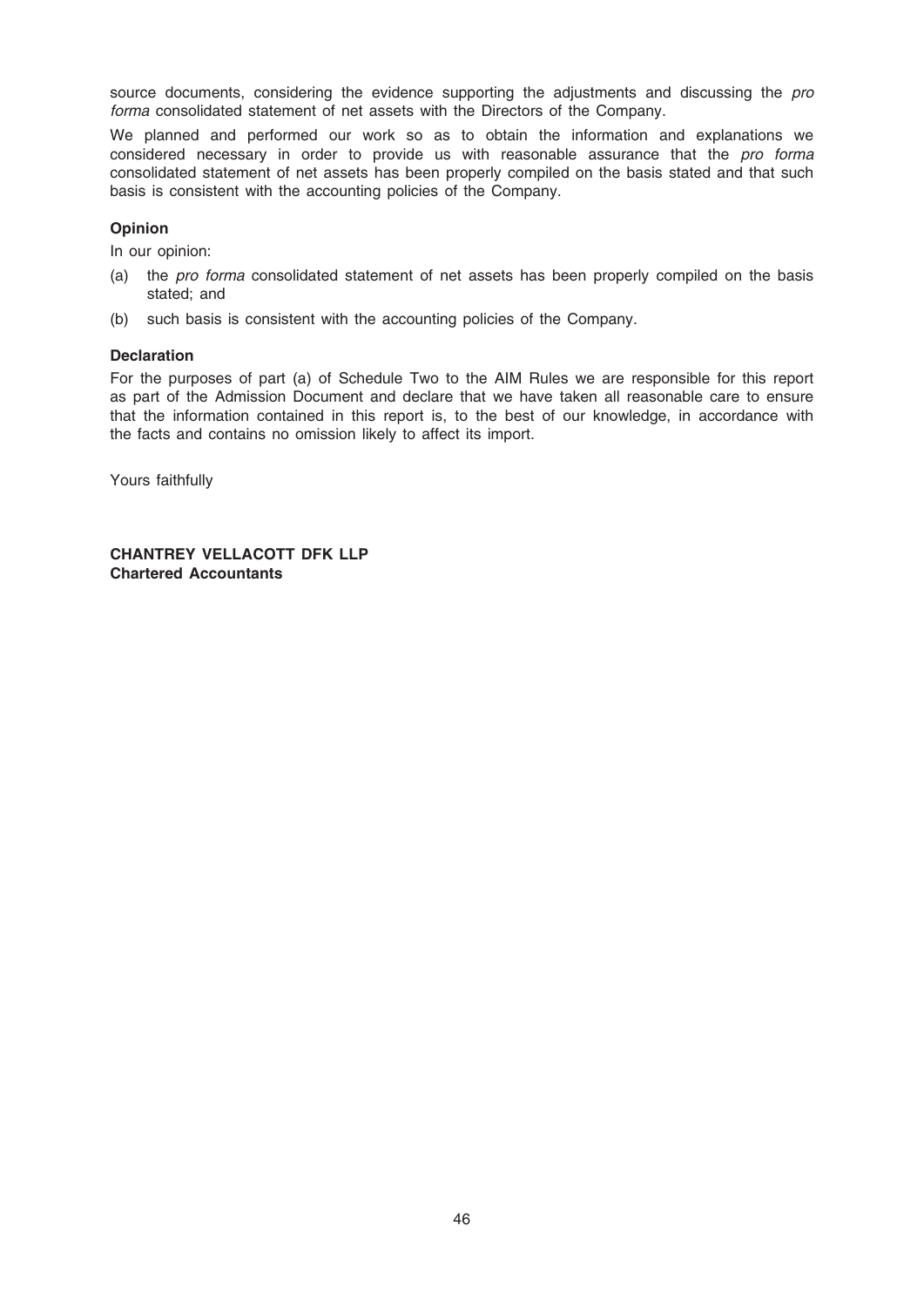source documents, considering the evidence supporting the adjustments and discussing the *pro forma* consolidated statement of net assets with the Directors of the Company.

We planned and performed our work so as to obtain the information and explanations we considered necessary in order to provide us with reasonable assurance that the *pro forma* consolidated statement of net assets has been properly compiled on the basis stated and that such basis is consistent with the accounting policies of the Company.

**Opinion**

In our opinion:

(a) the *pro forma* consolidated statement of net assets has been properly compiled on the basis stated; and

(b) such basis is consistent with the accounting policies of the Company.

**Declaration**

For the purposes of part (a) of Schedule Two to the AIM Rules we are responsible for this report as part of the Admission Document and declare that we have taken all reasonable care to ensure that the information contained in this report is, to the best of our knowledge, in accordance with the facts and contains no omission likely to affect its import.

Yours faithfully

**CHANTREY VELLACOTT DFK LLP**
**Chartered Accountants**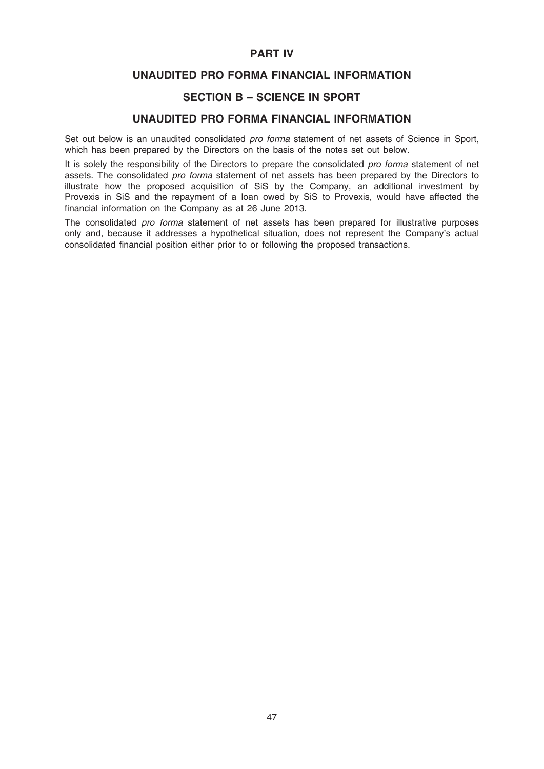# PART IV

# UNAUDITED PRO FORMA FINANCIAL INFORMATION

## SECTION B – SCIENCE IN SPORT

## UNAUDITED PRO FORMA FINANCIAL INFORMATION

Set out below is an unaudited consolidated *pro forma* statement of net assets of Science in Sport, which has been prepared by the Directors on the basis of the notes set out below.

It is solely the responsibility of the Directors to prepare the consolidated *pro forma* statement of net assets. The consolidated *pro forma* statement of net assets has been prepared by the Directors to illustrate how the proposed acquisition of SiS by the Company, an additional investment by Provexis in SiS and the repayment of a loan owed by SiS to Provexis, would have affected the financial information on the Company as at 26 June 2013.

The consolidated *pro forma* statement of net assets has been prepared for illustrative purposes only and, because it addresses a hypothetical situation, does not represent the Company's actual consolidated financial position either prior to or following the proposed transactions.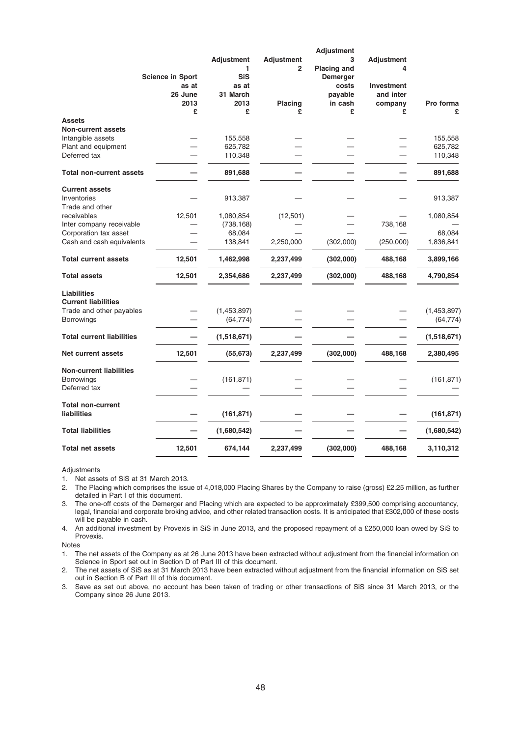| | Science in Sport as at 26 June 2013 £ | Adjustment 1 SiS as at 31 March 2013 £ | Adjustment 2 Placing £ | Adjustment 3 Placing and Demerger costs payable in cash £ | Adjustment 4 Investment and inter company £ | Pro forma £ |
|---|---|---|---|---|---|---|
| **Assets** | | | | | | |
| **Non-current assets** | | | | | | |
| Intangible assets | — | 155,558 | — | — | — | 155,558 |
| Plant and equipment | — | 625,782 | — | — | — | 625,782 |
| Deferred tax | — | 110,348 | — | — | — | 110,348 |
| **Total non-current assets** | **—** | **891,688** | **—** | **—** | **—** | **891,688** |
| **Current assets** | | | | | | |
| Inventories | — | 913,387 | — | — | — | 913,387 |
| Trade and other receivables | 12,501 | 1,080,854 | (12,501) | — | — | 1,080,854 |
| Inter company receivable | — | (738,168) | — | — | 738,168 | — |
| Corporation tax asset | — | 68,084 | — | — | — | 68,084 |
| Cash and cash equivalents | — | 138,841 | 2,250,000 | (302,000) | (250,000) | 1,836,841 |
| **Total current assets** | **12,501** | **1,462,998** | **2,237,499** | **(302,000)** | **488,168** | **3,899,166** |
| **Total assets** | **12,501** | **2,354,686** | **2,237,499** | **(302,000)** | **488,168** | **4,790,854** |
| **Liabilities** | | | | | | |
| **Current liabilities** | | | | | | |
| Trade and other payables | — | (1,453,897) | — | — | — | (1,453,897) |
| Borrowings | — | (64,774) | — | — | — | (64,774) |
| **Total current liabilities** | **—** | **(1,518,671)** | **—** | **—** | **—** | **(1,518,671)** |
| **Net current assets** | **12,501** | **(55,673)** | **2,237,499** | **(302,000)** | **488,168** | **2,380,495** |
| **Non-current liabilities** | | | | | | |
| Borrowings | — | (161,871) | — | — | — | (161,871) |
| Deferred tax | — | — | — | — | — | — |
| **Total non-current liabilities** | **—** | **(161,871)** | **—** | **—** | **—** | **(161,871)** |
| **Total liabilities** | **—** | **(1,680,542)** | **—** | **—** | **—** | **(1,680,542)** |
| **Total net assets** | **12,501** | **674,144** | **2,237,499** | **(302,000)** | **488,168** | **3,110,312** |

Adjustments

1. Net assets of SiS at 31 March 2013.
2. The Placing which comprises the issue of 4,018,000 Placing Shares by the Company to raise (gross) £2.25 million, as further detailed in Part I of this document.
3. The one-off costs of the Demerger and Placing which are expected to be approximately £399,500 comprising accountancy, legal, financial and corporate broking advice, and other related transaction costs. It is anticipated that £302,000 of these costs will be payable in cash.
4. An additional investment by Provexis in SiS in June 2013, and the proposed repayment of a £250,000 loan owed by SiS to Provexis.

Notes

1. The net assets of the Company as at 26 June 2013 have been extracted without adjustment from the financial information on Science in Sport set out in Section D of Part III of this document.
2. The net assets of SiS as at 31 March 2013 have been extracted without adjustment from the financial information on SiS set out in Section B of Part III of this document.
3. Save as set out above, no account has been taken of trading or other transactions of SiS since 31 March 2013, or the Company since 26 June 2013.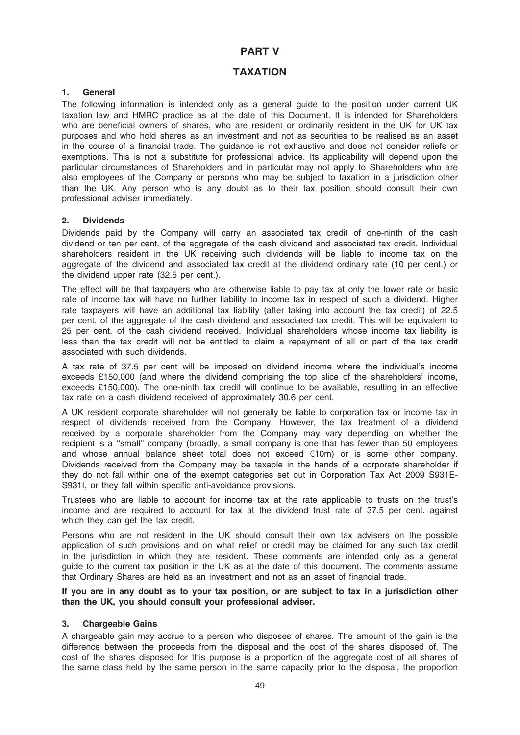# PART V

# TAXATION

## 1. General

The following information is intended only as a general guide to the position under current UK taxation law and HMRC practice as at the date of this Document. It is intended for Shareholders who are beneficial owners of shares, who are resident or ordinarily resident in the UK for UK tax purposes and who hold shares as an investment and not as securities to be realised as an asset in the course of a financial trade. The guidance is not exhaustive and does not consider reliefs or exemptions. This is not a substitute for professional advice. Its applicability will depend upon the particular circumstances of Shareholders and in particular may not apply to Shareholders who are also employees of the Company or persons who may be subject to taxation in a jurisdiction other than the UK. Any person who is any doubt as to their tax position should consult their own professional adviser immediately.

## 2. Dividends

Dividends paid by the Company will carry an associated tax credit of one-ninth of the cash dividend or ten per cent. of the aggregate of the cash dividend and associated tax credit. Individual shareholders resident in the UK receiving such dividends will be liable to income tax on the aggregate of the dividend and associated tax credit at the dividend ordinary rate (10 per cent.) or the dividend upper rate (32.5 per cent.).

The effect will be that taxpayers who are otherwise liable to pay tax at only the lower rate or basic rate of income tax will have no further liability to income tax in respect of such a dividend. Higher rate taxpayers will have an additional tax liability (after taking into account the tax credit) of 22.5 per cent. of the aggregate of the cash dividend and associated tax credit. This will be equivalent to 25 per cent. of the cash dividend received. Individual shareholders whose income tax liability is less than the tax credit will not be entitled to claim a repayment of all or part of the tax credit associated with such dividends.

A tax rate of 37.5 per cent will be imposed on dividend income where the individual's income exceeds £150,000 (and where the dividend comprising the top slice of the shareholders' income, exceeds £150,000). The one-ninth tax credit will continue to be available, resulting in an effective tax rate on a cash dividend received of approximately 30.6 per cent.

A UK resident corporate shareholder will not generally be liable to corporation tax or income tax in respect of dividends received from the Company. However, the tax treatment of a dividend received by a corporate shareholder from the Company may vary depending on whether the recipient is a ''small'' company (broadly, a small company is one that has fewer than 50 employees and whose annual balance sheet total does not exceed €10m) or is some other company. Dividends received from the Company may be taxable in the hands of a corporate shareholder if they do not fall within one of the exempt categories set out in Corporation Tax Act 2009 S931E-S931I, or they fall within specific anti-avoidance provisions.

Trustees who are liable to account for income tax at the rate applicable to trusts on the trust's income and are required to account for tax at the dividend trust rate of 37.5 per cent. against which they can get the tax credit.

Persons who are not resident in the UK should consult their own tax advisers on the possible application of such provisions and on what relief or credit may be claimed for any such tax credit in the jurisdiction in which they are resident. These comments are intended only as a general guide to the current tax position in the UK as at the date of this document. The comments assume that Ordinary Shares are held as an investment and not as an asset of financial trade.

**If you are in any doubt as to your tax position, or are subject to tax in a jurisdiction other than the UK, you should consult your professional adviser.**

## 3. Chargeable Gains

A chargeable gain may accrue to a person who disposes of shares. The amount of the gain is the difference between the proceeds from the disposal and the cost of the shares disposed of. The cost of the shares disposed for this purpose is a proportion of the aggregate cost of all shares of the same class held by the same person in the same capacity prior to the disposal, the proportion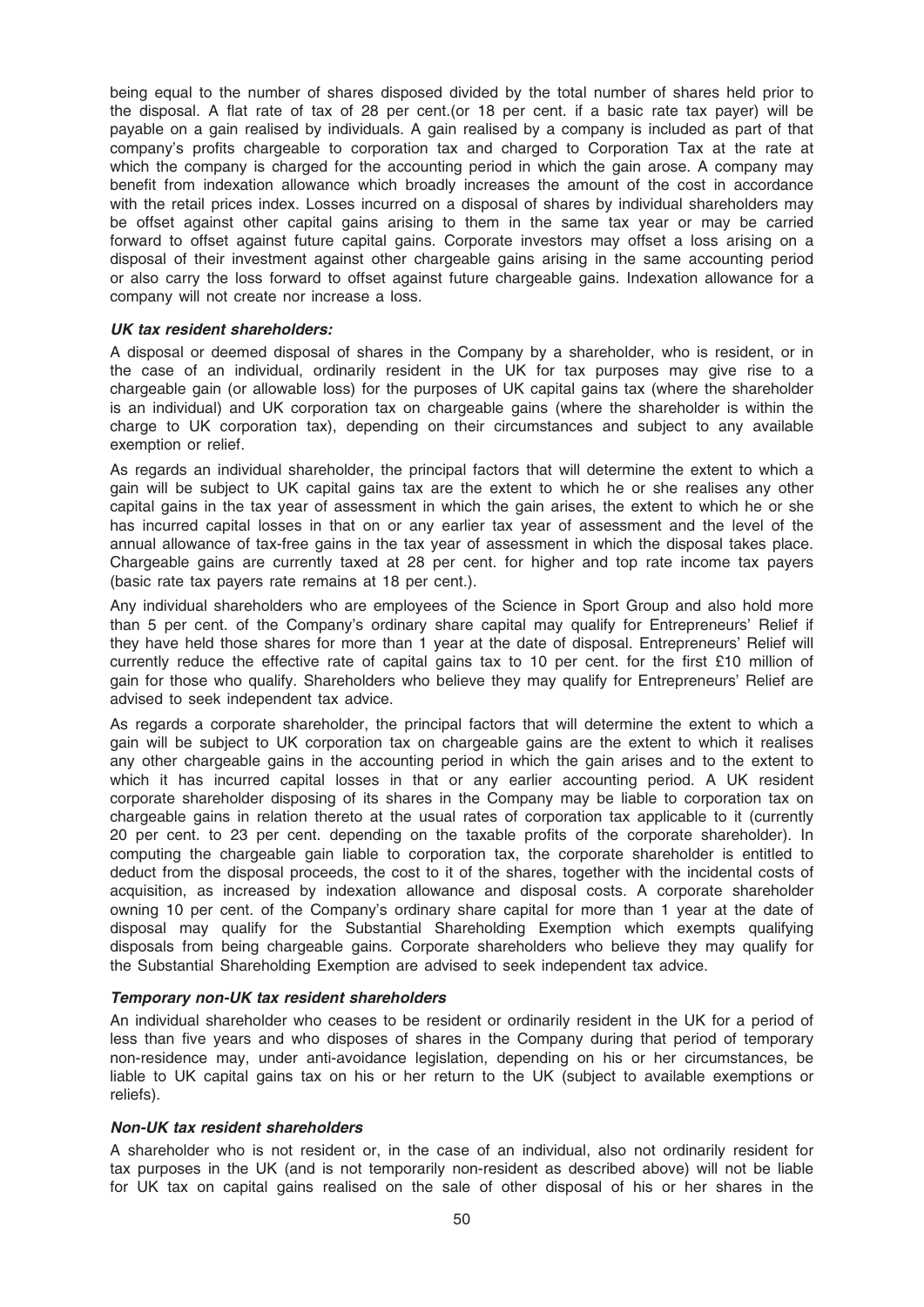being equal to the number of shares disposed divided by the total number of shares held prior to the disposal. A flat rate of tax of 28 per cent.(or 18 per cent. if a basic rate tax payer) will be payable on a gain realised by individuals. A gain realised by a company is included as part of that company's profits chargeable to corporation tax and charged to Corporation Tax at the rate at which the company is charged for the accounting period in which the gain arose. A company may benefit from indexation allowance which broadly increases the amount of the cost in accordance with the retail prices index. Losses incurred on a disposal of shares by individual shareholders may be offset against other capital gains arising to them in the same tax year or may be carried forward to offset against future capital gains. Corporate investors may offset a loss arising on a disposal of their investment against other chargeable gains arising in the same accounting period or also carry the loss forward to offset against future chargeable gains. Indexation allowance for a company will not create nor increase a loss.

***UK tax resident shareholders:***

A disposal or deemed disposal of shares in the Company by a shareholder, who is resident, or in the case of an individual, ordinarily resident in the UK for tax purposes may give rise to a chargeable gain (or allowable loss) for the purposes of UK capital gains tax (where the shareholder is an individual) and UK corporation tax on chargeable gains (where the shareholder is within the charge to UK corporation tax), depending on their circumstances and subject to any available exemption or relief.

As regards an individual shareholder, the principal factors that will determine the extent to which a gain will be subject to UK capital gains tax are the extent to which he or she realises any other capital gains in the tax year of assessment in which the gain arises, the extent to which he or she has incurred capital losses in that on or any earlier tax year of assessment and the level of the annual allowance of tax-free gains in the tax year of assessment in which the disposal takes place. Chargeable gains are currently taxed at 28 per cent. for higher and top rate income tax payers (basic rate tax payers rate remains at 18 per cent.).

Any individual shareholders who are employees of the Science in Sport Group and also hold more than 5 per cent. of the Company's ordinary share capital may qualify for Entrepreneurs' Relief if they have held those shares for more than 1 year at the date of disposal. Entrepreneurs' Relief will currently reduce the effective rate of capital gains tax to 10 per cent. for the first £10 million of gain for those who qualify. Shareholders who believe they may qualify for Entrepreneurs' Relief are advised to seek independent tax advice.

As regards a corporate shareholder, the principal factors that will determine the extent to which a gain will be subject to UK corporation tax on chargeable gains are the extent to which it realises any other chargeable gains in the accounting period in which the gain arises and to the extent to which it has incurred capital losses in that or any earlier accounting period. A UK resident corporate shareholder disposing of its shares in the Company may be liable to corporation tax on chargeable gains in relation thereto at the usual rates of corporation tax applicable to it (currently 20 per cent. to 23 per cent. depending on the taxable profits of the corporate shareholder). In computing the chargeable gain liable to corporation tax, the corporate shareholder is entitled to deduct from the disposal proceeds, the cost to it of the shares, together with the incidental costs of acquisition, as increased by indexation allowance and disposal costs. A corporate shareholder owning 10 per cent. of the Company's ordinary share capital for more than 1 year at the date of disposal may qualify for the Substantial Shareholding Exemption which exempts qualifying disposals from being chargeable gains. Corporate shareholders who believe they may qualify for the Substantial Shareholding Exemption are advised to seek independent tax advice.

***Temporary non-UK tax resident shareholders***

An individual shareholder who ceases to be resident or ordinarily resident in the UK for a period of less than five years and who disposes of shares in the Company during that period of temporary non-residence may, under anti-avoidance legislation, depending on his or her circumstances, be liable to UK capital gains tax on his or her return to the UK (subject to available exemptions or reliefs).

***Non-UK tax resident shareholders***

A shareholder who is not resident or, in the case of an individual, also not ordinarily resident for tax purposes in the UK (and is not temporarily non-resident as described above) will not be liable for UK tax on capital gains realised on the sale of other disposal of his or her shares in the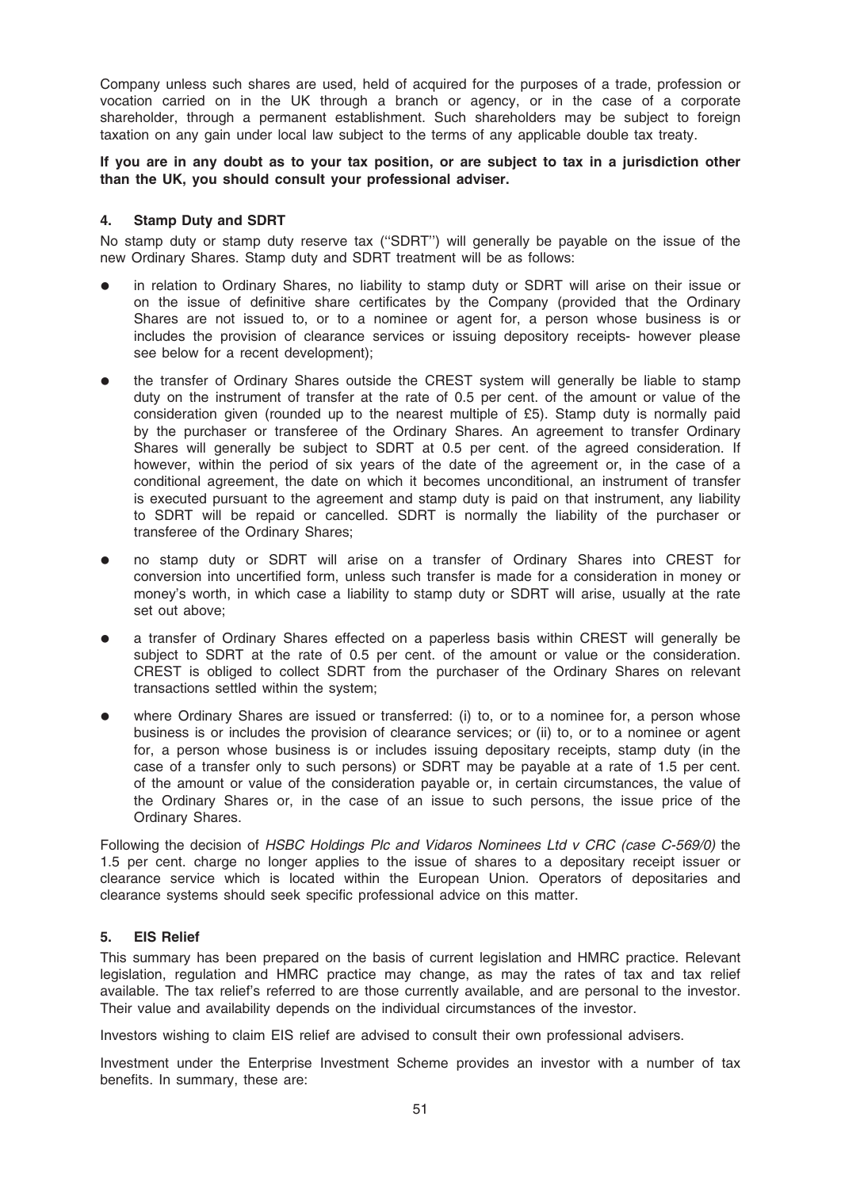Company unless such shares are used, held of acquired for the purposes of a trade, profession or vocation carried on in the UK through a branch or agency, or in the case of a corporate shareholder, through a permanent establishment. Such shareholders may be subject to foreign taxation on any gain under local law subject to the terms of any applicable double tax treaty.

**If you are in any doubt as to your tax position, or are subject to tax in a jurisdiction other than the UK, you should consult your professional adviser.**

### 4. Stamp Duty and SDRT

No stamp duty or stamp duty reserve tax (''SDRT'') will generally be payable on the issue of the new Ordinary Shares. Stamp duty and SDRT treatment will be as follows:

- in relation to Ordinary Shares, no liability to stamp duty or SDRT will arise on their issue or on the issue of definitive share certificates by the Company (provided that the Ordinary Shares are not issued to, or to a nominee or agent for, a person whose business is or includes the provision of clearance services or issuing depository receipts- however please see below for a recent development);
- the transfer of Ordinary Shares outside the CREST system will generally be liable to stamp duty on the instrument of transfer at the rate of 0.5 per cent. of the amount or value of the consideration given (rounded up to the nearest multiple of £5). Stamp duty is normally paid by the purchaser or transferee of the Ordinary Shares. An agreement to transfer Ordinary Shares will generally be subject to SDRT at 0.5 per cent. of the agreed consideration. If however, within the period of six years of the date of the agreement or, in the case of a conditional agreement, the date on which it becomes unconditional, an instrument of transfer is executed pursuant to the agreement and stamp duty is paid on that instrument, any liability to SDRT will be repaid or cancelled. SDRT is normally the liability of the purchaser or transferee of the Ordinary Shares;
- no stamp duty or SDRT will arise on a transfer of Ordinary Shares into CREST for conversion into uncertified form, unless such transfer is made for a consideration in money or money's worth, in which case a liability to stamp duty or SDRT will arise, usually at the rate set out above;
- a transfer of Ordinary Shares effected on a paperless basis within CREST will generally be subject to SDRT at the rate of 0.5 per cent. of the amount or value or the consideration. CREST is obliged to collect SDRT from the purchaser of the Ordinary Shares on relevant transactions settled within the system;
- where Ordinary Shares are issued or transferred: (i) to, or to a nominee for, a person whose business is or includes the provision of clearance services; or (ii) to, or to a nominee or agent for, a person whose business is or includes issuing depositary receipts, stamp duty (in the case of a transfer only to such persons) or SDRT may be payable at a rate of 1.5 per cent. of the amount or value of the consideration payable or, in certain circumstances, the value of the Ordinary Shares or, in the case of an issue to such persons, the issue price of the Ordinary Shares.

Following the decision of *HSBC Holdings Plc and Vidaros Nominees Ltd v CRC (case C-569/0)* the 1.5 per cent. charge no longer applies to the issue of shares to a depositary receipt issuer or clearance service which is located within the European Union. Operators of depositaries and clearance systems should seek specific professional advice on this matter.

### 5. EIS Relief

This summary has been prepared on the basis of current legislation and HMRC practice. Relevant legislation, regulation and HMRC practice may change, as may the rates of tax and tax relief available. The tax relief's referred to are those currently available, and are personal to the investor. Their value and availability depends on the individual circumstances of the investor.

Investors wishing to claim EIS relief are advised to consult their own professional advisers.

Investment under the Enterprise Investment Scheme provides an investor with a number of tax benefits. In summary, these are: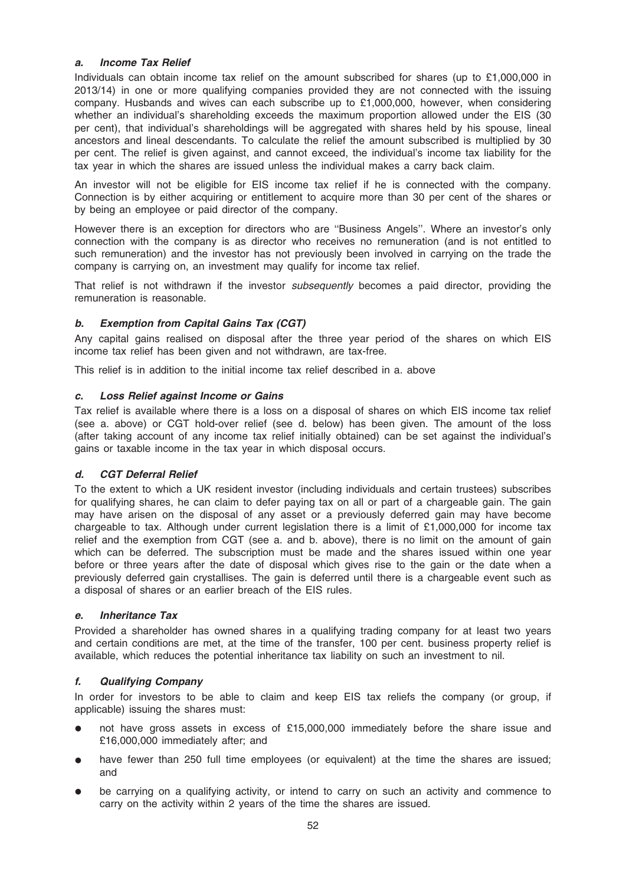### *a. Income Tax Relief*

Individuals can obtain income tax relief on the amount subscribed for shares (up to £1,000,000 in 2013/14) in one or more qualifying companies provided they are not connected with the issuing company. Husbands and wives can each subscribe up to £1,000,000, however, when considering whether an individual's shareholding exceeds the maximum proportion allowed under the EIS (30 per cent), that individual's shareholdings will be aggregated with shares held by his spouse, lineal ancestors and lineal descendants. To calculate the relief the amount subscribed is multiplied by 30 per cent. The relief is given against, and cannot exceed, the individual's income tax liability for the tax year in which the shares are issued unless the individual makes a carry back claim.

An investor will not be eligible for EIS income tax relief if he is connected with the company. Connection is by either acquiring or entitlement to acquire more than 30 per cent of the shares or by being an employee or paid director of the company.

However there is an exception for directors who are ''Business Angels''. Where an investor's only connection with the company is as director who receives no remuneration (and is not entitled to such remuneration) and the investor has not previously been involved in carrying on the trade the company is carrying on, an investment may qualify for income tax relief.

That relief is not withdrawn if the investor *subsequently* becomes a paid director, providing the remuneration is reasonable.

### *b. Exemption from Capital Gains Tax (CGT)*

Any capital gains realised on disposal after the three year period of the shares on which EIS income tax relief has been given and not withdrawn, are tax-free.

This relief is in addition to the initial income tax relief described in a. above

### *c. Loss Relief against Income or Gains*

Tax relief is available where there is a loss on a disposal of shares on which EIS income tax relief (see a. above) or CGT hold-over relief (see d. below) has been given. The amount of the loss (after taking account of any income tax relief initially obtained) can be set against the individual's gains or taxable income in the tax year in which disposal occurs.

### *d. CGT Deferral Relief*

To the extent to which a UK resident investor (including individuals and certain trustees) subscribes for qualifying shares, he can claim to defer paying tax on all or part of a chargeable gain. The gain may have arisen on the disposal of any asset or a previously deferred gain may have become chargeable to tax. Although under current legislation there is a limit of £1,000,000 for income tax relief and the exemption from CGT (see a. and b. above), there is no limit on the amount of gain which can be deferred. The subscription must be made and the shares issued within one year before or three years after the date of disposal which gives rise to the gain or the date when a previously deferred gain crystallises. The gain is deferred until there is a chargeable event such as a disposal of shares or an earlier breach of the EIS rules.

### *e. Inheritance Tax*

Provided a shareholder has owned shares in a qualifying trading company for at least two years and certain conditions are met, at the time of the transfer, 100 per cent. business property relief is available, which reduces the potential inheritance tax liability on such an investment to nil.

### *f. Qualifying Company*

In order for investors to be able to claim and keep EIS tax reliefs the company (or group, if applicable) issuing the shares must:

- not have gross assets in excess of £15,000,000 immediately before the share issue and £16,000,000 immediately after; and
- have fewer than 250 full time employees (or equivalent) at the time the shares are issued; and
- be carrying on a qualifying activity, or intend to carry on such an activity and commence to carry on the activity within 2 years of the time the shares are issued.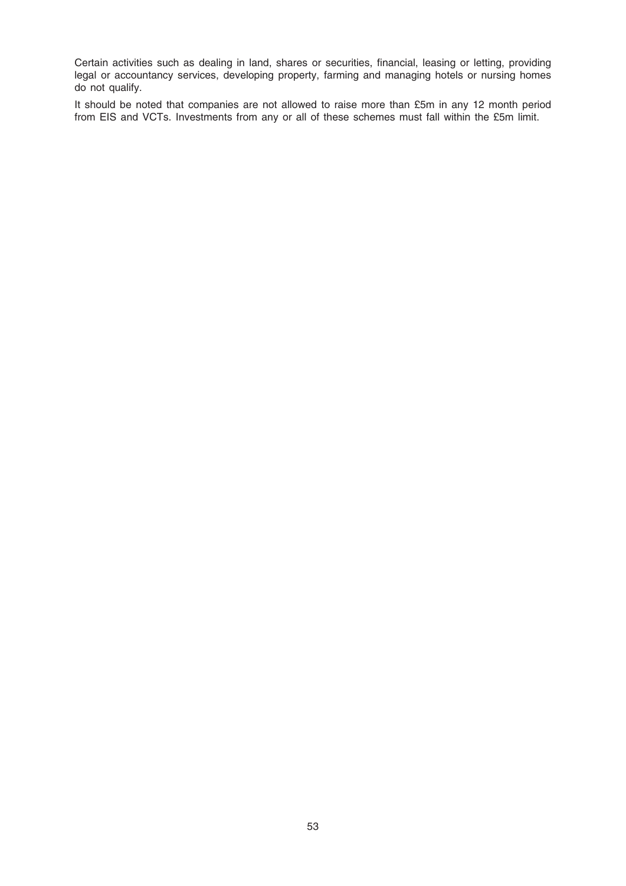Certain activities such as dealing in land, shares or securities, financial, leasing or letting, providing legal or accountancy services, developing property, farming and managing hotels or nursing homes do not qualify.

It should be noted that companies are not allowed to raise more than £5m in any 12 month period from EIS and VCTs. Investments from any or all of these schemes must fall within the £5m limit.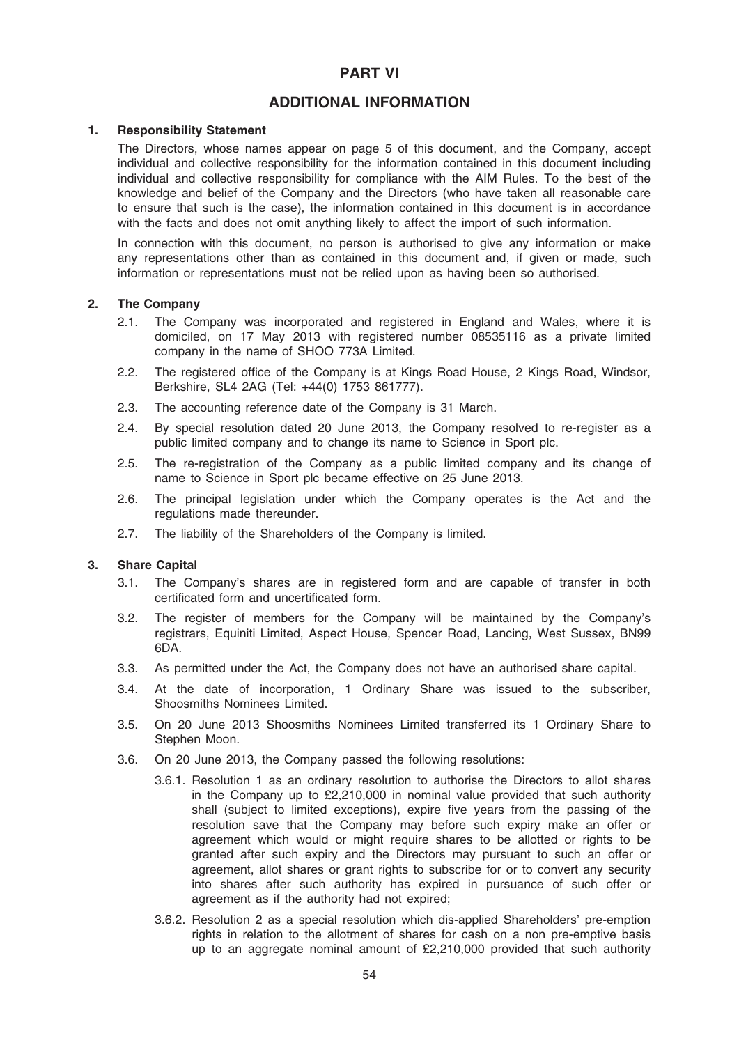# PART VI

## ADDITIONAL INFORMATION

### 1. Responsibility Statement

The Directors, whose names appear on page 5 of this document, and the Company, accept individual and collective responsibility for the information contained in this document including individual and collective responsibility for compliance with the AIM Rules. To the best of the knowledge and belief of the Company and the Directors (who have taken all reasonable care to ensure that such is the case), the information contained in this document is in accordance with the facts and does not omit anything likely to affect the import of such information.

In connection with this document, no person is authorised to give any information or make any representations other than as contained in this document and, if given or made, such information or representations must not be relied upon as having been so authorised.

### 2. The Company

2.1. The Company was incorporated and registered in England and Wales, where it is domiciled, on 17 May 2013 with registered number 08535116 as a private limited company in the name of SHOO 773A Limited.

2.2. The registered office of the Company is at Kings Road House, 2 Kings Road, Windsor, Berkshire, SL4 2AG (Tel: +44(0) 1753 861777).

2.3. The accounting reference date of the Company is 31 March.

2.4. By special resolution dated 20 June 2013, the Company resolved to re-register as a public limited company and to change its name to Science in Sport plc.

2.5. The re-registration of the Company as a public limited company and its change of name to Science in Sport plc became effective on 25 June 2013.

2.6. The principal legislation under which the Company operates is the Act and the regulations made thereunder.

2.7. The liability of the Shareholders of the Company is limited.

### 3. Share Capital

3.1. The Company's shares are in registered form and are capable of transfer in both certificated form and uncertificated form.

3.2. The register of members for the Company will be maintained by the Company's registrars, Equiniti Limited, Aspect House, Spencer Road, Lancing, West Sussex, BN99 6DA.

3.3. As permitted under the Act, the Company does not have an authorised share capital.

3.4. At the date of incorporation, 1 Ordinary Share was issued to the subscriber, Shoosmiths Nominees Limited.

3.5. On 20 June 2013 Shoosmiths Nominees Limited transferred its 1 Ordinary Share to Stephen Moon.

3.6. On 20 June 2013, the Company passed the following resolutions:

3.6.1. Resolution 1 as an ordinary resolution to authorise the Directors to allot shares in the Company up to £2,210,000 in nominal value provided that such authority shall (subject to limited exceptions), expire five years from the passing of the resolution save that the Company may before such expiry make an offer or agreement which would or might require shares to be allotted or rights to be granted after such expiry and the Directors may pursuant to such an offer or agreement, allot shares or grant rights to subscribe for or to convert any security into shares after such authority has expired in pursuance of such offer or agreement as if the authority had not expired;

3.6.2. Resolution 2 as a special resolution which dis-applied Shareholders' pre-emption rights in relation to the allotment of shares for cash on a non pre-emptive basis up to an aggregate nominal amount of £2,210,000 provided that such authority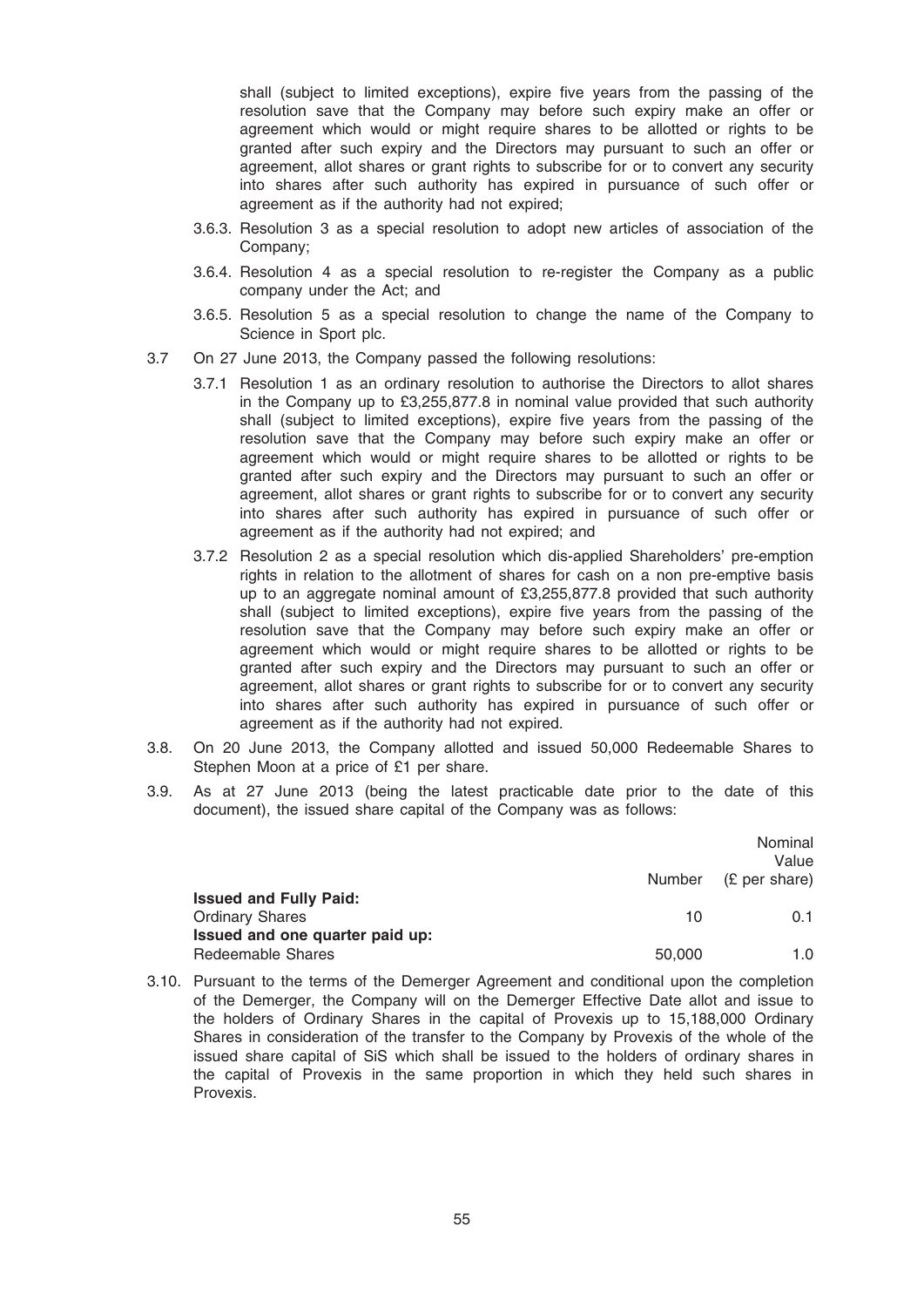shall (subject to limited exceptions), expire five years from the passing of the resolution save that the Company may before such expiry make an offer or agreement which would or might require shares to be allotted or rights to be granted after such expiry and the Directors may pursuant to such an offer or agreement, allot shares or grant rights to subscribe for or to convert any security into shares after such authority has expired in pursuance of such offer or agreement as if the authority had not expired;

3.6.3. Resolution 3 as a special resolution to adopt new articles of association of the Company;

3.6.4. Resolution 4 as a special resolution to re-register the Company as a public company under the Act; and

3.6.5. Resolution 5 as a special resolution to change the name of the Company to Science in Sport plc.

3.7 On 27 June 2013, the Company passed the following resolutions:

3.7.1 Resolution 1 as an ordinary resolution to authorise the Directors to allot shares in the Company up to £3,255,877.8 in nominal value provided that such authority shall (subject to limited exceptions), expire five years from the passing of the resolution save that the Company may before such expiry make an offer or agreement which would or might require shares to be allotted or rights to be granted after such expiry and the Directors may pursuant to such an offer or agreement, allot shares or grant rights to subscribe for or to convert any security into shares after such authority has expired in pursuance of such offer or agreement as if the authority had not expired; and

3.7.2 Resolution 2 as a special resolution which dis-applied Shareholders' pre-emption rights in relation to the allotment of shares for cash on a non pre-emptive basis up to an aggregate nominal amount of £3,255,877.8 provided that such authority shall (subject to limited exceptions), expire five years from the passing of the resolution save that the Company may before such expiry make an offer or agreement which would or might require shares to be allotted or rights to be granted after such expiry and the Directors may pursuant to such an offer or agreement, allot shares or grant rights to subscribe for or to convert any security into shares after such authority has expired in pursuance of such offer or agreement as if the authority had not expired.

3.8. On 20 June 2013, the Company allotted and issued 50,000 Redeemable Shares to Stephen Moon at a price of £1 per share.

3.9. As at 27 June 2013 (being the latest practicable date prior to the date of this document), the issued share capital of the Company was as follows:

| | Number | Nominal Value (£ per share) |
|---|---|---|
| **Issued and Fully Paid:** | | |
| Ordinary Shares | 10 | 0.1 |
| **Issued and one quarter paid up:** | | |
| Redeemable Shares | 50,000 | 1.0 |

3.10. Pursuant to the terms of the Demerger Agreement and conditional upon the completion of the Demerger, the Company will on the Demerger Effective Date allot and issue to the holders of Ordinary Shares in the capital of Provexis up to 15,188,000 Ordinary Shares in consideration of the transfer to the Company by Provexis of the whole of the issued share capital of SiS which shall be issued to the holders of ordinary shares in the capital of Provexis in the same proportion in which they held such shares in Provexis.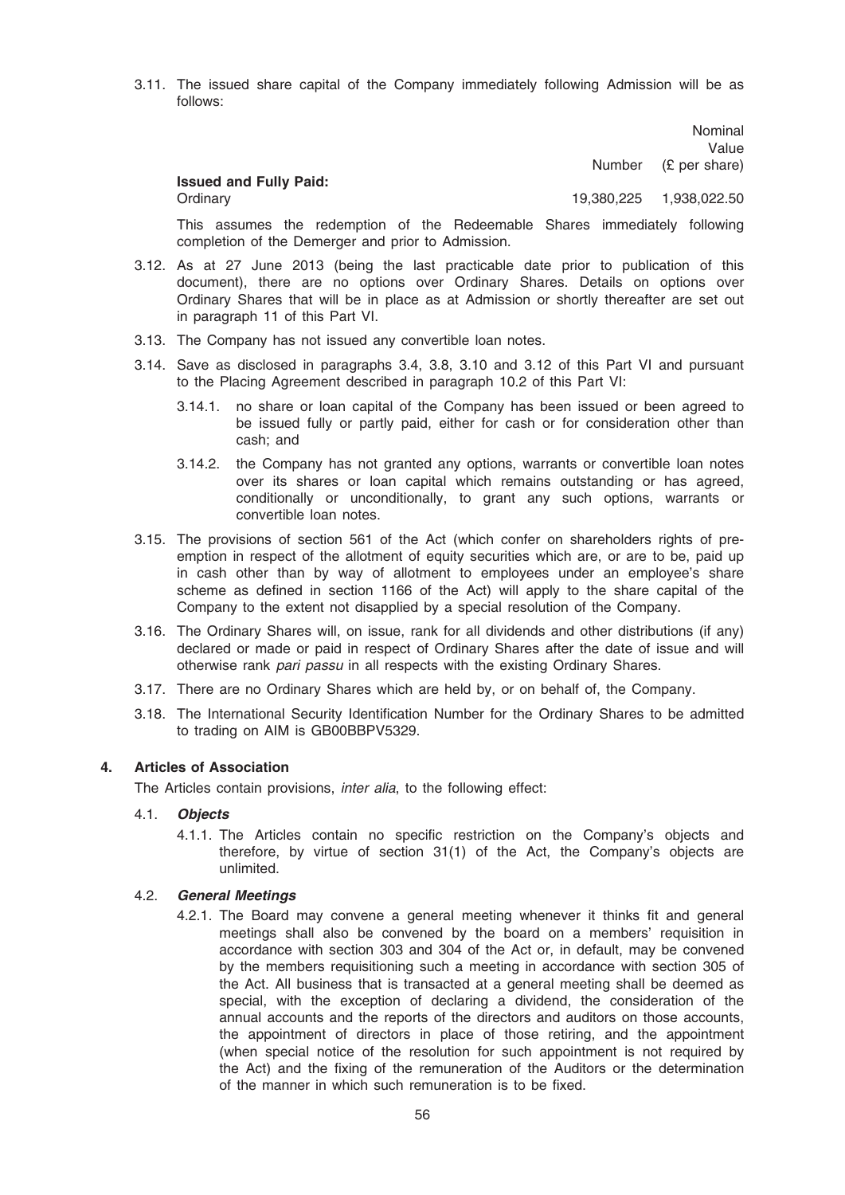3.11. The issued share capital of the Company immediately following Admission will be as follows:

| | Number | Nominal Value (£ per share) |
|---|---|---|
| **Issued and Fully Paid:** | | |
| Ordinary | 19,380,225 | 1,938,022.50 |

This assumes the redemption of the Redeemable Shares immediately following completion of the Demerger and prior to Admission.

3.12. As at 27 June 2013 (being the last practicable date prior to publication of this document), there are no options over Ordinary Shares. Details on options over Ordinary Shares that will be in place as at Admission or shortly thereafter are set out in paragraph 11 of this Part VI.

3.13. The Company has not issued any convertible loan notes.

3.14. Save as disclosed in paragraphs 3.4, 3.8, 3.10 and 3.12 of this Part VI and pursuant to the Placing Agreement described in paragraph 10.2 of this Part VI:

3.14.1. no share or loan capital of the Company has been issued or been agreed to be issued fully or partly paid, either for cash or for consideration other than cash; and

3.14.2. the Company has not granted any options, warrants or convertible loan notes over its shares or loan capital which remains outstanding or has agreed, conditionally or unconditionally, to grant any such options, warrants or convertible loan notes.

3.15. The provisions of section 561 of the Act (which confer on shareholders rights of pre-emption in respect of the allotment of equity securities which are, or are to be, paid up in cash other than by way of allotment to employees under an employee's share scheme as defined in section 1166 of the Act) will apply to the share capital of the Company to the extent not disapplied by a special resolution of the Company.

3.16. The Ordinary Shares will, on issue, rank for all dividends and other distributions (if any) declared or made or paid in respect of Ordinary Shares after the date of issue and will otherwise rank *pari passu* in all respects with the existing Ordinary Shares.

3.17. There are no Ordinary Shares which are held by, or on behalf of, the Company.

3.18. The International Security Identification Number for the Ordinary Shares to be admitted to trading on AIM is GB00BBPV5329.

## 4. Articles of Association

The Articles contain provisions, *inter alia*, to the following effect:

### 4.1. *Objects*

4.1.1. The Articles contain no specific restriction on the Company's objects and therefore, by virtue of section 31(1) of the Act, the Company's objects are unlimited.

### 4.2. *General Meetings*

4.2.1. The Board may convene a general meeting whenever it thinks fit and general meetings shall also be convened by the board on a members' requisition in accordance with section 303 and 304 of the Act or, in default, may be convened by the members requisitioning such a meeting in accordance with section 305 of the Act. All business that is transacted at a general meeting shall be deemed as special, with the exception of declaring a dividend, the consideration of the annual accounts and the reports of the directors and auditors on those accounts, the appointment of directors in place of those retiring, and the appointment (when special notice of the resolution for such appointment is not required by the Act) and the fixing of the remuneration of the Auditors or the determination of the manner in which such remuneration is to be fixed.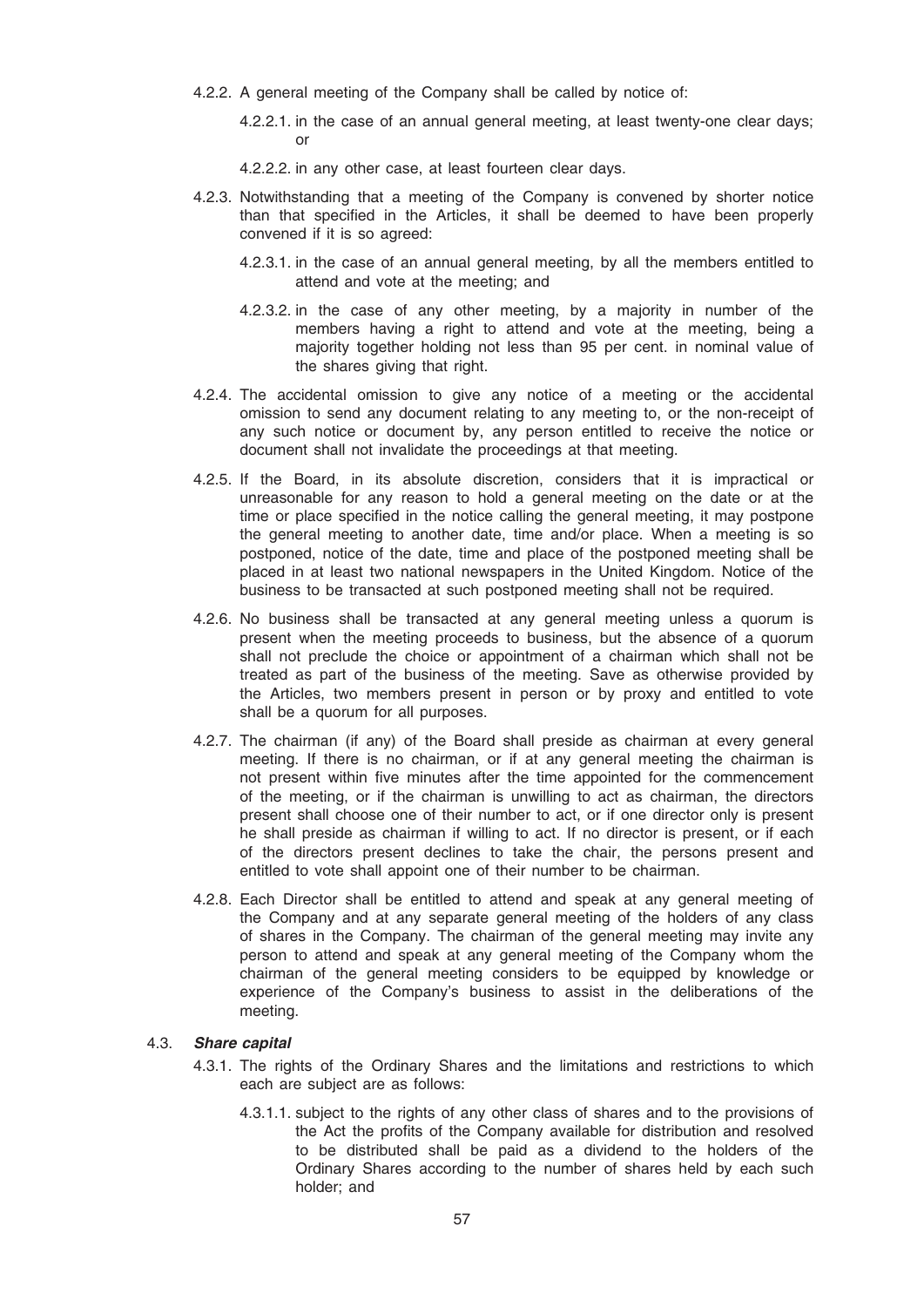4.2.2. A general meeting of the Company shall be called by notice of:

4.2.2.1. in the case of an annual general meeting, at least twenty-one clear days; or

4.2.2.2. in any other case, at least fourteen clear days.

4.2.3. Notwithstanding that a meeting of the Company is convened by shorter notice than that specified in the Articles, it shall be deemed to have been properly convened if it is so agreed:

4.2.3.1. in the case of an annual general meeting, by all the members entitled to attend and vote at the meeting; and

4.2.3.2. in the case of any other meeting, by a majority in number of the members having a right to attend and vote at the meeting, being a majority together holding not less than 95 per cent. in nominal value of the shares giving that right.

4.2.4. The accidental omission to give any notice of a meeting or the accidental omission to send any document relating to any meeting to, or the non-receipt of any such notice or document by, any person entitled to receive the notice or document shall not invalidate the proceedings at that meeting.

4.2.5. If the Board, in its absolute discretion, considers that it is impractical or unreasonable for any reason to hold a general meeting on the date or at the time or place specified in the notice calling the general meeting, it may postpone the general meeting to another date, time and/or place. When a meeting is so postponed, notice of the date, time and place of the postponed meeting shall be placed in at least two national newspapers in the United Kingdom. Notice of the business to be transacted at such postponed meeting shall not be required.

4.2.6. No business shall be transacted at any general meeting unless a quorum is present when the meeting proceeds to business, but the absence of a quorum shall not preclude the choice or appointment of a chairman which shall not be treated as part of the business of the meeting. Save as otherwise provided by the Articles, two members present in person or by proxy and entitled to vote shall be a quorum for all purposes.

4.2.7. The chairman (if any) of the Board shall preside as chairman at every general meeting. If there is no chairman, or if at any general meeting the chairman is not present within five minutes after the time appointed for the commencement of the meeting, or if the chairman is unwilling to act as chairman, the directors present shall choose one of their number to act, or if one director only is present he shall preside as chairman if willing to act. If no director is present, or if each of the directors present declines to take the chair, the persons present and entitled to vote shall appoint one of their number to be chairman.

4.2.8. Each Director shall be entitled to attend and speak at any general meeting of the Company and at any separate general meeting of the holders of any class of shares in the Company. The chairman of the general meeting may invite any person to attend and speak at any general meeting of the Company whom the chairman of the general meeting considers to be equipped by knowledge or experience of the Company's business to assist in the deliberations of the meeting.

4.3. ***Share capital***

4.3.1. The rights of the Ordinary Shares and the limitations and restrictions to which each are subject are as follows:

4.3.1.1. subject to the rights of any other class of shares and to the provisions of the Act the profits of the Company available for distribution and resolved to be distributed shall be paid as a dividend to the holders of the Ordinary Shares according to the number of shares held by each such holder; and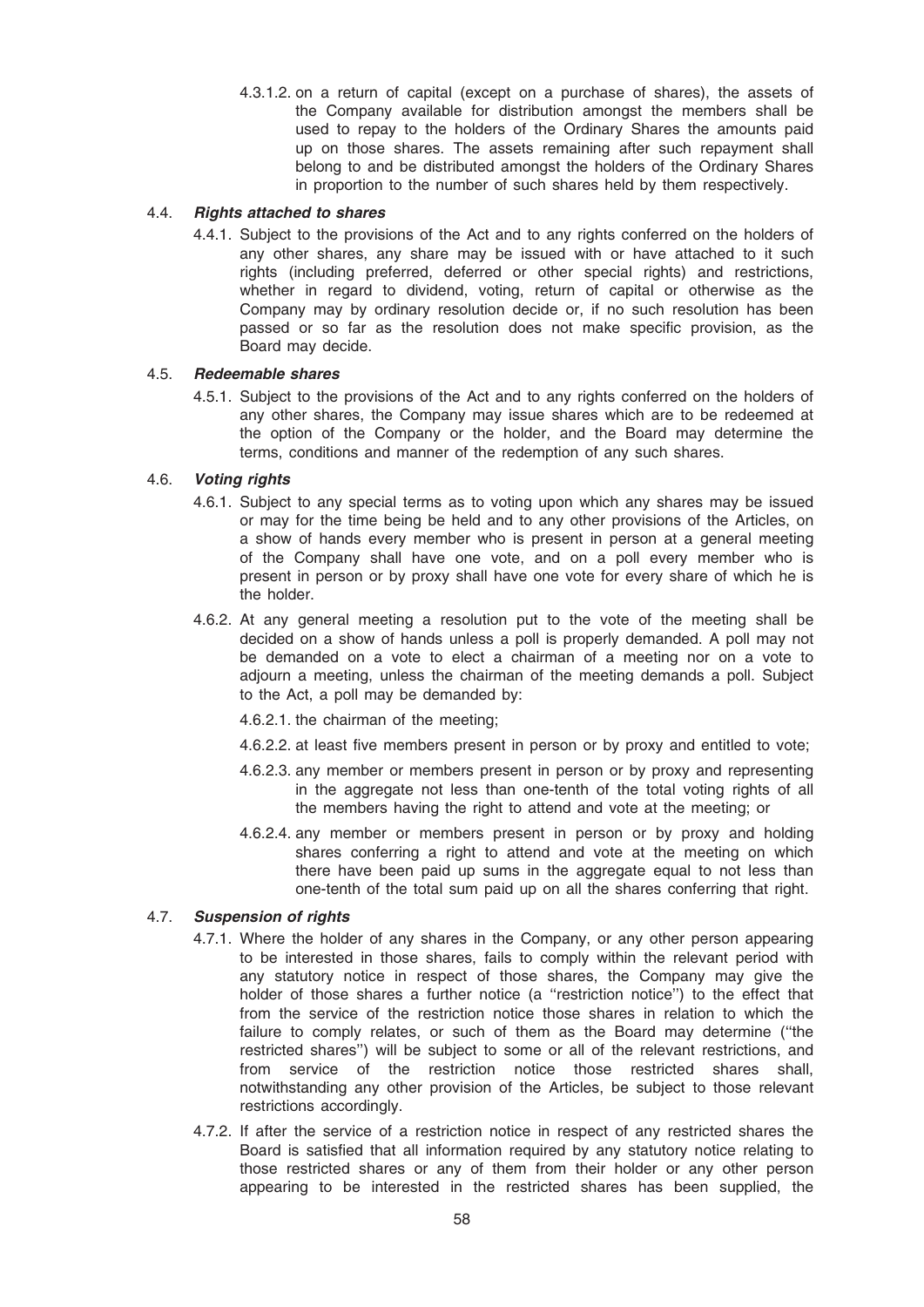4.3.1.2. on a return of capital (except on a purchase of shares), the assets of the Company available for distribution amongst the members shall be used to repay to the holders of the Ordinary Shares the amounts paid up on those shares. The assets remaining after such repayment shall belong to and be distributed amongst the holders of the Ordinary Shares in proportion to the number of such shares held by them respectively.

#### 4.4. *Rights attached to shares*

4.4.1. Subject to the provisions of the Act and to any rights conferred on the holders of any other shares, any share may be issued with or have attached to it such rights (including preferred, deferred or other special rights) and restrictions, whether in regard to dividend, voting, return of capital or otherwise as the Company may by ordinary resolution decide or, if no such resolution has been passed or so far as the resolution does not make specific provision, as the Board may decide.

#### 4.5. *Redeemable shares*

4.5.1. Subject to the provisions of the Act and to any rights conferred on the holders of any other shares, the Company may issue shares which are to be redeemed at the option of the Company or the holder, and the Board may determine the terms, conditions and manner of the redemption of any such shares.

#### 4.6. *Voting rights*

4.6.1. Subject to any special terms as to voting upon which any shares may be issued or may for the time being be held and to any other provisions of the Articles, on a show of hands every member who is present in person at a general meeting of the Company shall have one vote, and on a poll every member who is present in person or by proxy shall have one vote for every share of which he is the holder.

4.6.2. At any general meeting a resolution put to the vote of the meeting shall be decided on a show of hands unless a poll is properly demanded. A poll may not be demanded on a vote to elect a chairman of a meeting nor on a vote to adjourn a meeting, unless the chairman of the meeting demands a poll. Subject to the Act, a poll may be demanded by:

4.6.2.1. the chairman of the meeting;

4.6.2.2. at least five members present in person or by proxy and entitled to vote;

4.6.2.3. any member or members present in person or by proxy and representing in the aggregate not less than one-tenth of the total voting rights of all the members having the right to attend and vote at the meeting; or

4.6.2.4. any member or members present in person or by proxy and holding shares conferring a right to attend and vote at the meeting on which there have been paid up sums in the aggregate equal to not less than one-tenth of the total sum paid up on all the shares conferring that right.

#### 4.7. *Suspension of rights*

4.7.1. Where the holder of any shares in the Company, or any other person appearing to be interested in those shares, fails to comply within the relevant period with any statutory notice in respect of those shares, the Company may give the holder of those shares a further notice (a ''restriction notice'') to the effect that from the service of the restriction notice those shares in relation to which the failure to comply relates, or such of them as the Board may determine (''the restricted shares'') will be subject to some or all of the relevant restrictions, and from service of the restriction notice those restricted shares shall, notwithstanding any other provision of the Articles, be subject to those relevant restrictions accordingly.

4.7.2. If after the service of a restriction notice in respect of any restricted shares the Board is satisfied that all information required by any statutory notice relating to those restricted shares or any of them from their holder or any other person appearing to be interested in the restricted shares has been supplied, the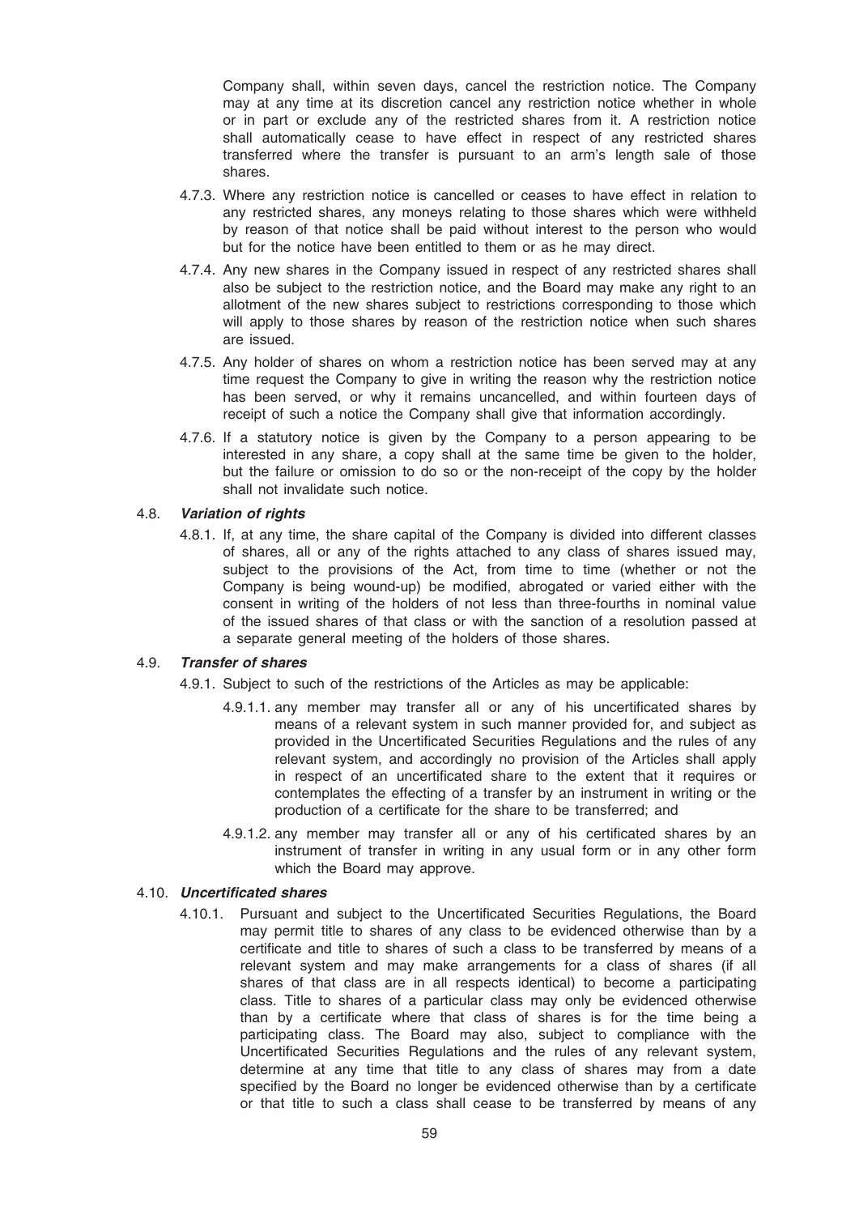Company shall, within seven days, cancel the restriction notice. The Company may at any time at its discretion cancel any restriction notice whether in whole or in part or exclude any of the restricted shares from it. A restriction notice shall automatically cease to have effect in respect of any restricted shares transferred where the transfer is pursuant to an arm's length sale of those shares.

4.7.3. Where any restriction notice is cancelled or ceases to have effect in relation to any restricted shares, any moneys relating to those shares which were withheld by reason of that notice shall be paid without interest to the person who would but for the notice have been entitled to them or as he may direct.

4.7.4. Any new shares in the Company issued in respect of any restricted shares shall also be subject to the restriction notice, and the Board may make any right to an allotment of the new shares subject to restrictions corresponding to those which will apply to those shares by reason of the restriction notice when such shares are issued.

4.7.5. Any holder of shares on whom a restriction notice has been served may at any time request the Company to give in writing the reason why the restriction notice has been served, or why it remains uncancelled, and within fourteen days of receipt of such a notice the Company shall give that information accordingly.

4.7.6. If a statutory notice is given by the Company to a person appearing to be interested in any share, a copy shall at the same time be given to the holder, but the failure or omission to do so or the non-receipt of the copy by the holder shall not invalidate such notice.

4.8. ***Variation of rights***

4.8.1. If, at any time, the share capital of the Company is divided into different classes of shares, all or any of the rights attached to any class of shares issued may, subject to the provisions of the Act, from time to time (whether or not the Company is being wound-up) be modified, abrogated or varied either with the consent in writing of the holders of not less than three-fourths in nominal value of the issued shares of that class or with the sanction of a resolution passed at a separate general meeting of the holders of those shares.

4.9. ***Transfer of shares***

4.9.1. Subject to such of the restrictions of the Articles as may be applicable:

4.9.1.1. any member may transfer all or any of his uncertificated shares by means of a relevant system in such manner provided for, and subject as provided in the Uncertificated Securities Regulations and the rules of any relevant system, and accordingly no provision of the Articles shall apply in respect of an uncertificated share to the extent that it requires or contemplates the effecting of a transfer by an instrument in writing or the production of a certificate for the share to be transferred; and

4.9.1.2. any member may transfer all or any of his certificated shares by an instrument of transfer in writing in any usual form or in any other form which the Board may approve.

4.10. ***Uncertificated shares***

4.10.1. Pursuant and subject to the Uncertificated Securities Regulations, the Board may permit title to shares of any class to be evidenced otherwise than by a certificate and title to shares of such a class to be transferred by means of a relevant system and may make arrangements for a class of shares (if all shares of that class are in all respects identical) to become a participating class. Title to shares of a particular class may only be evidenced otherwise than by a certificate where that class of shares is for the time being a participating class. The Board may also, subject to compliance with the Uncertificated Securities Regulations and the rules of any relevant system, determine at any time that title to any class of shares may from a date specified by the Board no longer be evidenced otherwise than by a certificate or that title to such a class shall cease to be transferred by means of any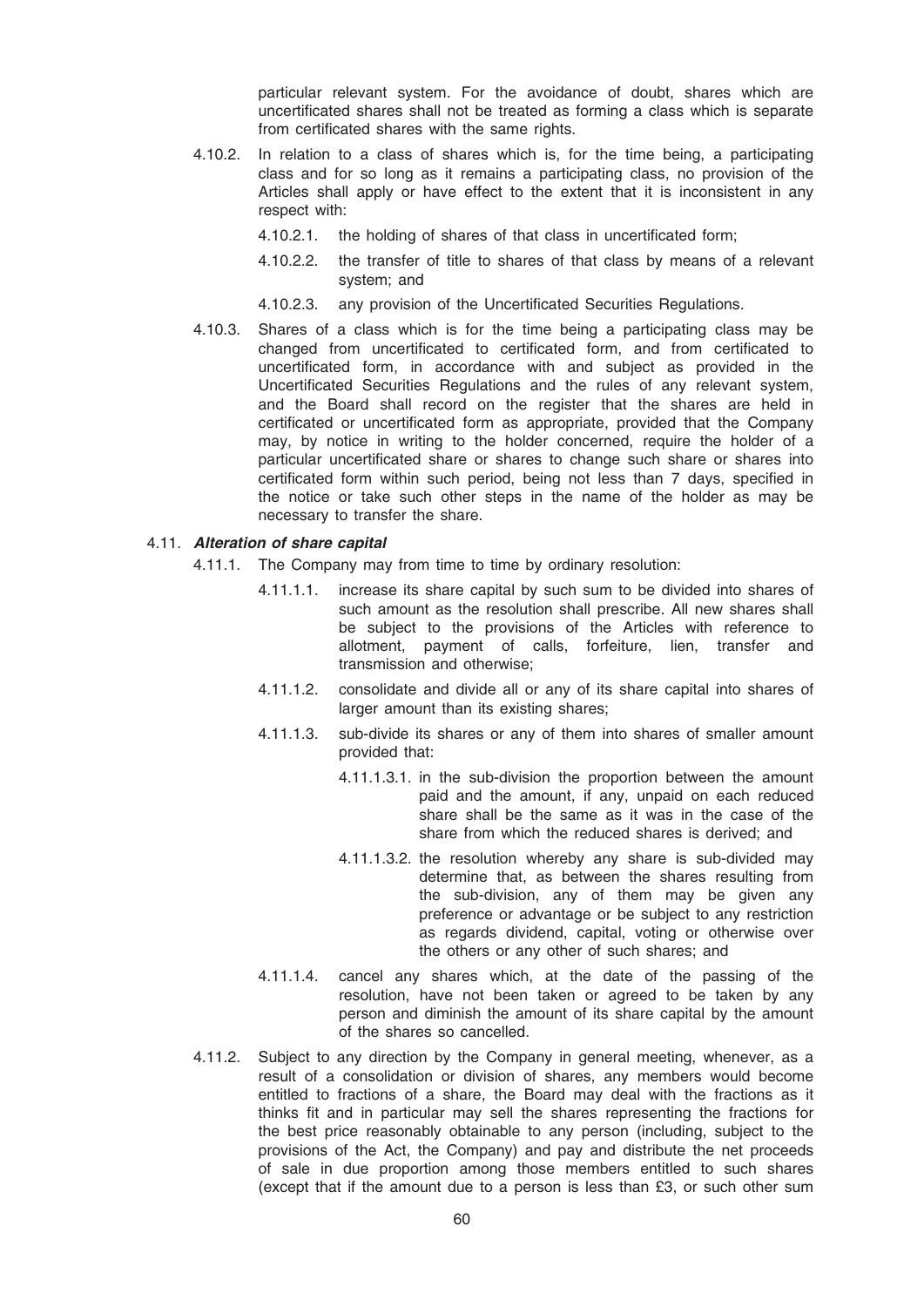particular relevant system. For the avoidance of doubt, shares which are uncertificated shares shall not be treated as forming a class which is separate from certificated shares with the same rights.

4.10.2. In relation to a class of shares which is, for the time being, a participating class and for so long as it remains a participating class, no provision of the Articles shall apply or have effect to the extent that it is inconsistent in any respect with:

4.10.2.1. the holding of shares of that class in uncertificated form;

4.10.2.2. the transfer of title to shares of that class by means of a relevant system; and

4.10.2.3. any provision of the Uncertificated Securities Regulations.

4.10.3. Shares of a class which is for the time being a participating class may be changed from uncertificated to certificated form, and from certificated to uncertificated form, in accordance with and subject as provided in the Uncertificated Securities Regulations and the rules of any relevant system, and the Board shall record on the register that the shares are held in certificated or uncertificated form as appropriate, provided that the Company may, by notice in writing to the holder concerned, require the holder of a particular uncertificated share or shares to change such share or shares into certificated form within such period, being not less than 7 days, specified in the notice or take such other steps in the name of the holder as may be necessary to transfer the share.

4.11. ***Alteration of share capital***

4.11.1. The Company may from time to time by ordinary resolution:

4.11.1.1. increase its share capital by such sum to be divided into shares of such amount as the resolution shall prescribe. All new shares shall be subject to the provisions of the Articles with reference to allotment, payment of calls, forfeiture, lien, transfer and transmission and otherwise;

4.11.1.2. consolidate and divide all or any of its share capital into shares of larger amount than its existing shares;

4.11.1.3. sub-divide its shares or any of them into shares of smaller amount provided that:

4.11.1.3.1. in the sub-division the proportion between the amount paid and the amount, if any, unpaid on each reduced share shall be the same as it was in the case of the share from which the reduced shares is derived; and

4.11.1.3.2. the resolution whereby any share is sub-divided may determine that, as between the shares resulting from the sub-division, any of them may be given any preference or advantage or be subject to any restriction as regards dividend, capital, voting or otherwise over the others or any other of such shares; and

4.11.1.4. cancel any shares which, at the date of the passing of the resolution, have not been taken or agreed to be taken by any person and diminish the amount of its share capital by the amount of the shares so cancelled.

4.11.2. Subject to any direction by the Company in general meeting, whenever, as a result of a consolidation or division of shares, any members would become entitled to fractions of a share, the Board may deal with the fractions as it thinks fit and in particular may sell the shares representing the fractions for the best price reasonably obtainable to any person (including, subject to the provisions of the Act, the Company) and pay and distribute the net proceeds of sale in due proportion among those members entitled to such shares (except that if the amount due to a person is less than £3, or such other sum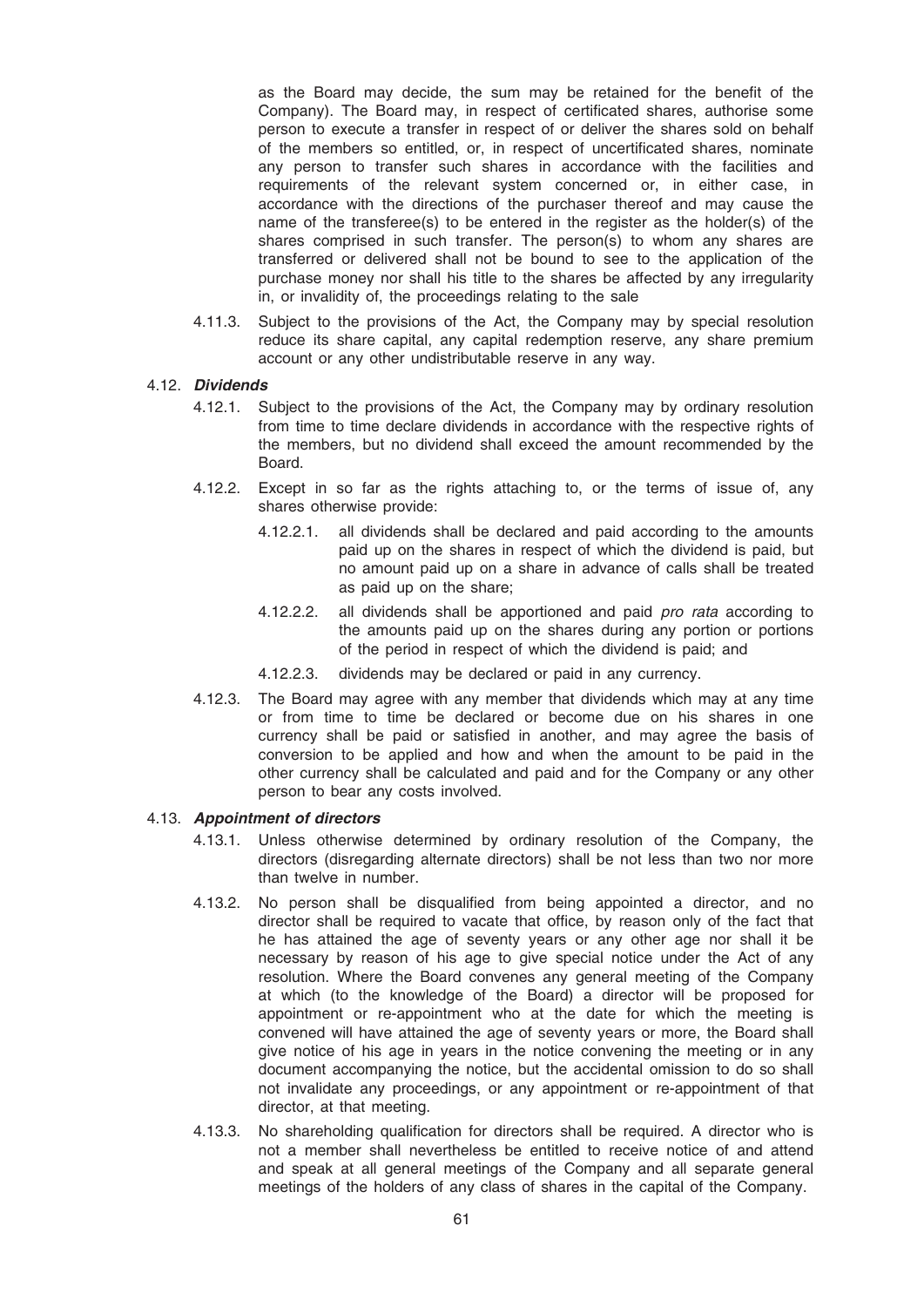as the Board may decide, the sum may be retained for the benefit of the Company). The Board may, in respect of certificated shares, authorise some person to execute a transfer in respect of or deliver the shares sold on behalf of the members so entitled, or, in respect of uncertificated shares, nominate any person to transfer such shares in accordance with the facilities and requirements of the relevant system concerned or, in either case, in accordance with the directions of the purchaser thereof and may cause the name of the transferee(s) to be entered in the register as the holder(s) of the shares comprised in such transfer. The person(s) to whom any shares are transferred or delivered shall not be bound to see to the application of the purchase money nor shall his title to the shares be affected by any irregularity in, or invalidity of, the proceedings relating to the sale

4.11.3. Subject to the provisions of the Act, the Company may by special resolution reduce its share capital, any capital redemption reserve, any share premium account or any other undistributable reserve in any way.

4.12. ***Dividends***

4.12.1. Subject to the provisions of the Act, the Company may by ordinary resolution from time to time declare dividends in accordance with the respective rights of the members, but no dividend shall exceed the amount recommended by the Board.

4.12.2. Except in so far as the rights attaching to, or the terms of issue of, any shares otherwise provide:

4.12.2.1. all dividends shall be declared and paid according to the amounts paid up on the shares in respect of which the dividend is paid, but no amount paid up on a share in advance of calls shall be treated as paid up on the share;

4.12.2.2. all dividends shall be apportioned and paid *pro rata* according to the amounts paid up on the shares during any portion or portions of the period in respect of which the dividend is paid; and

4.12.2.3. dividends may be declared or paid in any currency.

4.12.3. The Board may agree with any member that dividends which may at any time or from time to time be declared or become due on his shares in one currency shall be paid or satisfied in another, and may agree the basis of conversion to be applied and how and when the amount to be paid in the other currency shall be calculated and paid and for the Company or any other person to bear any costs involved.

4.13. ***Appointment of directors***

4.13.1. Unless otherwise determined by ordinary resolution of the Company, the directors (disregarding alternate directors) shall be not less than two nor more than twelve in number.

4.13.2. No person shall be disqualified from being appointed a director, and no director shall be required to vacate that office, by reason only of the fact that he has attained the age of seventy years or any other age nor shall it be necessary by reason of his age to give special notice under the Act of any resolution. Where the Board convenes any general meeting of the Company at which (to the knowledge of the Board) a director will be proposed for appointment or re-appointment who at the date for which the meeting is convened will have attained the age of seventy years or more, the Board shall give notice of his age in years in the notice convening the meeting or in any document accompanying the notice, but the accidental omission to do so shall not invalidate any proceedings, or any appointment or re-appointment of that director, at that meeting.

4.13.3. No shareholding qualification for directors shall be required. A director who is not a member shall nevertheless be entitled to receive notice of and attend and speak at all general meetings of the Company and all separate general meetings of the holders of any class of shares in the capital of the Company.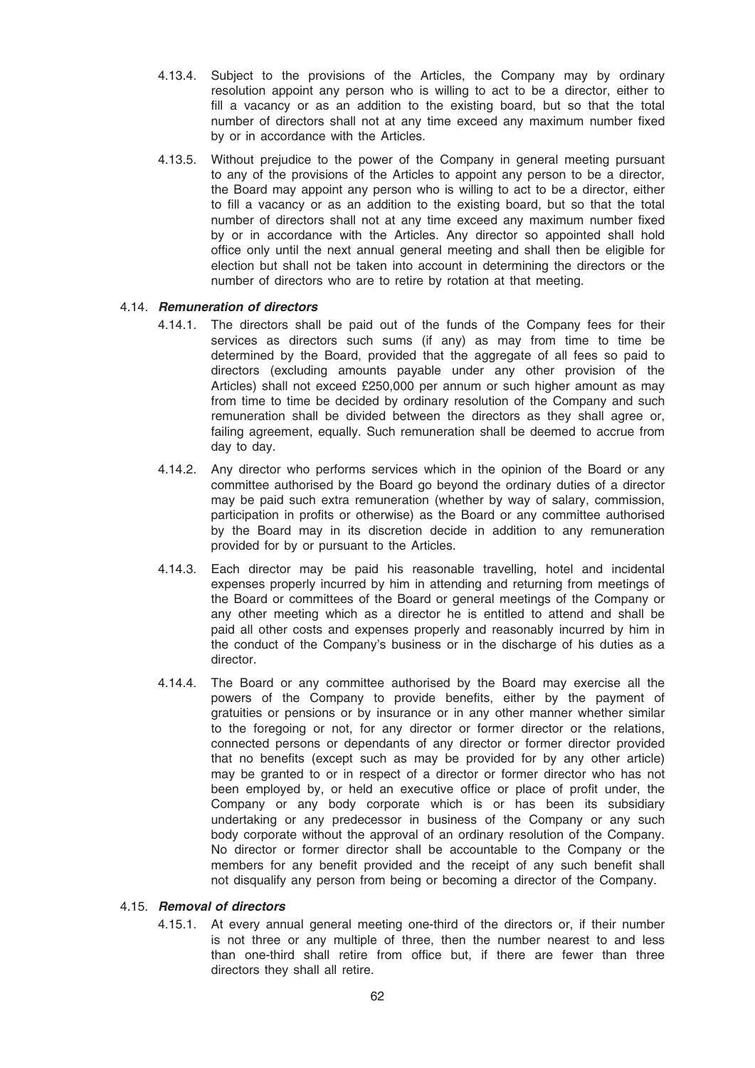4.13.4. Subject to the provisions of the Articles, the Company may by ordinary resolution appoint any person who is willing to act to be a director, either to fill a vacancy or as an addition to the existing board, but so that the total number of directors shall not at any time exceed any maximum number fixed by or in accordance with the Articles.

4.13.5. Without prejudice to the power of the Company in general meeting pursuant to any of the provisions of the Articles to appoint any person to be a director, the Board may appoint any person who is willing to act to be a director, either to fill a vacancy or as an addition to the existing board, but so that the total number of directors shall not at any time exceed any maximum number fixed by or in accordance with the Articles. Any director so appointed shall hold office only until the next annual general meeting and shall then be eligible for election but shall not be taken into account in determining the directors or the number of directors who are to retire by rotation at that meeting.

4.14. ***Remuneration of directors***

4.14.1. The directors shall be paid out of the funds of the Company fees for their services as directors such sums (if any) as may from time to time be determined by the Board, provided that the aggregate of all fees so paid to directors (excluding amounts payable under any other provision of the Articles) shall not exceed £250,000 per annum or such higher amount as may from time to time be decided by ordinary resolution of the Company and such remuneration shall be divided between the directors as they shall agree or, failing agreement, equally. Such remuneration shall be deemed to accrue from day to day.

4.14.2. Any director who performs services which in the opinion of the Board or any committee authorised by the Board go beyond the ordinary duties of a director may be paid such extra remuneration (whether by way of salary, commission, participation in profits or otherwise) as the Board or any committee authorised by the Board may in its discretion decide in addition to any remuneration provided for by or pursuant to the Articles.

4.14.3. Each director may be paid his reasonable travelling, hotel and incidental expenses properly incurred by him in attending and returning from meetings of the Board or committees of the Board or general meetings of the Company or any other meeting which as a director he is entitled to attend and shall be paid all other costs and expenses properly and reasonably incurred by him in the conduct of the Company's business or in the discharge of his duties as a director.

4.14.4. The Board or any committee authorised by the Board may exercise all the powers of the Company to provide benefits, either by the payment of gratuities or pensions or by insurance or in any other manner whether similar to the foregoing or not, for any director or former director or the relations, connected persons or dependants of any director or former director provided that no benefits (except such as may be provided for by any other article) may be granted to or in respect of a director or former director who has not been employed by, or held an executive office or place of profit under, the Company or any body corporate which is or has been its subsidiary undertaking or any predecessor in business of the Company or any such body corporate without the approval of an ordinary resolution of the Company. No director or former director shall be accountable to the Company or the members for any benefit provided and the receipt of any such benefit shall not disqualify any person from being or becoming a director of the Company.

4.15. ***Removal of directors***

4.15.1. At every annual general meeting one-third of the directors or, if their number is not three or any multiple of three, then the number nearest to and less than one-third shall retire from office but, if there are fewer than three directors they shall all retire.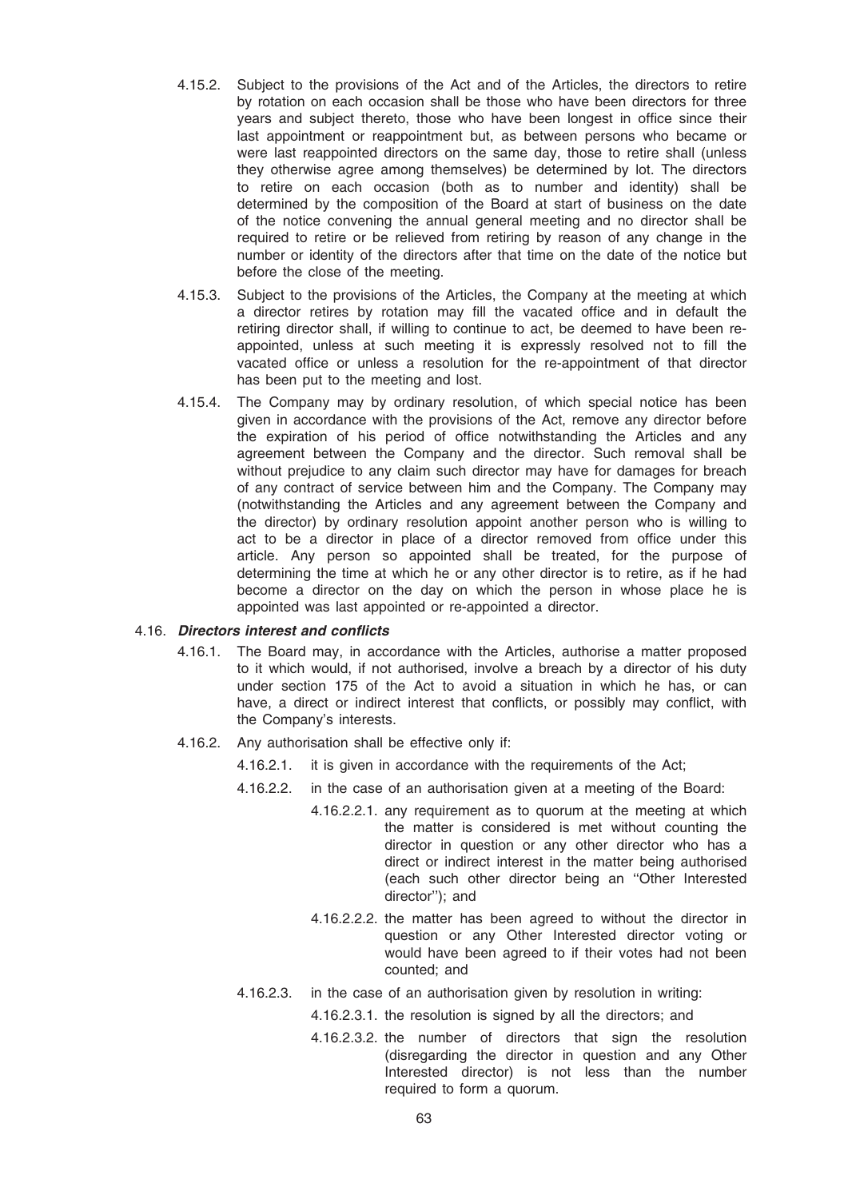4.15.2. Subject to the provisions of the Act and of the Articles, the directors to retire by rotation on each occasion shall be those who have been directors for three years and subject thereto, those who have been longest in office since their last appointment or reappointment but, as between persons who became or were last reappointed directors on the same day, those to retire shall (unless they otherwise agree among themselves) be determined by lot. The directors to retire on each occasion (both as to number and identity) shall be determined by the composition of the Board at start of business on the date of the notice convening the annual general meeting and no director shall be required to retire or be relieved from retiring by reason of any change in the number or identity of the directors after that time on the date of the notice but before the close of the meeting.

4.15.3. Subject to the provisions of the Articles, the Company at the meeting at which a director retires by rotation may fill the vacated office and in default the retiring director shall, if willing to continue to act, be deemed to have been re-appointed, unless at such meeting it is expressly resolved not to fill the vacated office or unless a resolution for the re-appointment of that director has been put to the meeting and lost.

4.15.4. The Company may by ordinary resolution, of which special notice has been given in accordance with the provisions of the Act, remove any director before the expiration of his period of office notwithstanding the Articles and any agreement between the Company and the director. Such removal shall be without prejudice to any claim such director may have for damages for breach of any contract of service between him and the Company. The Company may (notwithstanding the Articles and any agreement between the Company and the director) by ordinary resolution appoint another person who is willing to act to be a director in place of a director removed from office under this article. Any person so appointed shall be treated, for the purpose of determining the time at which he or any other director is to retire, as if he had become a director on the day on which the person in whose place he is appointed was last appointed or re-appointed a director.

4.16. ***Directors interest and conflicts***

4.16.1. The Board may, in accordance with the Articles, authorise a matter proposed to it which would, if not authorised, involve a breach by a director of his duty under section 175 of the Act to avoid a situation in which he has, or can have, a direct or indirect interest that conflicts, or possibly may conflict, with the Company's interests.

4.16.2. Any authorisation shall be effective only if:

4.16.2.1. it is given in accordance with the requirements of the Act;

4.16.2.2. in the case of an authorisation given at a meeting of the Board:

4.16.2.2.1. any requirement as to quorum at the meeting at which the matter is considered is met without counting the director in question or any other director who has a direct or indirect interest in the matter being authorised (each such other director being an "Other Interested director"); and

4.16.2.2.2. the matter has been agreed to without the director in question or any Other Interested director voting or would have been agreed to if their votes had not been counted; and

4.16.2.3. in the case of an authorisation given by resolution in writing:

4.16.2.3.1. the resolution is signed by all the directors; and

4.16.2.3.2. the number of directors that sign the resolution (disregarding the director in question and any Other Interested director) is not less than the number required to form a quorum.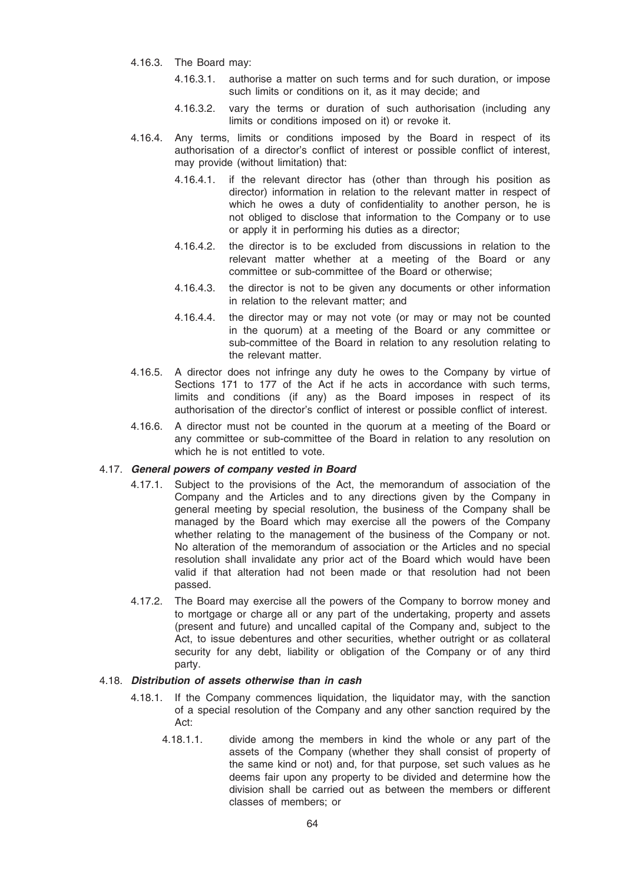4.16.3. The Board may:

4.16.3.1. authorise a matter on such terms and for such duration, or impose such limits or conditions on it, as it may decide; and

4.16.3.2. vary the terms or duration of such authorisation (including any limits or conditions imposed on it) or revoke it.

4.16.4. Any terms, limits or conditions imposed by the Board in respect of its authorisation of a director's conflict of interest or possible conflict of interest, may provide (without limitation) that:

4.16.4.1. if the relevant director has (other than through his position as director) information in relation to the relevant matter in respect of which he owes a duty of confidentiality to another person, he is not obliged to disclose that information to the Company or to use or apply it in performing his duties as a director;

4.16.4.2. the director is to be excluded from discussions in relation to the relevant matter whether at a meeting of the Board or any committee or sub-committee of the Board or otherwise;

4.16.4.3. the director is not to be given any documents or other information in relation to the relevant matter; and

4.16.4.4. the director may or may not vote (or may or may not be counted in the quorum) at a meeting of the Board or any committee or sub-committee of the Board in relation to any resolution relating to the relevant matter.

4.16.5. A director does not infringe any duty he owes to the Company by virtue of Sections 171 to 177 of the Act if he acts in accordance with such terms, limits and conditions (if any) as the Board imposes in respect of its authorisation of the director's conflict of interest or possible conflict of interest.

4.16.6. A director must not be counted in the quorum at a meeting of the Board or any committee or sub-committee of the Board in relation to any resolution on which he is not entitled to vote.

4.17. ***General powers of company vested in Board***

4.17.1. Subject to the provisions of the Act, the memorandum of association of the Company and the Articles and to any directions given by the Company in general meeting by special resolution, the business of the Company shall be managed by the Board which may exercise all the powers of the Company whether relating to the management of the business of the Company or not. No alteration of the memorandum of association or the Articles and no special resolution shall invalidate any prior act of the Board which would have been valid if that alteration had not been made or that resolution had not been passed.

4.17.2. The Board may exercise all the powers of the Company to borrow money and to mortgage or charge all or any part of the undertaking, property and assets (present and future) and uncalled capital of the Company and, subject to the Act, to issue debentures and other securities, whether outright or as collateral security for any debt, liability or obligation of the Company or of any third party.

4.18. ***Distribution of assets otherwise than in cash***

4.18.1. If the Company commences liquidation, the liquidator may, with the sanction of a special resolution of the Company and any other sanction required by the Act:

4.18.1.1. divide among the members in kind the whole or any part of the assets of the Company (whether they shall consist of property of the same kind or not) and, for that purpose, set such values as he deems fair upon any property to be divided and determine how the division shall be carried out as between the members or different classes of members; or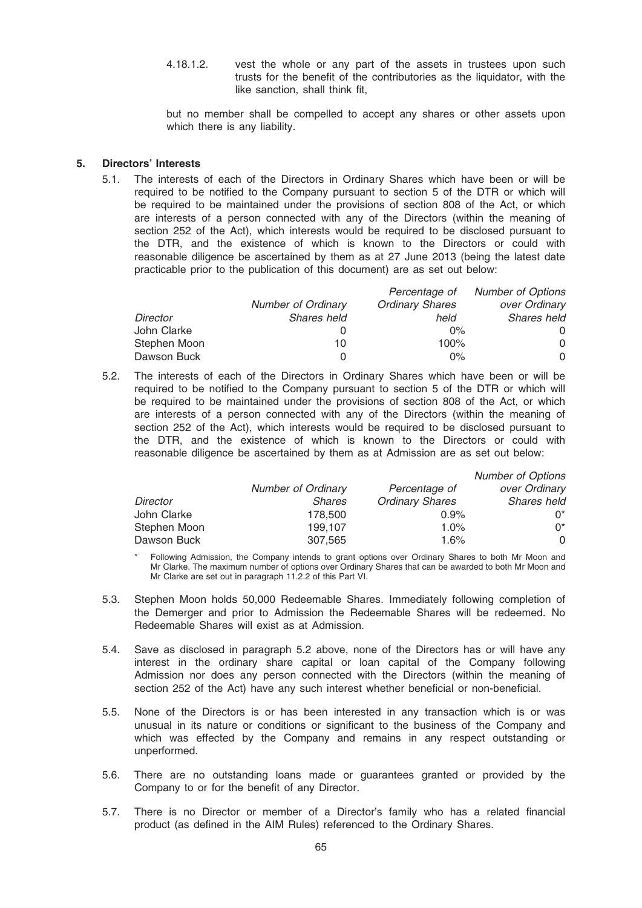4.18.1.2. vest the whole or any part of the assets in trustees upon such trusts for the benefit of the contributories as the liquidator, with the like sanction, shall think fit,

but no member shall be compelled to accept any shares or other assets upon which there is any liability.

## 5. Directors' Interests

5.1. The interests of each of the Directors in Ordinary Shares which have been or will be required to be notified to the Company pursuant to section 5 of the DTR or which will be required to be maintained under the provisions of section 808 of the Act, or which are interests of a person connected with any of the Directors (within the meaning of section 252 of the Act), which interests would be required to be disclosed pursuant to the DTR, and the existence of which is known to the Directors or could with reasonable diligence be ascertained by them as at 27 June 2013 (being the latest date practicable prior to the publication of this document) are as set out below:

| *Director* | *Number of Ordinary Shares held* | *Percentage of Ordinary Shares held* | *Number of Options over Ordinary Shares held* |
|---|---|---|---|
| John Clarke | 0 | 0% | 0 |
| Stephen Moon | 10 | 100% | 0 |
| Dawson Buck | 0 | 0% | 0 |

5.2. The interests of each of the Directors in Ordinary Shares which have been or will be required to be notified to the Company pursuant to section 5 of the DTR or which will be required to be maintained under the provisions of section 808 of the Act, or which are interests of a person connected with any of the Directors (within the meaning of section 252 of the Act), which interests would be required to be disclosed pursuant to the DTR, and the existence of which is known to the Directors or could with reasonable diligence be ascertained by them as at Admission are as set out below:

| *Director* | *Number of Ordinary Shares* | *Percentage of Ordinary Shares* | *Number of Options over Ordinary Shares held* |
|---|---|---|---|
| John Clarke | 178,500 | 0.9% | 0* |
| Stephen Moon | 199,107 | 1.0% | 0* |
| Dawson Buck | 307,565 | 1.6% | 0 |

\* Following Admission, the Company intends to grant options over Ordinary Shares to both Mr Moon and Mr Clarke. The maximum number of options over Ordinary Shares that can be awarded to both Mr Moon and Mr Clarke are set out in paragraph 11.2.2 of this Part VI.

5.3. Stephen Moon holds 50,000 Redeemable Shares. Immediately following completion of the Demerger and prior to Admission the Redeemable Shares will be redeemed. No Redeemable Shares will exist as at Admission.

5.4. Save as disclosed in paragraph 5.2 above, none of the Directors has or will have any interest in the ordinary share capital or loan capital of the Company following Admission nor does any person connected with the Directors (within the meaning of section 252 of the Act) have any such interest whether beneficial or non-beneficial.

5.5. None of the Directors is or has been interested in any transaction which is or was unusual in its nature or conditions or significant to the business of the Company and which was effected by the Company and remains in any respect outstanding or unperformed.

5.6. There are no outstanding loans made or guarantees granted or provided by the Company to or for the benefit of any Director.

5.7. There is no Director or member of a Director's family who has a related financial product (as defined in the AIM Rules) referenced to the Ordinary Shares.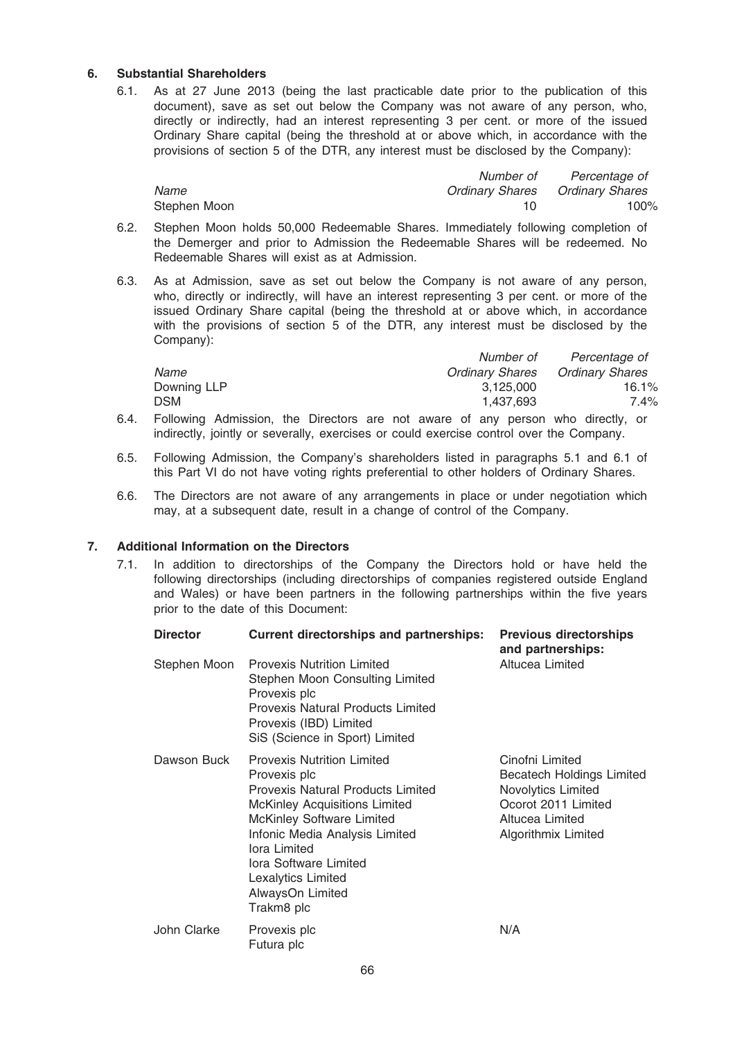## 6. Substantial Shareholders

6.1. As at 27 June 2013 (being the last practicable date prior to the publication of this document), save as set out below the Company was not aware of any person, who, directly or indirectly, had an interest representing 3 per cent. or more of the issued Ordinary Share capital (being the threshold at or above which, in accordance with the provisions of section 5 of the DTR, any interest must be disclosed by the Company):

| *Name* | *Number of Ordinary Shares* | *Percentage of Ordinary Shares* |
|---|---|---|
| Stephen Moon | 10 | 100% |

6.2. Stephen Moon holds 50,000 Redeemable Shares. Immediately following completion of the Demerger and prior to Admission the Redeemable Shares will be redeemed. No Redeemable Shares will exist as at Admission.

6.3. As at Admission, save as set out below the Company is not aware of any person, who, directly or indirectly, will have an interest representing 3 per cent. or more of the issued Ordinary Share capital (being the threshold at or above which, in accordance with the provisions of section 5 of the DTR, any interest must be disclosed by the Company):

| *Name* | *Number of Ordinary Shares* | *Percentage of Ordinary Shares* |
|---|---|---|
| Downing LLP | 3,125,000 | 16.1% |
| DSM | 1,437,693 | 7.4% |

6.4. Following Admission, the Directors are not aware of any person who directly, or indirectly, jointly or severally, exercises or could exercise control over the Company.

6.5. Following Admission, the Company's shareholders listed in paragraphs 5.1 and 6.1 of this Part VI do not have voting rights preferential to other holders of Ordinary Shares.

6.6. The Directors are not aware of any arrangements in place or under negotiation which may, at a subsequent date, result in a change of control of the Company.

## 7. Additional Information on the Directors

7.1. In addition to directorships of the Company the Directors hold or have held the following directorships (including directorships of companies registered outside England and Wales) or have been partners in the following partnerships within the five years prior to the date of this Document:

| **Director** | **Current directorships and partnerships:** | **Previous directorships and partnerships:** |
|---|---|---|
| Stephen Moon | Provexis Nutrition Limited<br>Stephen Moon Consulting Limited<br>Provexis plc<br>Provexis Natural Products Limited<br>Provexis (IBD) Limited<br>SiS (Science in Sport) Limited | Altucea Limited |
| Dawson Buck | Provexis Nutrition Limited<br>Provexis plc<br>Provexis Natural Products Limited<br>McKinley Acquisitions Limited<br>McKinley Software Limited<br>Infonic Media Analysis Limited<br>Iora Limited<br>Iora Software Limited<br>Lexalytics Limited<br>AlwaysOn Limited<br>Trakm8 plc | Cinofni Limited<br>Becatech Holdings Limited<br>Novolytics Limited<br>Ocorot 2011 Limited<br>Altucea Limited<br>Algorithmix Limited |
| John Clarke | Provexis plc<br>Futura plc | N/A |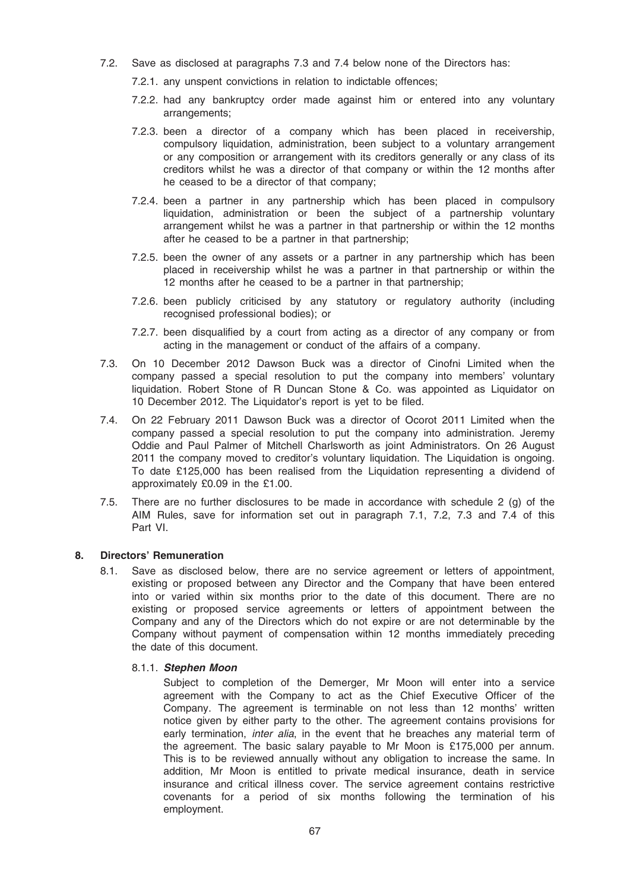7.2. Save as disclosed at paragraphs 7.3 and 7.4 below none of the Directors has:

7.2.1. any unspent convictions in relation to indictable offences;

7.2.2. had any bankruptcy order made against him or entered into any voluntary arrangements;

7.2.3. been a director of a company which has been placed in receivership, compulsory liquidation, administration, been subject to a voluntary arrangement or any composition or arrangement with its creditors generally or any class of its creditors whilst he was a director of that company or within the 12 months after he ceased to be a director of that company;

7.2.4. been a partner in any partnership which has been placed in compulsory liquidation, administration or been the subject of a partnership voluntary arrangement whilst he was a partner in that partnership or within the 12 months after he ceased to be a partner in that partnership;

7.2.5. been the owner of any assets or a partner in any partnership which has been placed in receivership whilst he was a partner in that partnership or within the 12 months after he ceased to be a partner in that partnership;

7.2.6. been publicly criticised by any statutory or regulatory authority (including recognised professional bodies); or

7.2.7. been disqualified by a court from acting as a director of any company or from acting in the management or conduct of the affairs of a company.

7.3. On 10 December 2012 Dawson Buck was a director of Cinofni Limited when the company passed a special resolution to put the company into members' voluntary liquidation. Robert Stone of R Duncan Stone & Co. was appointed as Liquidator on 10 December 2012. The Liquidator's report is yet to be filed.

7.4. On 22 February 2011 Dawson Buck was a director of Ocorot 2011 Limited when the company passed a special resolution to put the company into administration. Jeremy Oddie and Paul Palmer of Mitchell Charlsworth as joint Administrators. On 26 August 2011 the company moved to creditor's voluntary liquidation. The Liquidation is ongoing. To date £125,000 has been realised from the Liquidation representing a dividend of approximately £0.09 in the £1.00.

7.5. There are no further disclosures to be made in accordance with schedule 2 (g) of the AIM Rules, save for information set out in paragraph 7.1, 7.2, 7.3 and 7.4 of this Part VI.

## 8. Directors' Remuneration

8.1. Save as disclosed below, there are no service agreement or letters of appointment, existing or proposed between any Director and the Company that have been entered into or varied within six months prior to the date of this document. There are no existing or proposed service agreements or letters of appointment between the Company and any of the Directors which do not expire or are not determinable by the Company without payment of compensation within 12 months immediately preceding the date of this document.

8.1.1. ***Stephen Moon***

Subject to completion of the Demerger, Mr Moon will enter into a service agreement with the Company to act as the Chief Executive Officer of the Company. The agreement is terminable on not less than 12 months' written notice given by either party to the other. The agreement contains provisions for early termination, *inter alia*, in the event that he breaches any material term of the agreement. The basic salary payable to Mr Moon is £175,000 per annum. This is to be reviewed annually without any obligation to increase the same. In addition, Mr Moon is entitled to private medical insurance, death in service insurance and critical illness cover. The service agreement contains restrictive covenants for a period of six months following the termination of his employment.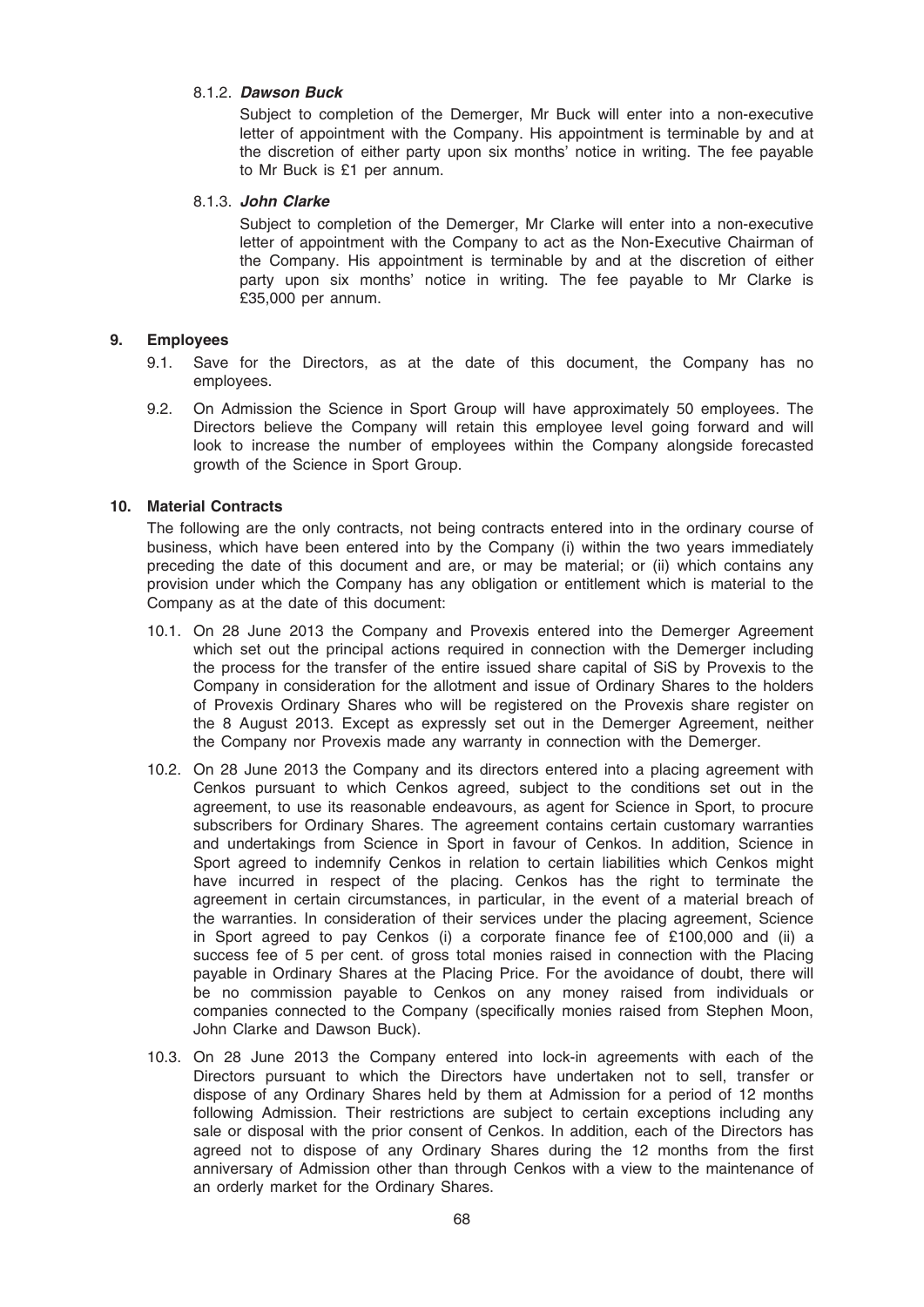8.1.2. ***Dawson Buck***

Subject to completion of the Demerger, Mr Buck will enter into a non-executive letter of appointment with the Company. His appointment is terminable by and at the discretion of either party upon six months' notice in writing. The fee payable to Mr Buck is £1 per annum.

8.1.3. ***John Clarke***

Subject to completion of the Demerger, Mr Clarke will enter into a non-executive letter of appointment with the Company to act as the Non-Executive Chairman of the Company. His appointment is terminable by and at the discretion of either party upon six months' notice in writing. The fee payable to Mr Clarke is £35,000 per annum.

## 9. Employees

9.1. Save for the Directors, as at the date of this document, the Company has no employees.

9.2. On Admission the Science in Sport Group will have approximately 50 employees. The Directors believe the Company will retain this employee level going forward and will look to increase the number of employees within the Company alongside forecasted growth of the Science in Sport Group.

## 10. Material Contracts

The following are the only contracts, not being contracts entered into in the ordinary course of business, which have been entered into by the Company (i) within the two years immediately preceding the date of this document and are, or may be material; or (ii) which contains any provision under which the Company has any obligation or entitlement which is material to the Company as at the date of this document:

10.1. On 28 June 2013 the Company and Provexis entered into the Demerger Agreement which set out the principal actions required in connection with the Demerger including the process for the transfer of the entire issued share capital of SiS by Provexis to the Company in consideration for the allotment and issue of Ordinary Shares to the holders of Provexis Ordinary Shares who will be registered on the Provexis share register on the 8 August 2013. Except as expressly set out in the Demerger Agreement, neither the Company nor Provexis made any warranty in connection with the Demerger.

10.2. On 28 June 2013 the Company and its directors entered into a placing agreement with Cenkos pursuant to which Cenkos agreed, subject to the conditions set out in the agreement, to use its reasonable endeavours, as agent for Science in Sport, to procure subscribers for Ordinary Shares. The agreement contains certain customary warranties and undertakings from Science in Sport in favour of Cenkos. In addition, Science in Sport agreed to indemnify Cenkos in relation to certain liabilities which Cenkos might have incurred in respect of the placing. Cenkos has the right to terminate the agreement in certain circumstances, in particular, in the event of a material breach of the warranties. In consideration of their services under the placing agreement, Science in Sport agreed to pay Cenkos (i) a corporate finance fee of £100,000 and (ii) a success fee of 5 per cent. of gross total monies raised in connection with the Placing payable in Ordinary Shares at the Placing Price. For the avoidance of doubt, there will be no commission payable to Cenkos on any money raised from individuals or companies connected to the Company (specifically monies raised from Stephen Moon, John Clarke and Dawson Buck).

10.3. On 28 June 2013 the Company entered into lock-in agreements with each of the Directors pursuant to which the Directors have undertaken not to sell, transfer or dispose of any Ordinary Shares held by them at Admission for a period of 12 months following Admission. Their restrictions are subject to certain exceptions including any sale or disposal with the prior consent of Cenkos. In addition, each of the Directors has agreed not to dispose of any Ordinary Shares during the 12 months from the first anniversary of Admission other than through Cenkos with a view to the maintenance of an orderly market for the Ordinary Shares.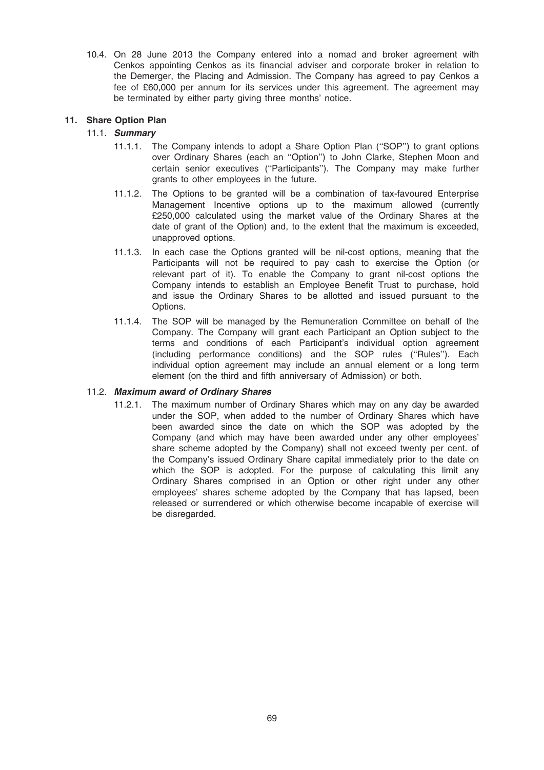10.4. On 28 June 2013 the Company entered into a nomad and broker agreement with Cenkos appointing Cenkos as its financial adviser and corporate broker in relation to the Demerger, the Placing and Admission. The Company has agreed to pay Cenkos a fee of £60,000 per annum for its services under this agreement. The agreement may be terminated by either party giving three months' notice.

## 11. Share Option Plan

### 11.1. *Summary*

11.1.1. The Company intends to adopt a Share Option Plan (''SOP'') to grant options over Ordinary Shares (each an ''Option'') to John Clarke, Stephen Moon and certain senior executives (''Participants''). The Company may make further grants to other employees in the future.

11.1.2. The Options to be granted will be a combination of tax-favoured Enterprise Management Incentive options up to the maximum allowed (currently £250,000 calculated using the market value of the Ordinary Shares at the date of grant of the Option) and, to the extent that the maximum is exceeded, unapproved options.

11.1.3. In each case the Options granted will be nil-cost options, meaning that the Participants will not be required to pay cash to exercise the Option (or relevant part of it). To enable the Company to grant nil-cost options the Company intends to establish an Employee Benefit Trust to purchase, hold and issue the Ordinary Shares to be allotted and issued pursuant to the Options.

11.1.4. The SOP will be managed by the Remuneration Committee on behalf of the Company. The Company will grant each Participant an Option subject to the terms and conditions of each Participant's individual option agreement (including performance conditions) and the SOP rules (''Rules''). Each individual option agreement may include an annual element or a long term element (on the third and fifth anniversary of Admission) or both.

### 11.2. *Maximum award of Ordinary Shares*

11.2.1. The maximum number of Ordinary Shares which may on any day be awarded under the SOP, when added to the number of Ordinary Shares which have been awarded since the date on which the SOP was adopted by the Company (and which may have been awarded under any other employees' share scheme adopted by the Company) shall not exceed twenty per cent. of the Company's issued Ordinary Share capital immediately prior to the date on which the SOP is adopted. For the purpose of calculating this limit any Ordinary Shares comprised in an Option or other right under any other employees' shares scheme adopted by the Company that has lapsed, been released or surrendered or which otherwise become incapable of exercise will be disregarded.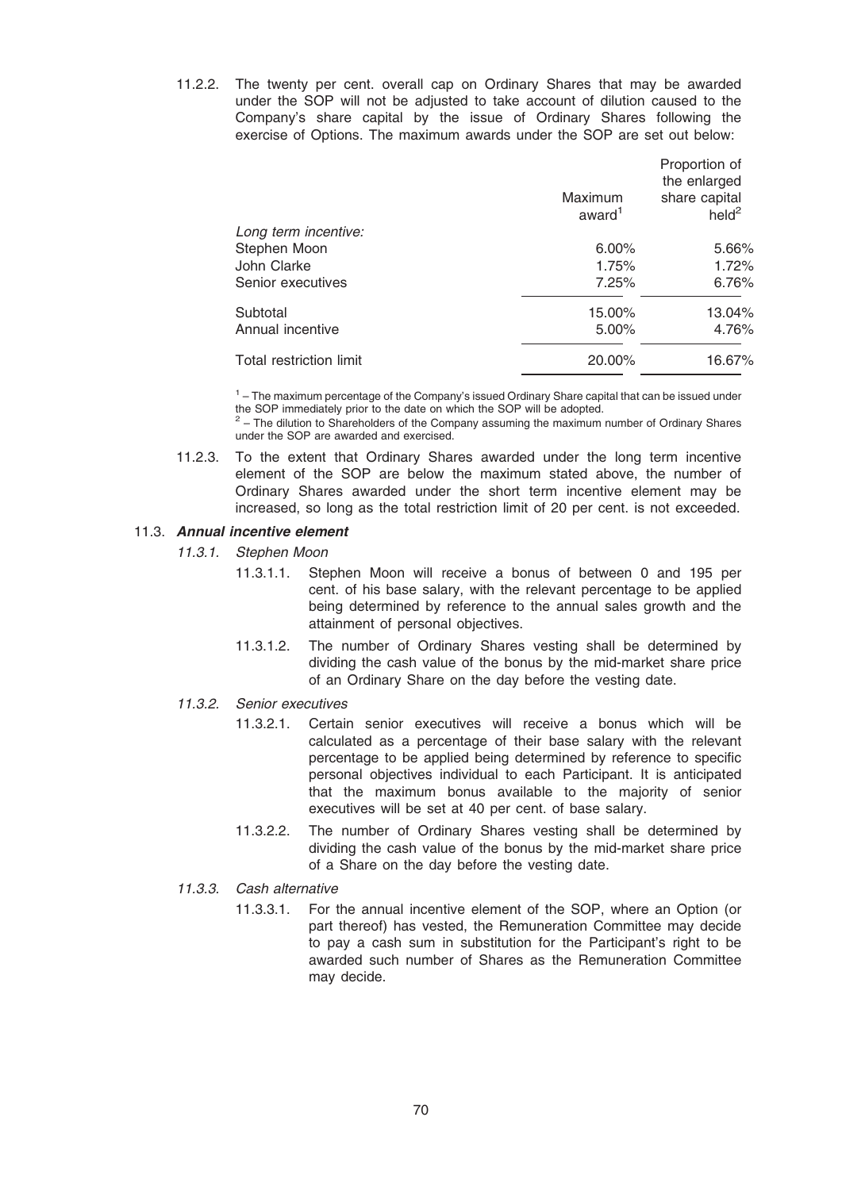11.2.2. The twenty per cent. overall cap on Ordinary Shares that may be awarded under the SOP will not be adjusted to take account of dilution caused to the Company's share capital by the issue of Ordinary Shares following the exercise of Options. The maximum awards under the SOP are set out below:

| | Maximum award[1] | Proportion of the enlarged share capital held[2] |
|---|---|---|
| *Long term incentive:* | | |
| Stephen Moon | 6.00% | 5.66% |
| John Clarke | 1.75% | 1.72% |
| Senior executives | 7.25% | 6.76% |
| Subtotal | 15.00% | 13.04% |
| Annual incentive | 5.00% | 4.76% |
| Total restriction limit | 20.00% | 16.67% |

[1] – The maximum percentage of the Company's issued Ordinary Share capital that can be issued under the SOP immediately prior to the date on which the SOP will be adopted.
[2] – The dilution to Shareholders of the Company assuming the maximum number of Ordinary Shares under the SOP are awarded and exercised.

11.2.3. To the extent that Ordinary Shares awarded under the long term incentive element of the SOP are below the maximum stated above, the number of Ordinary Shares awarded under the short term incentive element may be increased, so long as the total restriction limit of 20 per cent. is not exceeded.

11.3. ***Annual incentive element***

*11.3.1. Stephen Moon*

11.3.1.1. Stephen Moon will receive a bonus of between 0 and 195 per cent. of his base salary, with the relevant percentage to be applied being determined by reference to the annual sales growth and the attainment of personal objectives.

11.3.1.2. The number of Ordinary Shares vesting shall be determined by dividing the cash value of the bonus by the mid-market share price of an Ordinary Share on the day before the vesting date.

*11.3.2. Senior executives*

11.3.2.1. Certain senior executives will receive a bonus which will be calculated as a percentage of their base salary with the relevant percentage to be applied being determined by reference to specific personal objectives individual to each Participant. It is anticipated that the maximum bonus available to the majority of senior executives will be set at 40 per cent. of base salary.

11.3.2.2. The number of Ordinary Shares vesting shall be determined by dividing the cash value of the bonus by the mid-market share price of a Share on the day before the vesting date.

*11.3.3. Cash alternative*

11.3.3.1. For the annual incentive element of the SOP, where an Option (or part thereof) has vested, the Remuneration Committee may decide to pay a cash sum in substitution for the Participant's right to be awarded such number of Shares as the Remuneration Committee may decide.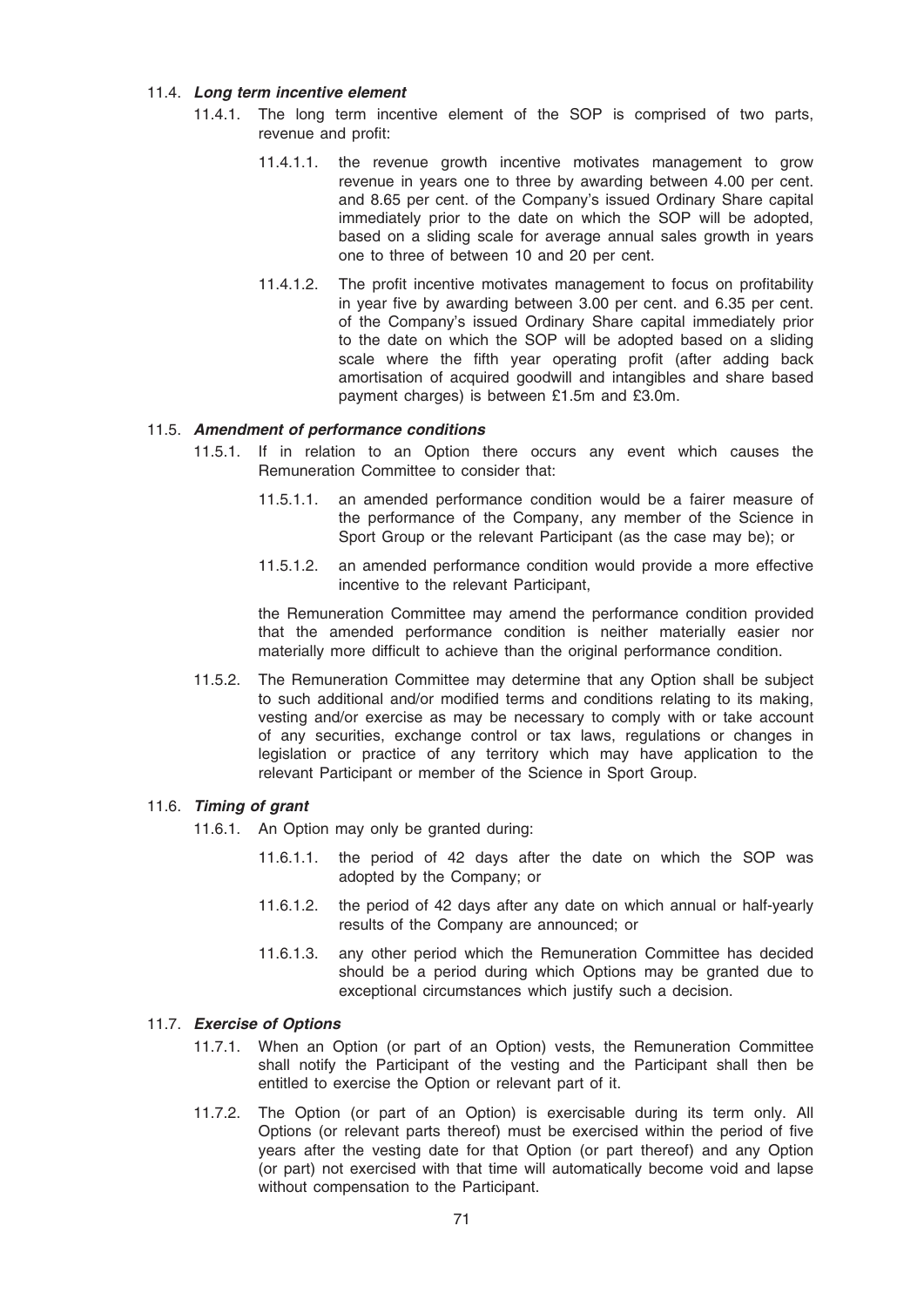### 11.4. *Long term incentive element*

11.4.1. The long term incentive element of the SOP is comprised of two parts, revenue and profit:

11.4.1.1. the revenue growth incentive motivates management to grow revenue in years one to three by awarding between 4.00 per cent. and 8.65 per cent. of the Company's issued Ordinary Share capital immediately prior to the date on which the SOP will be adopted, based on a sliding scale for average annual sales growth in years one to three of between 10 and 20 per cent.

11.4.1.2. The profit incentive motivates management to focus on profitability in year five by awarding between 3.00 per cent. and 6.35 per cent. of the Company's issued Ordinary Share capital immediately prior to the date on which the SOP will be adopted based on a sliding scale where the fifth year operating profit (after adding back amortisation of acquired goodwill and intangibles and share based payment charges) is between £1.5m and £3.0m.

### 11.5. *Amendment of performance conditions*

11.5.1. If in relation to an Option there occurs any event which causes the Remuneration Committee to consider that:

11.5.1.1. an amended performance condition would be a fairer measure of the performance of the Company, any member of the Science in Sport Group or the relevant Participant (as the case may be); or

11.5.1.2. an amended performance condition would provide a more effective incentive to the relevant Participant,

the Remuneration Committee may amend the performance condition provided that the amended performance condition is neither materially easier nor materially more difficult to achieve than the original performance condition.

11.5.2. The Remuneration Committee may determine that any Option shall be subject to such additional and/or modified terms and conditions relating to its making, vesting and/or exercise as may be necessary to comply with or take account of any securities, exchange control or tax laws, regulations or changes in legislation or practice of any territory which may have application to the relevant Participant or member of the Science in Sport Group.

### 11.6. *Timing of grant*

11.6.1. An Option may only be granted during:

11.6.1.1. the period of 42 days after the date on which the SOP was adopted by the Company; or

11.6.1.2. the period of 42 days after any date on which annual or half-yearly results of the Company are announced; or

11.6.1.3. any other period which the Remuneration Committee has decided should be a period during which Options may be granted due to exceptional circumstances which justify such a decision.

### 11.7. *Exercise of Options*

11.7.1. When an Option (or part of an Option) vests, the Remuneration Committee shall notify the Participant of the vesting and the Participant shall then be entitled to exercise the Option or relevant part of it.

11.7.2. The Option (or part of an Option) is exercisable during its term only. All Options (or relevant parts thereof) must be exercised within the period of five years after the vesting date for that Option (or part thereof) and any Option (or part) not exercised with that time will automatically become void and lapse without compensation to the Participant.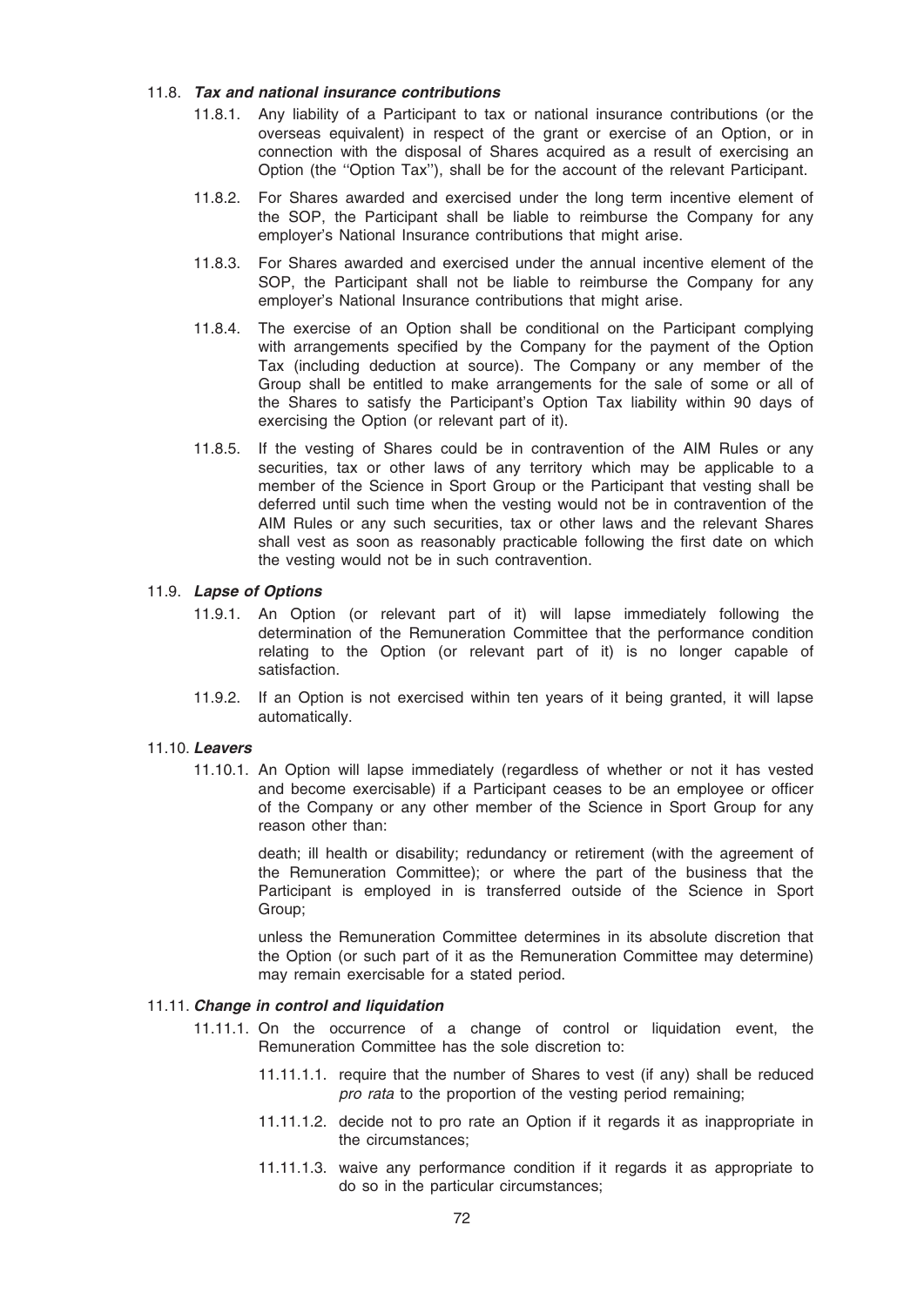### 11.8. *Tax and national insurance contributions*

11.8.1. Any liability of a Participant to tax or national insurance contributions (or the overseas equivalent) in respect of the grant or exercise of an Option, or in connection with the disposal of Shares acquired as a result of exercising an Option (the ''Option Tax''), shall be for the account of the relevant Participant.

11.8.2. For Shares awarded and exercised under the long term incentive element of the SOP, the Participant shall be liable to reimburse the Company for any employer's National Insurance contributions that might arise.

11.8.3. For Shares awarded and exercised under the annual incentive element of the SOP, the Participant shall not be liable to reimburse the Company for any employer's National Insurance contributions that might arise.

11.8.4. The exercise of an Option shall be conditional on the Participant complying with arrangements specified by the Company for the payment of the Option Tax (including deduction at source). The Company or any member of the Group shall be entitled to make arrangements for the sale of some or all of the Shares to satisfy the Participant's Option Tax liability within 90 days of exercising the Option (or relevant part of it).

11.8.5. If the vesting of Shares could be in contravention of the AIM Rules or any securities, tax or other laws of any territory which may be applicable to a member of the Science in Sport Group or the Participant that vesting shall be deferred until such time when the vesting would not be in contravention of the AIM Rules or any such securities, tax or other laws and the relevant Shares shall vest as soon as reasonably practicable following the first date on which the vesting would not be in such contravention.

### 11.9. *Lapse of Options*

11.9.1. An Option (or relevant part of it) will lapse immediately following the determination of the Remuneration Committee that the performance condition relating to the Option (or relevant part of it) is no longer capable of satisfaction.

11.9.2. If an Option is not exercised within ten years of it being granted, it will lapse automatically.

### 11.10. *Leavers*

11.10.1. An Option will lapse immediately (regardless of whether or not it has vested and become exercisable) if a Participant ceases to be an employee or officer of the Company or any other member of the Science in Sport Group for any reason other than:

death; ill health or disability; redundancy or retirement (with the agreement of the Remuneration Committee); or where the part of the business that the Participant is employed in is transferred outside of the Science in Sport Group;

unless the Remuneration Committee determines in its absolute discretion that the Option (or such part of it as the Remuneration Committee may determine) may remain exercisable for a stated period.

### 11.11. *Change in control and liquidation*

11.11.1. On the occurrence of a change of control or liquidation event, the Remuneration Committee has the sole discretion to:

11.11.1.1. require that the number of Shares to vest (if any) shall be reduced *pro rata* to the proportion of the vesting period remaining;

11.11.1.2. decide not to pro rate an Option if it regards it as inappropriate in the circumstances;

11.11.1.3. waive any performance condition if it regards it as appropriate to do so in the particular circumstances;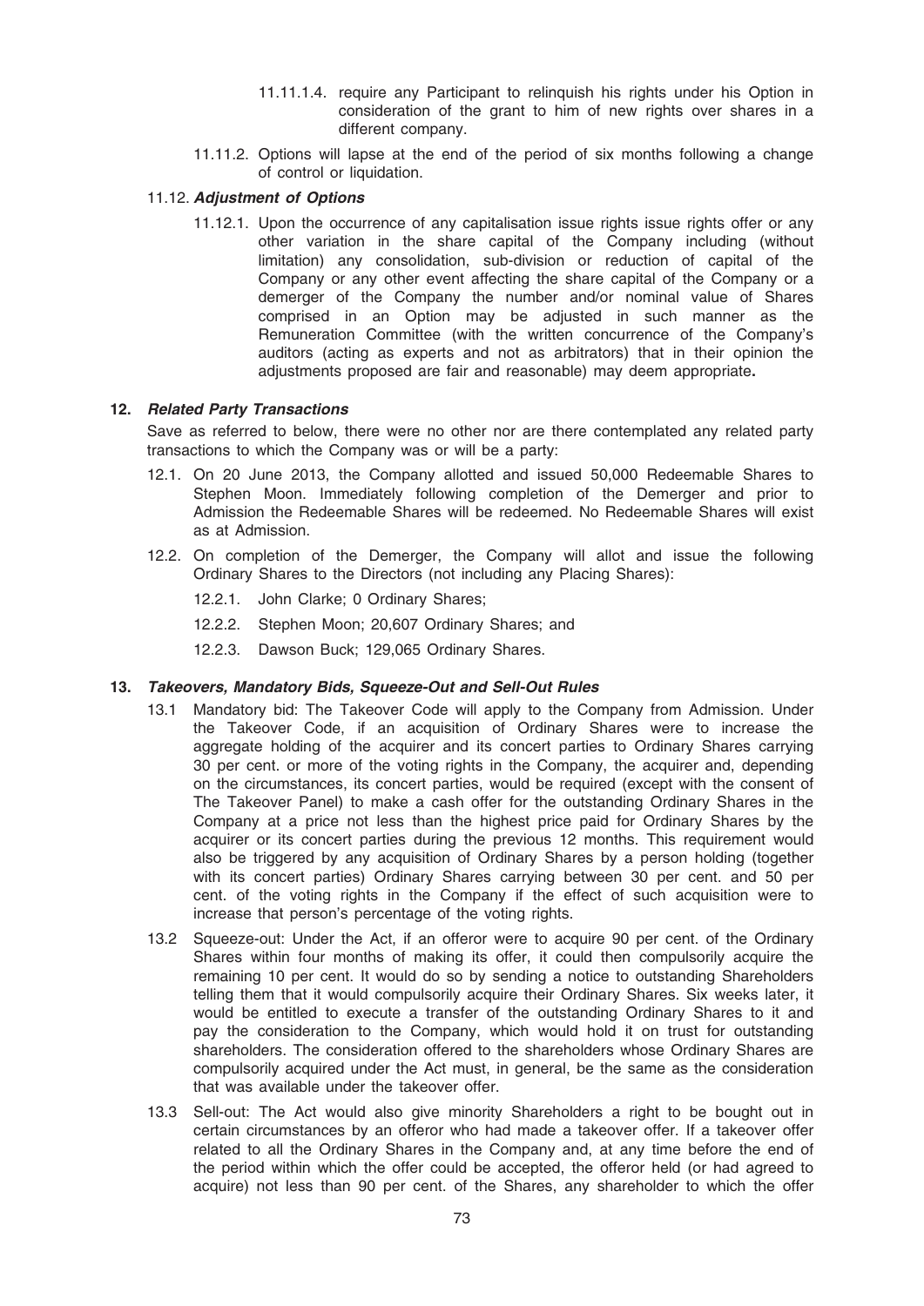11.11.1.4. require any Participant to relinquish his rights under his Option in consideration of the grant to him of new rights over shares in a different company.

11.11.2. Options will lapse at the end of the period of six months following a change of control or liquidation.

11.12. ***Adjustment of Options***

11.12.1. Upon the occurrence of any capitalisation issue rights issue rights offer or any other variation in the share capital of the Company including (without limitation) any consolidation, sub-division or reduction of capital of the Company or any other event affecting the share capital of the Company or a demerger of the Company the number and/or nominal value of Shares comprised in an Option may be adjusted in such manner as the Remuneration Committee (with the written concurrence of the Company's auditors (acting as experts and not as arbitrators) that in their opinion the adjustments proposed are fair and reasonable) may deem appropriate**.**

## 12. *Related Party Transactions*

Save as referred to below, there were no other nor are there contemplated any related party transactions to which the Company was or will be a party:

12.1. On 20 June 2013, the Company allotted and issued 50,000 Redeemable Shares to Stephen Moon. Immediately following completion of the Demerger and prior to Admission the Redeemable Shares will be redeemed. No Redeemable Shares will exist as at Admission.

12.2. On completion of the Demerger, the Company will allot and issue the following Ordinary Shares to the Directors (not including any Placing Shares):

12.2.1. John Clarke; 0 Ordinary Shares;

12.2.2. Stephen Moon; 20,607 Ordinary Shares; and

12.2.3. Dawson Buck; 129,065 Ordinary Shares.

## 13. *Takeovers, Mandatory Bids, Squeeze-Out and Sell-Out Rules*

13.1 Mandatory bid: The Takeover Code will apply to the Company from Admission. Under the Takeover Code, if an acquisition of Ordinary Shares were to increase the aggregate holding of the acquirer and its concert parties to Ordinary Shares carrying 30 per cent. or more of the voting rights in the Company, the acquirer and, depending on the circumstances, its concert parties, would be required (except with the consent of The Takeover Panel) to make a cash offer for the outstanding Ordinary Shares in the Company at a price not less than the highest price paid for Ordinary Shares by the acquirer or its concert parties during the previous 12 months. This requirement would also be triggered by any acquisition of Ordinary Shares by a person holding (together with its concert parties) Ordinary Shares carrying between 30 per cent. and 50 per cent. of the voting rights in the Company if the effect of such acquisition were to increase that person's percentage of the voting rights.

13.2 Squeeze-out: Under the Act, if an offeror were to acquire 90 per cent. of the Ordinary Shares within four months of making its offer, it could then compulsorily acquire the remaining 10 per cent. It would do so by sending a notice to outstanding Shareholders telling them that it would compulsorily acquire their Ordinary Shares. Six weeks later, it would be entitled to execute a transfer of the outstanding Ordinary Shares to it and pay the consideration to the Company, which would hold it on trust for outstanding shareholders. The consideration offered to the shareholders whose Ordinary Shares are compulsorily acquired under the Act must, in general, be the same as the consideration that was available under the takeover offer.

13.3 Sell-out: The Act would also give minority Shareholders a right to be bought out in certain circumstances by an offeror who had made a takeover offer. If a takeover offer related to all the Ordinary Shares in the Company and, at any time before the end of the period within which the offer could be accepted, the offeror held (or had agreed to acquire) not less than 90 per cent. of the Shares, any shareholder to which the offer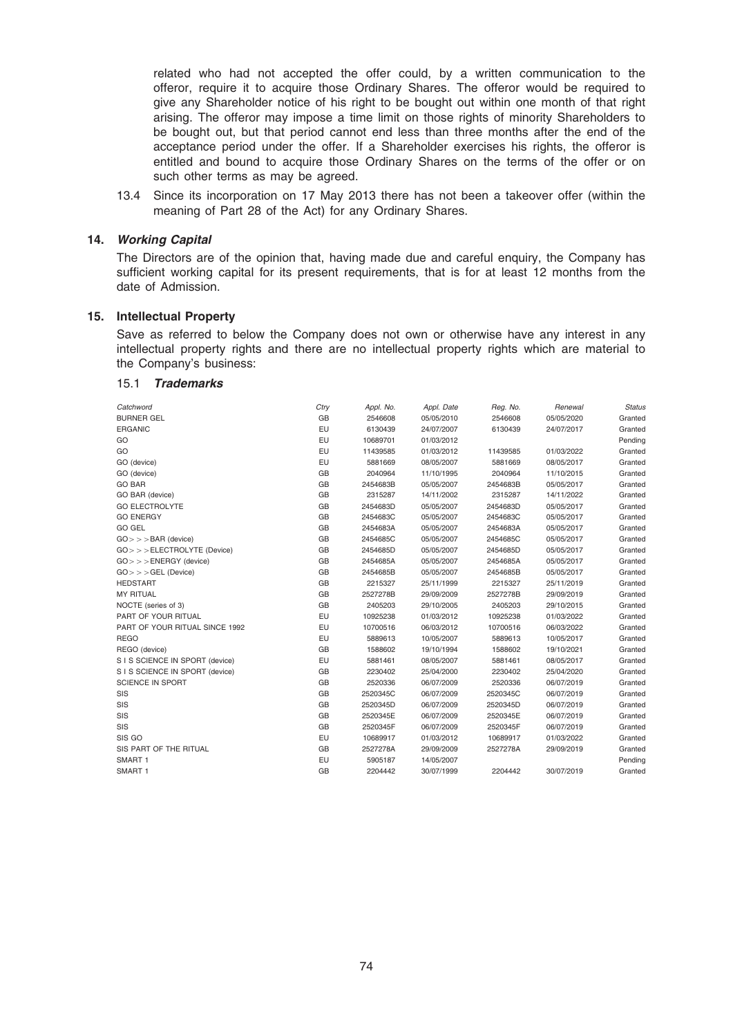related who had not accepted the offer could, by a written communication to the offeror, require it to acquire those Ordinary Shares. The offeror would be required to give any Shareholder notice of his right to be bought out within one month of that right arising. The offeror may impose a time limit on those rights of minority Shareholders to be bought out, but that period cannot end less than three months after the end of the acceptance period under the offer. If a Shareholder exercises his rights, the offeror is entitled and bound to acquire those Ordinary Shares on the terms of the offer or on such other terms as may be agreed.

13.4 Since its incorporation on 17 May 2013 there has not been a takeover offer (within the meaning of Part 28 of the Act) for any Ordinary Shares.

### 14. *Working Capital*

The Directors are of the opinion that, having made due and careful enquiry, the Company has sufficient working capital for its present requirements, that is for at least 12 months from the date of Admission.

### 15. Intellectual Property

Save as referred to below the Company does not own or otherwise have any interest in any intellectual property rights and there are no intellectual property rights which are material to the Company's business:

#### 15.1 *Trademarks*

| *Catchword* | *Ctry* | *Appl. No.* | *Appl. Date* | *Reg. No.* | *Renewal* | *Status* |
|---|---|---|---|---|---|---|
| BURNER GEL | GB | 2546608 | 05/05/2010 | 2546608 | 05/05/2020 | Granted |
| ERGANIC | EU | 6130439 | 24/07/2007 | 6130439 | 24/07/2017 | Granted |
| GO | EU | 10689701 | 01/03/2012 | | | Pending |
| GO | EU | 11439585 | 01/03/2012 | 11439585 | 01/03/2022 | Granted |
| GO (device) | EU | 5881669 | 08/05/2007 | 5881669 | 08/05/2017 | Granted |
| GO (device) | GB | 2040964 | 11/10/1995 | 2040964 | 11/10/2015 | Granted |
| GO BAR | GB | 2454683B | 05/05/2007 | 2454683B | 05/05/2017 | Granted |
| GO BAR (device) | GB | 2315287 | 14/11/2002 | 2315287 | 14/11/2022 | Granted |
| GO ELECTROLYTE | GB | 2454683D | 05/05/2007 | 2454683D | 05/05/2017 | Granted |
| GO ENERGY | GB | 2454683C | 05/05/2007 | 2454683C | 05/05/2017 | Granted |
| GO GEL | GB | 2454683A | 05/05/2007 | 2454683A | 05/05/2017 | Granted |
| GO>>>BAR (device) | GB | 2454685C | 05/05/2007 | 2454685C | 05/05/2017 | Granted |
| GO>>>ELECTROLYTE (Device) | GB | 2454685D | 05/05/2007 | 2454685D | 05/05/2017 | Granted |
| GO>>>ENERGY (device) | GB | 2454685A | 05/05/2007 | 2454685A | 05/05/2017 | Granted |
| GO>>>GEL (Device) | GB | 2454685B | 05/05/2007 | 2454685B | 05/05/2017 | Granted |
| HEDSTART | GB | 2215327 | 25/11/1999 | 2215327 | 25/11/2019 | Granted |
| MY RITUAL | GB | 2527278B | 29/09/2009 | 2527278B | 29/09/2019 | Granted |
| NOCTE (series of 3) | GB | 2405203 | 29/10/2005 | 2405203 | 29/10/2015 | Granted |
| PART OF YOUR RITUAL | EU | 10925238 | 01/03/2012 | 10925238 | 01/03/2022 | Granted |
| PART OF YOUR RITUAL SINCE 1992 | EU | 10700516 | 06/03/2012 | 10700516 | 06/03/2022 | Granted |
| REGO | EU | 5889613 | 10/05/2007 | 5889613 | 10/05/2017 | Granted |
| REGO (device) | GB | 1588602 | 19/10/1994 | 1588602 | 19/10/2021 | Granted |
| S I S SCIENCE IN SPORT (device) | EU | 5881461 | 08/05/2007 | 5881461 | 08/05/2017 | Granted |
| S I S SCIENCE IN SPORT (device) | GB | 2230402 | 25/04/2000 | 2230402 | 25/04/2020 | Granted |
| SCIENCE IN SPORT | GB | 2520336 | 06/07/2009 | 2520336 | 06/07/2019 | Granted |
| SIS | GB | 2520345C | 06/07/2009 | 2520345C | 06/07/2019 | Granted |
| SIS | GB | 2520345D | 06/07/2009 | 2520345D | 06/07/2019 | Granted |
| SIS | GB | 2520345E | 06/07/2009 | 2520345E | 06/07/2019 | Granted |
| SIS | GB | 2520345F | 06/07/2009 | 2520345F | 06/07/2019 | Granted |
| SIS GO | EU | 10689917 | 01/03/2012 | 10689917 | 01/03/2022 | Granted |
| SIS PART OF THE RITUAL | GB | 2527278A | 29/09/2009 | 2527278A | 29/09/2019 | Granted |
| SMART 1 | EU | 5905187 | 14/05/2007 | | | Pending |
| SMART 1 | GB | 2204442 | 30/07/1999 | 2204442 | 30/07/2019 | Granted |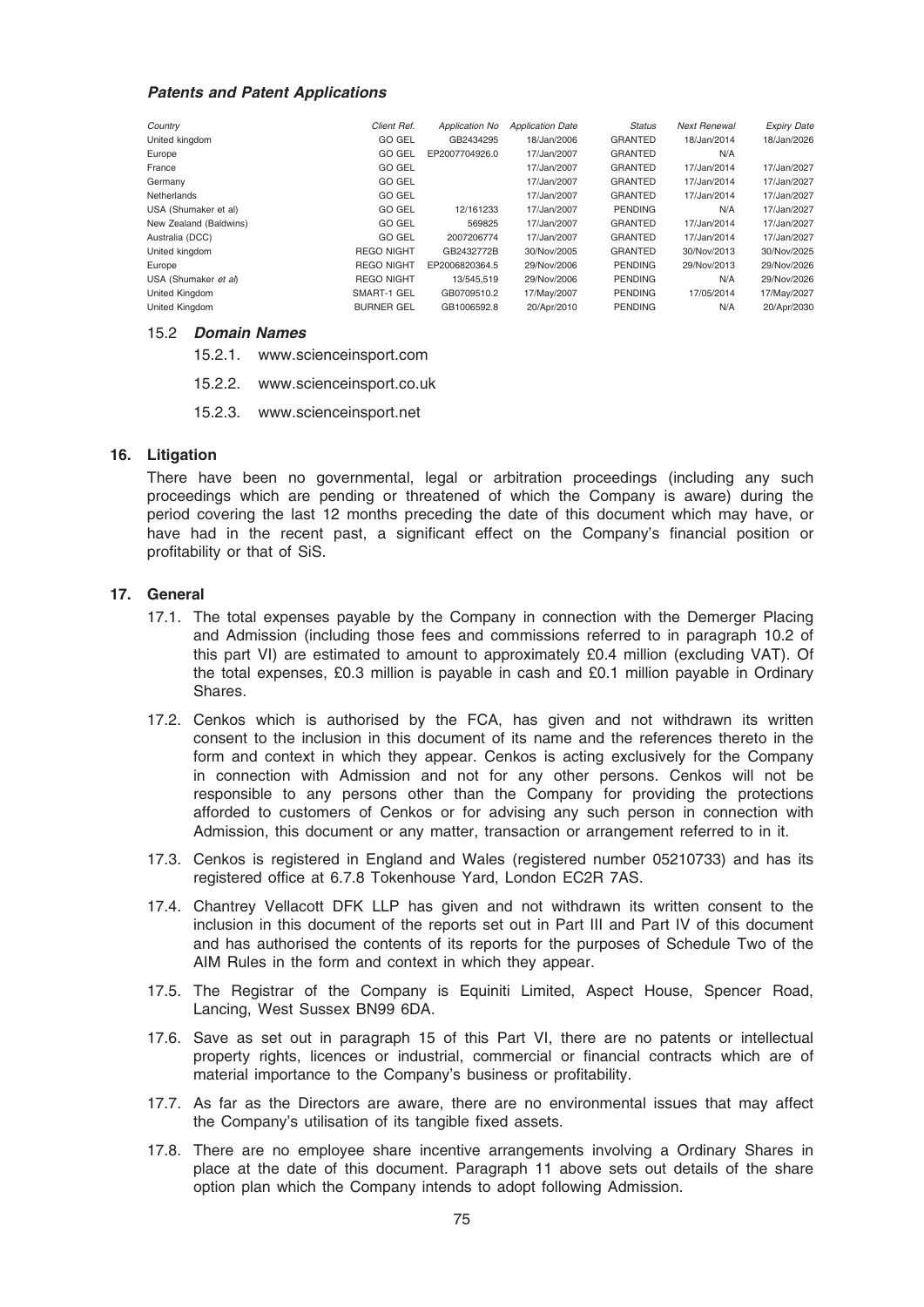***Patents and Patent Applications***

| *Country* | *Client Ref.* | *Application No* | *Application Date* | *Status* | *Next Renewal* | *Expiry Date* |
|---|---|---|---|---|---|---|
| United kingdom | GO GEL | GB2434295 | 18/Jan/2006 | GRANTED | 18/Jan/2014 | 18/Jan/2026 |
| Europe | GO GEL | EP2007704926.0 | 17/Jan/2007 | GRANTED | N/A | |
| France | GO GEL | | 17/Jan/2007 | GRANTED | 17/Jan/2014 | 17/Jan/2027 |
| Germany | GO GEL | | 17/Jan/2007 | GRANTED | 17/Jan/2014 | 17/Jan/2027 |
| Netherlands | GO GEL | | 17/Jan/2007 | GRANTED | 17/Jan/2014 | 17/Jan/2027 |
| USA (Shumaker et al) | GO GEL | 12/161233 | 17/Jan/2007 | PENDING | N/A | 17/Jan/2027 |
| New Zealand (Baldwins) | GO GEL | 569825 | 17/Jan/2007 | GRANTED | 17/Jan/2014 | 17/Jan/2027 |
| Australia (DCC) | GO GEL | 2007206774 | 17/Jan/2007 | GRANTED | 17/Jan/2014 | 17/Jan/2027 |
| United kingdom | REGO NIGHT | GB2432772B | 30/Nov/2005 | GRANTED | 30/Nov/2013 | 30/Nov/2025 |
| Europe | REGO NIGHT | EP2006820364.5 | 29/Nov/2006 | PENDING | 29/Nov/2013 | 29/Nov/2026 |
| USA (Shumaker *et al*) | REGO NIGHT | 13/545,519 | 29/Nov/2006 | PENDING | N/A | 29/Nov/2026 |
| United Kingdom | SMART-1 GEL | GB0709510.2 | 17/May/2007 | PENDING | 17/05/2014 | 17/May/2027 |
| United Kingdom | BURNER GEL | GB1006592.8 | 20/Apr/2010 | PENDING | N/A | 20/Apr/2030 |

15.2 ***Domain Names***

15.2.1. www.scienceinsport.com

15.2.2. www.scienceinsport.co.uk

15.2.3. www.scienceinsport.net

## 16. Litigation

There have been no governmental, legal or arbitration proceedings (including any such proceedings which are pending or threatened of which the Company is aware) during the period covering the last 12 months preceding the date of this document which may have, or have had in the recent past, a significant effect on the Company's financial position or profitability or that of SiS.

## 17. General

17.1. The total expenses payable by the Company in connection with the Demerger Placing and Admission (including those fees and commissions referred to in paragraph 10.2 of this part VI) are estimated to amount to approximately £0.4 million (excluding VAT). Of the total expenses, £0.3 million is payable in cash and £0.1 million payable in Ordinary Shares.

17.2. Cenkos which is authorised by the FCA, has given and not withdrawn its written consent to the inclusion in this document of its name and the references thereto in the form and context in which they appear. Cenkos is acting exclusively for the Company in connection with Admission and not for any other persons. Cenkos will not be responsible to any persons other than the Company for providing the protections afforded to customers of Cenkos or for advising any such person in connection with Admission, this document or any matter, transaction or arrangement referred to in it.

17.3. Cenkos is registered in England and Wales (registered number 05210733) and has its registered office at 6.7.8 Tokenhouse Yard, London EC2R 7AS.

17.4. Chantrey Vellacott DFK LLP has given and not withdrawn its written consent to the inclusion in this document of the reports set out in Part III and Part IV of this document and has authorised the contents of its reports for the purposes of Schedule Two of the AIM Rules in the form and context in which they appear.

17.5. The Registrar of the Company is Equiniti Limited, Aspect House, Spencer Road, Lancing, West Sussex BN99 6DA.

17.6. Save as set out in paragraph 15 of this Part VI, there are no patents or intellectual property rights, licences or industrial, commercial or financial contracts which are of material importance to the Company's business or profitability.

17.7. As far as the Directors are aware, there are no environmental issues that may affect the Company's utilisation of its tangible fixed assets.

17.8. There are no employee share incentive arrangements involving a Ordinary Shares in place at the date of this document. Paragraph 11 above sets out details of the share option plan which the Company intends to adopt following Admission.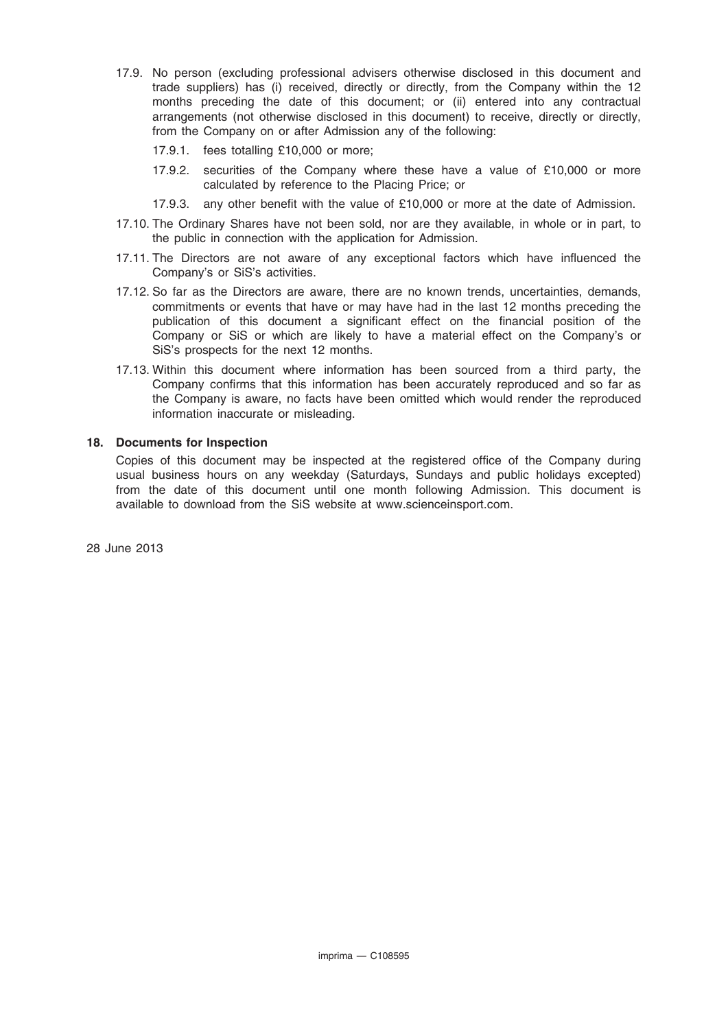17.9. No person (excluding professional advisers otherwise disclosed in this document and trade suppliers) has (i) received, directly or directly, from the Company within the 12 months preceding the date of this document; or (ii) entered into any contractual arrangements (not otherwise disclosed in this document) to receive, directly or directly, from the Company on or after Admission any of the following:

17.9.1. fees totalling £10,000 or more;

17.9.2. securities of the Company where these have a value of £10,000 or more calculated by reference to the Placing Price; or

17.9.3. any other benefit with the value of £10,000 or more at the date of Admission.

17.10. The Ordinary Shares have not been sold, nor are they available, in whole or in part, to the public in connection with the application for Admission.

17.11. The Directors are not aware of any exceptional factors which have influenced the Company's or SiS's activities.

17.12. So far as the Directors are aware, there are no known trends, uncertainties, demands, commitments or events that have or may have had in the last 12 months preceding the publication of this document a significant effect on the financial position of the Company or SiS or which are likely to have a material effect on the Company's or SiS's prospects for the next 12 months.

17.13. Within this document where information has been sourced from a third party, the Company confirms that this information has been accurately reproduced and so far as the Company is aware, no facts have been omitted which would render the reproduced information inaccurate or misleading.

## 18. Documents for Inspection

Copies of this document may be inspected at the registered office of the Company during usual business hours on any weekday (Saturdays, Sundays and public holidays excepted) from the date of this document until one month following Admission. This document is available to download from the SiS website at www.scienceinsport.com.

28 June 2013